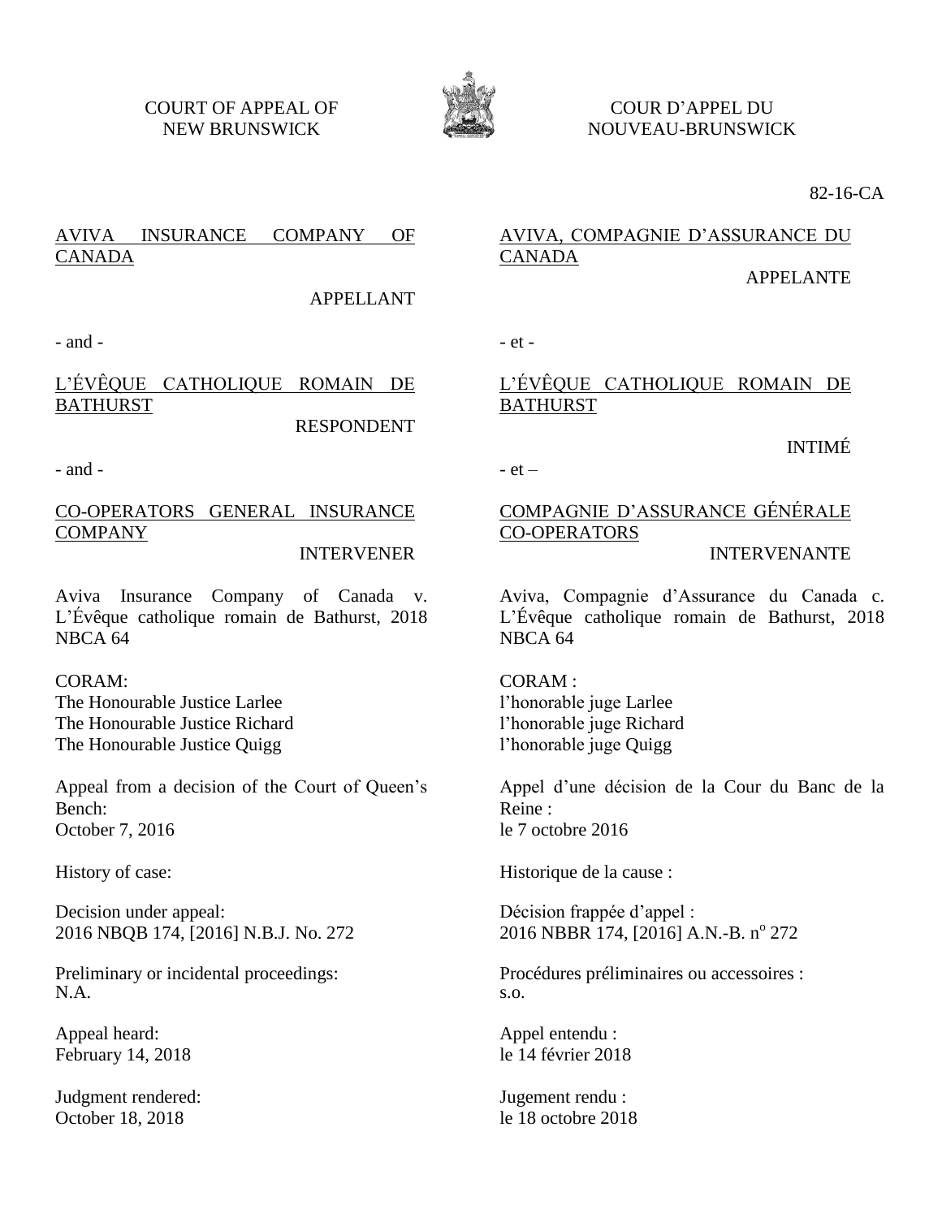COURT OF APPEAL OF NEW BRUNSWICK

COUR D'APPEL DU NOUVEAU-BRUNSWICK

82-16-CA

AVIVA INSURANCE COMPANY OF CANADA

APPELLANT

- and -

L'ÉVÊQUE CATHOLIQUE ROMAIN DE BATHURST

RESPONDENT

- and -

CO-OPERATORS GENERAL INSURANCE COMPANY

INTERVENER

Aviva Insurance Company of Canada v. L'Évêque catholique romain de Bathurst, 2018 NBCA 64

CORAM:
The Honourable Justice Larlee
The Honourable Justice Richard
The Honourable Justice Quigg

Appeal from a decision of the Court of Queen's Bench:
October 7, 2016

History of case:

Decision under appeal:
2016 NBQB 174, [2016] N.B.J. No. 272

Preliminary or incidental proceedings:
N.A.

Appeal heard:
February 14, 2018

Judgment rendered:
October 18, 2018

AVIVA, COMPAGNIE D'ASSURANCE DU CANADA

APPELANTE

- et -

L'ÉVÊQUE CATHOLIQUE ROMAIN DE BATHURST

INTIMÉ

- et –

COMPAGNIE D'ASSURANCE GÉNÉRALE CO-OPERATORS

INTERVENANTE

Aviva, Compagnie d'Assurance du Canada c. L'Évêque catholique romain de Bathurst, 2018 NBCA 64

CORAM :
l'honorable juge Larlee
l'honorable juge Richard
l'honorable juge Quigg

Appel d'une décision de la Cour du Banc de la Reine :
le 7 octobre 2016

Historique de la cause :

Décision frappée d'appel :
2016 NBBR 174, [2016] A.N.-B. nº 272

Procédures préliminaires ou accessoires :
s.o.

Appel entendu :
le 14 février 2018

Jugement rendu :
le 18 octobre 2018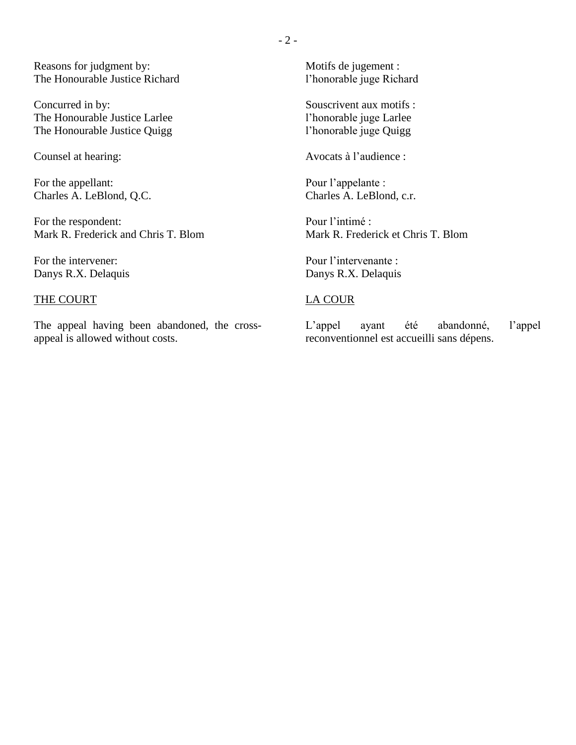Reasons for judgment by:
The Honourable Justice Richard

Concurred in by:
The Honourable Justice Larlee
The Honourable Justice Quigg

Counsel at hearing:

For the appellant:
Charles A. LeBlond, Q.C.

For the respondent:
Mark R. Frederick and Chris T. Blom

For the intervener:
Danys R.X. Delaquis

THE COURT

The appeal having been abandoned, the cross-appeal is allowed without costs.

Motifs de jugement :
l'honorable juge Richard

Souscrivent aux motifs :
l'honorable juge Larlee
l'honorable juge Quigg

Avocats à l'audience :

Pour l'appelante :
Charles A. LeBlond, c.r.

Pour l'intimé :
Mark R. Frederick et Chris T. Blom

Pour l'intervenante :
Danys R.X. Delaquis

LA COUR

L'appel ayant été abandonné, l'appel reconventionnel est accueilli sans dépens.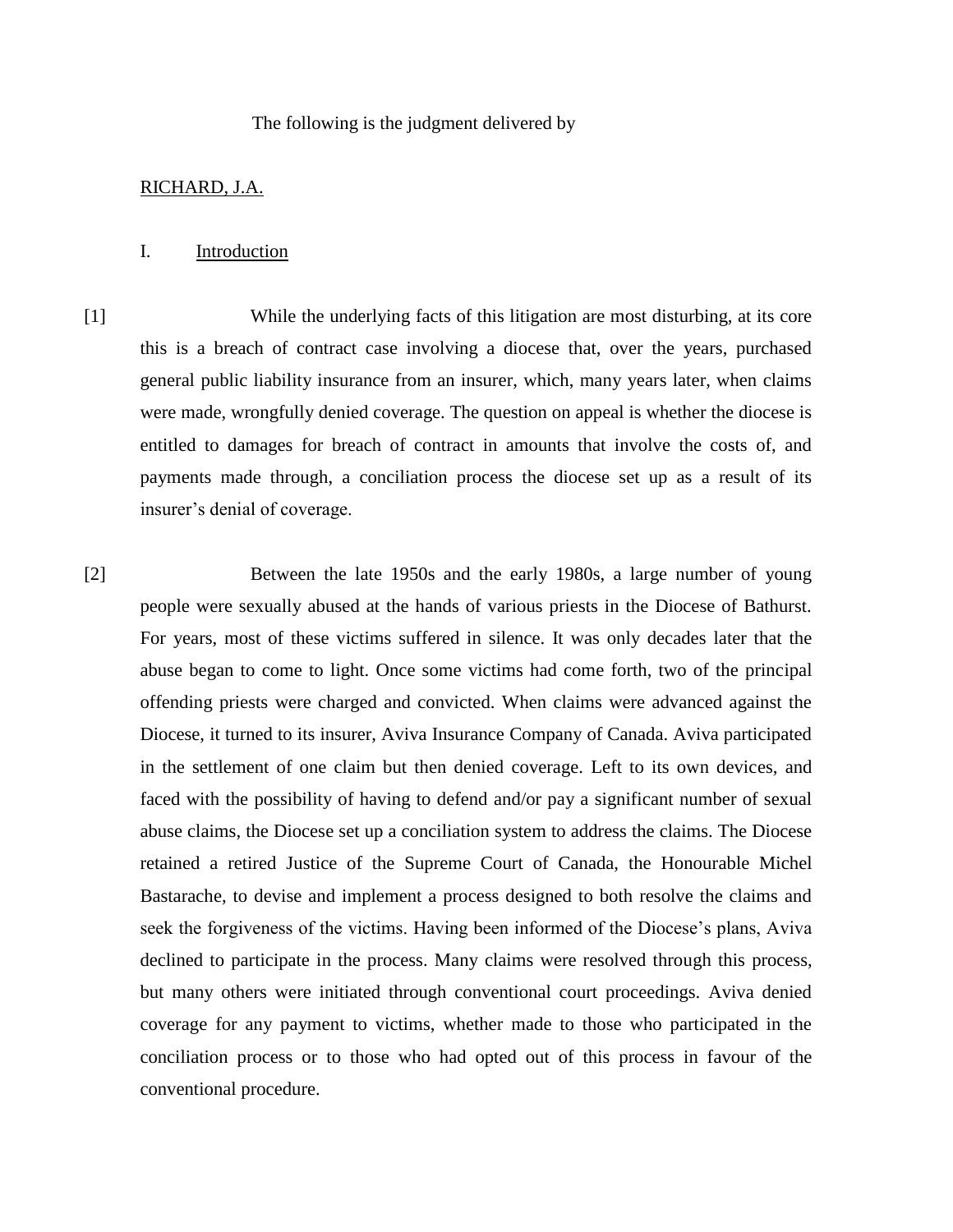The following is the judgment delivered by

RICHARD, J.A.

## I. Introduction

[1] While the underlying facts of this litigation are most disturbing, at its core this is a breach of contract case involving a diocese that, over the years, purchased general public liability insurance from an insurer, which, many years later, when claims were made, wrongfully denied coverage. The question on appeal is whether the diocese is entitled to damages for breach of contract in amounts that involve the costs of, and payments made through, a conciliation process the diocese set up as a result of its insurer's denial of coverage.

[2] Between the late 1950s and the early 1980s, a large number of young people were sexually abused at the hands of various priests in the Diocese of Bathurst. For years, most of these victims suffered in silence. It was only decades later that the abuse began to come to light. Once some victims had come forth, two of the principal offending priests were charged and convicted. When claims were advanced against the Diocese, it turned to its insurer, Aviva Insurance Company of Canada. Aviva participated in the settlement of one claim but then denied coverage. Left to its own devices, and faced with the possibility of having to defend and/or pay a significant number of sexual abuse claims, the Diocese set up a conciliation system to address the claims. The Diocese retained a retired Justice of the Supreme Court of Canada, the Honourable Michel Bastarache, to devise and implement a process designed to both resolve the claims and seek the forgiveness of the victims. Having been informed of the Diocese's plans, Aviva declined to participate in the process. Many claims were resolved through this process, but many others were initiated through conventional court proceedings. Aviva denied coverage for any payment to victims, whether made to those who participated in the conciliation process or to those who had opted out of this process in favour of the conventional procedure.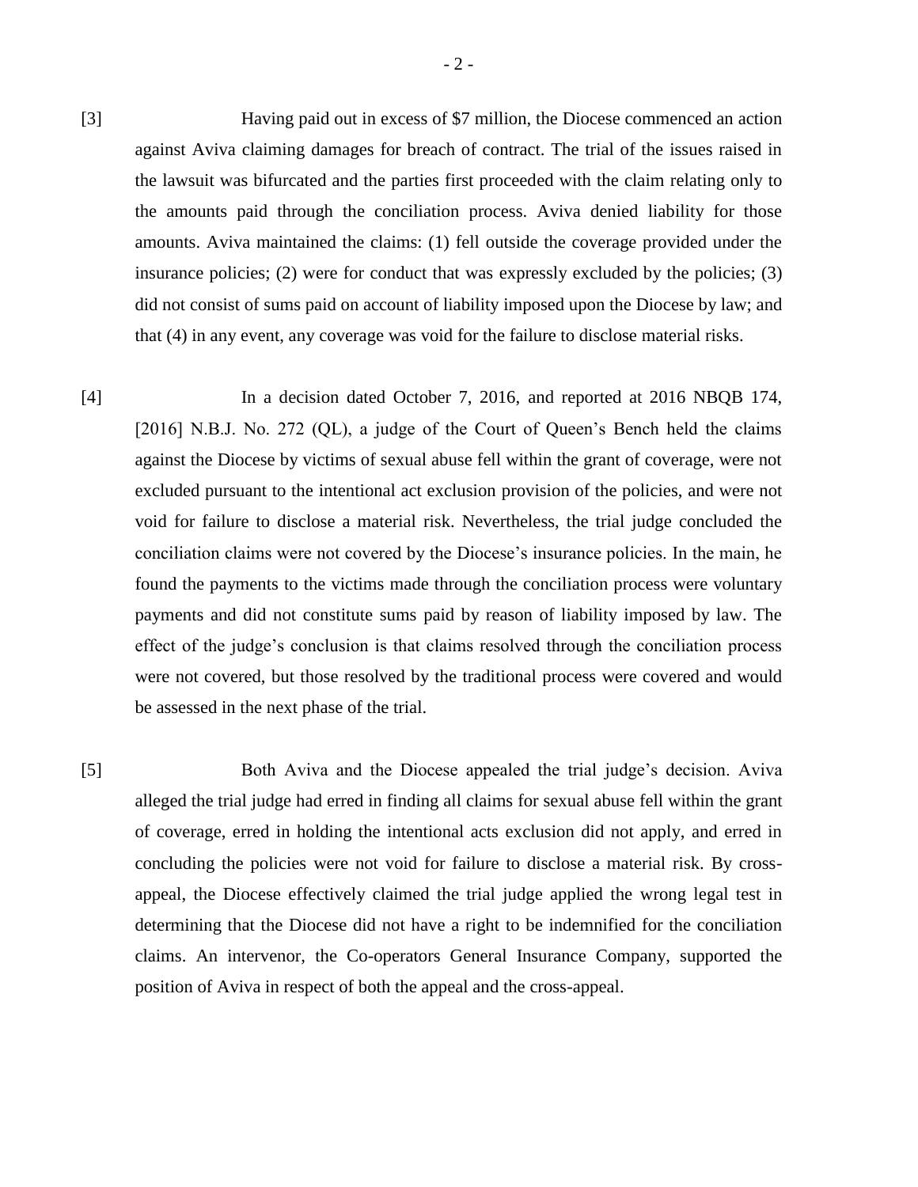[3] Having paid out in excess of $7 million, the Diocese commenced an action against Aviva claiming damages for breach of contract. The trial of the issues raised in the lawsuit was bifurcated and the parties first proceeded with the claim relating only to the amounts paid through the conciliation process. Aviva denied liability for those amounts. Aviva maintained the claims: (1) fell outside the coverage provided under the insurance policies; (2) were for conduct that was expressly excluded by the policies; (3) did not consist of sums paid on account of liability imposed upon the Diocese by law; and that (4) in any event, any coverage was void for the failure to disclose material risks.

[4] In a decision dated October 7, 2016, and reported at 2016 NBQB 174, [2016] N.B.J. No. 272 (QL), a judge of the Court of Queen's Bench held the claims against the Diocese by victims of sexual abuse fell within the grant of coverage, were not excluded pursuant to the intentional act exclusion provision of the policies, and were not void for failure to disclose a material risk. Nevertheless, the trial judge concluded the conciliation claims were not covered by the Diocese's insurance policies. In the main, he found the payments to the victims made through the conciliation process were voluntary payments and did not constitute sums paid by reason of liability imposed by law. The effect of the judge's conclusion is that claims resolved through the conciliation process were not covered, but those resolved by the traditional process were covered and would be assessed in the next phase of the trial.

[5] Both Aviva and the Diocese appealed the trial judge's decision. Aviva alleged the trial judge had erred in finding all claims for sexual abuse fell within the grant of coverage, erred in holding the intentional acts exclusion did not apply, and erred in concluding the policies were not void for failure to disclose a material risk. By cross-appeal, the Diocese effectively claimed the trial judge applied the wrong legal test in determining that the Diocese did not have a right to be indemnified for the conciliation claims. An intervenor, the Co-operators General Insurance Company, supported the position of Aviva in respect of both the appeal and the cross-appeal.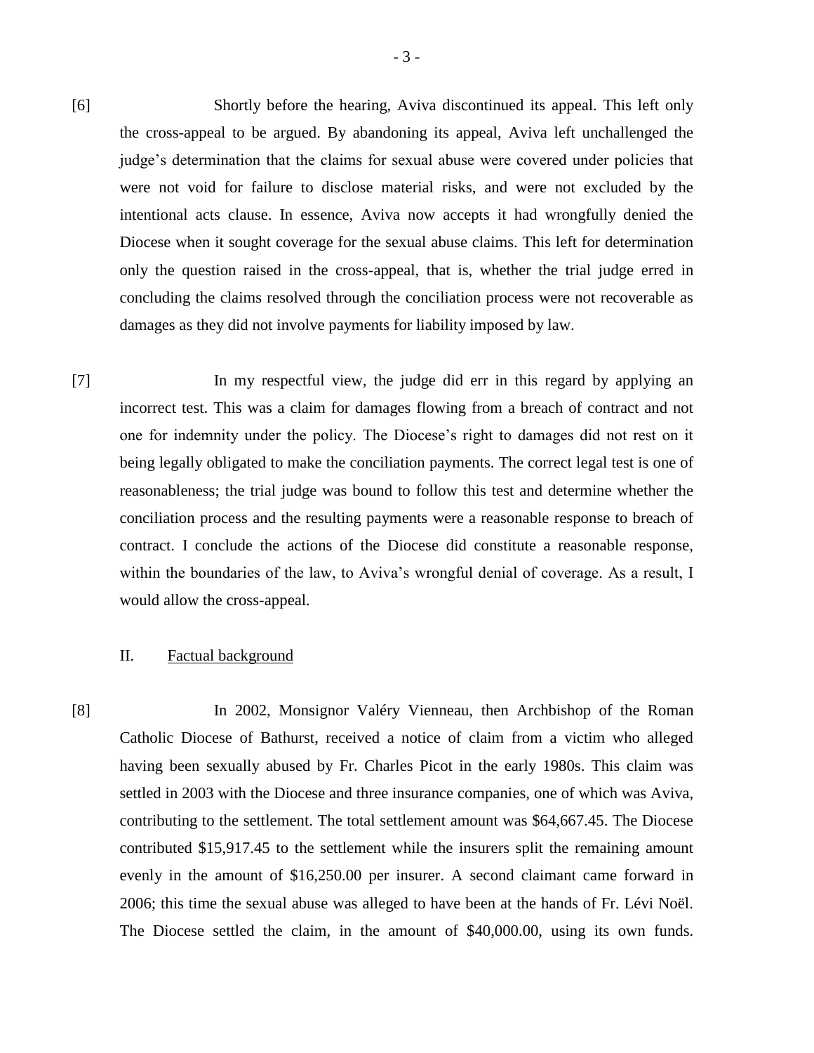[6] Shortly before the hearing, Aviva discontinued its appeal. This left only the cross-appeal to be argued. By abandoning its appeal, Aviva left unchallenged the judge's determination that the claims for sexual abuse were covered under policies that were not void for failure to disclose material risks, and were not excluded by the intentional acts clause. In essence, Aviva now accepts it had wrongfully denied the Diocese when it sought coverage for the sexual abuse claims. This left for determination only the question raised in the cross-appeal, that is, whether the trial judge erred in concluding the claims resolved through the conciliation process were not recoverable as damages as they did not involve payments for liability imposed by law.

[7] In my respectful view, the judge did err in this regard by applying an incorrect test. This was a claim for damages flowing from a breach of contract and not one for indemnity under the policy. The Diocese's right to damages did not rest on it being legally obligated to make the conciliation payments. The correct legal test is one of reasonableness; the trial judge was bound to follow this test and determine whether the conciliation process and the resulting payments were a reasonable response to breach of contract. I conclude the actions of the Diocese did constitute a reasonable response, within the boundaries of the law, to Aviva's wrongful denial of coverage. As a result, I would allow the cross-appeal.

## II. Factual background

[8] In 2002, Monsignor Valéry Vienneau, then Archbishop of the Roman Catholic Diocese of Bathurst, received a notice of claim from a victim who alleged having been sexually abused by Fr. Charles Picot in the early 1980s. This claim was settled in 2003 with the Diocese and three insurance companies, one of which was Aviva, contributing to the settlement. The total settlement amount was $64,667.45. The Diocese contributed $15,917.45 to the settlement while the insurers split the remaining amount evenly in the amount of $16,250.00 per insurer. A second claimant came forward in 2006; this time the sexual abuse was alleged to have been at the hands of Fr. Lévi Noël. The Diocese settled the claim, in the amount of $40,000.00, using its own funds.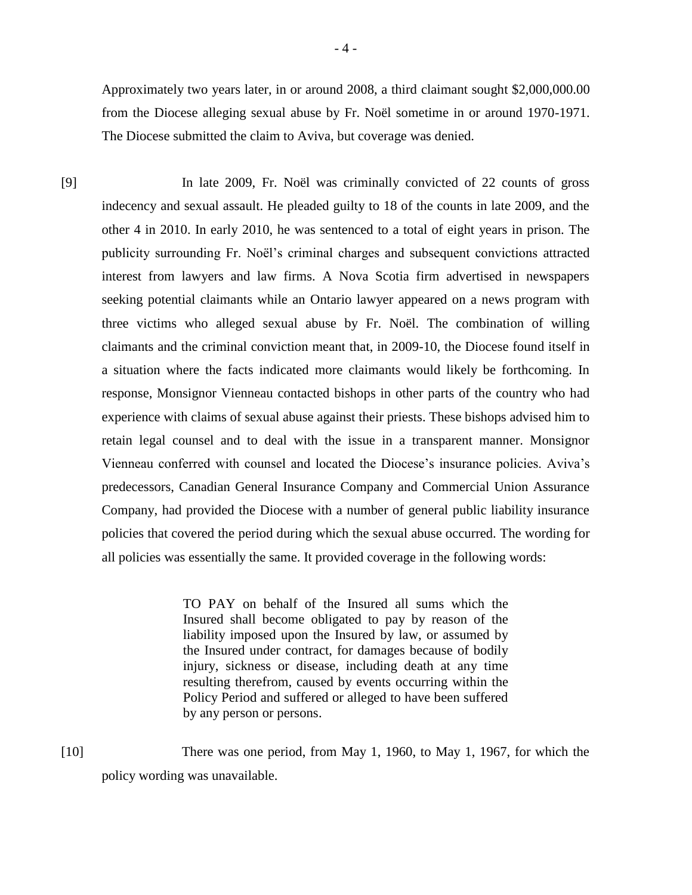Approximately two years later, in or around 2008, a third claimant sought $2,000,000.00 from the Diocese alleging sexual abuse by Fr. Noël sometime in or around 1970-1971. The Diocese submitted the claim to Aviva, but coverage was denied.

[9] In late 2009, Fr. Noël was criminally convicted of 22 counts of gross indecency and sexual assault. He pleaded guilty to 18 of the counts in late 2009, and the other 4 in 2010. In early 2010, he was sentenced to a total of eight years in prison. The publicity surrounding Fr. Noël's criminal charges and subsequent convictions attracted interest from lawyers and law firms. A Nova Scotia firm advertised in newspapers seeking potential claimants while an Ontario lawyer appeared on a news program with three victims who alleged sexual abuse by Fr. Noël. The combination of willing claimants and the criminal conviction meant that, in 2009-10, the Diocese found itself in a situation where the facts indicated more claimants would likely be forthcoming. In response, Monsignor Vienneau contacted bishops in other parts of the country who had experience with claims of sexual abuse against their priests. These bishops advised him to retain legal counsel and to deal with the issue in a transparent manner. Monsignor Vienneau conferred with counsel and located the Diocese's insurance policies. Aviva's predecessors, Canadian General Insurance Company and Commercial Union Assurance Company, had provided the Diocese with a number of general public liability insurance policies that covered the period during which the sexual abuse occurred. The wording for all policies was essentially the same. It provided coverage in the following words:

> TO PAY on behalf of the Insured all sums which the Insured shall become obligated to pay by reason of the liability imposed upon the Insured by law, or assumed by the Insured under contract, for damages because of bodily injury, sickness or disease, including death at any time resulting therefrom, caused by events occurring within the Policy Period and suffered or alleged to have been suffered by any person or persons.

[10] There was one period, from May 1, 1960, to May 1, 1967, for which the policy wording was unavailable.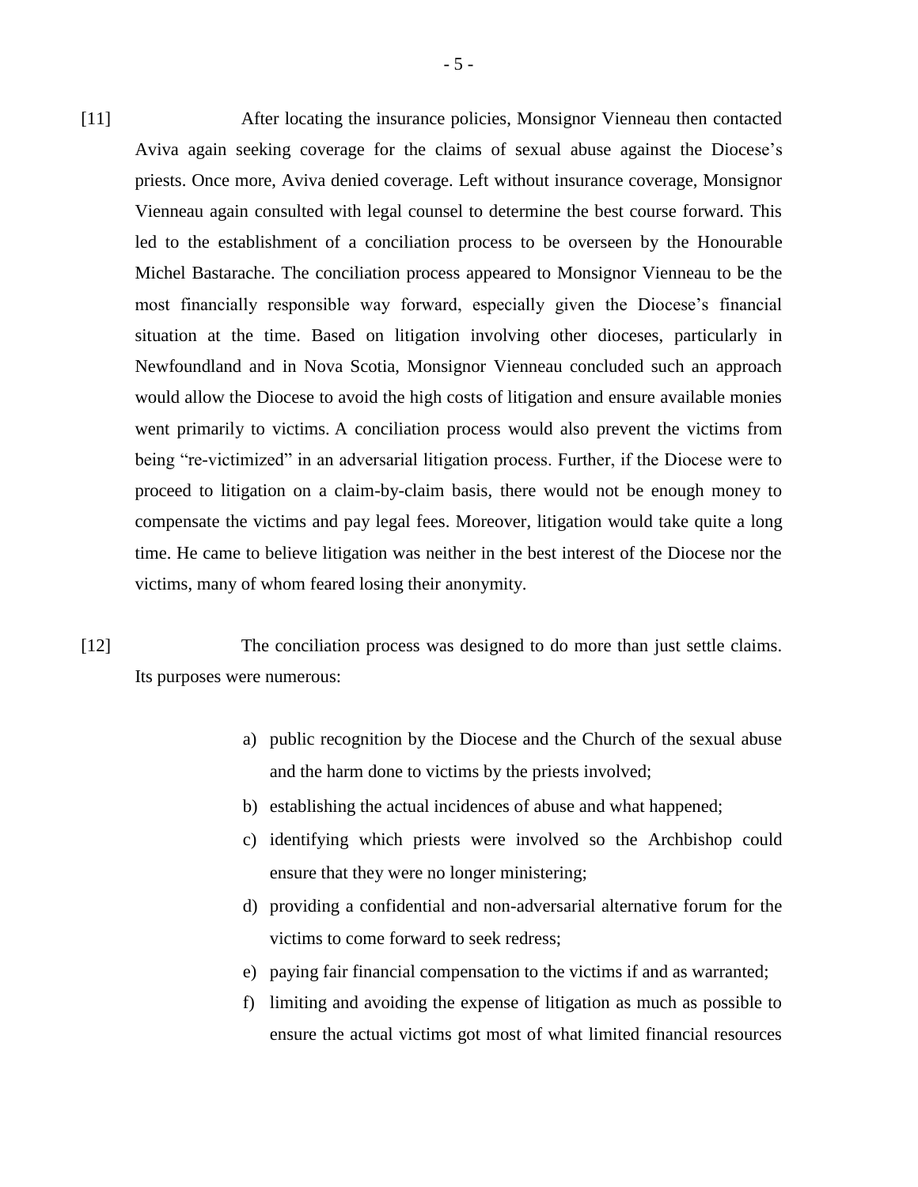[11] After locating the insurance policies, Monsignor Vienneau then contacted Aviva again seeking coverage for the claims of sexual abuse against the Diocese's priests. Once more, Aviva denied coverage. Left without insurance coverage, Monsignor Vienneau again consulted with legal counsel to determine the best course forward. This led to the establishment of a conciliation process to be overseen by the Honourable Michel Bastarache. The conciliation process appeared to Monsignor Vienneau to be the most financially responsible way forward, especially given the Diocese's financial situation at the time. Based on litigation involving other dioceses, particularly in Newfoundland and in Nova Scotia, Monsignor Vienneau concluded such an approach would allow the Diocese to avoid the high costs of litigation and ensure available monies went primarily to victims. A conciliation process would also prevent the victims from being "re-victimized" in an adversarial litigation process. Further, if the Diocese were to proceed to litigation on a claim-by-claim basis, there would not be enough money to compensate the victims and pay legal fees. Moreover, litigation would take quite a long time. He came to believe litigation was neither in the best interest of the Diocese nor the victims, many of whom feared losing their anonymity.

[12] The conciliation process was designed to do more than just settle claims. Its purposes were numerous:

a) public recognition by the Diocese and the Church of the sexual abuse and the harm done to victims by the priests involved;
b) establishing the actual incidences of abuse and what happened;
c) identifying which priests were involved so the Archbishop could ensure that they were no longer ministering;
d) providing a confidential and non-adversarial alternative forum for the victims to come forward to seek redress;
e) paying fair financial compensation to the victims if and as warranted;
f) limiting and avoiding the expense of litigation as much as possible to ensure the actual victims got most of what limited financial resources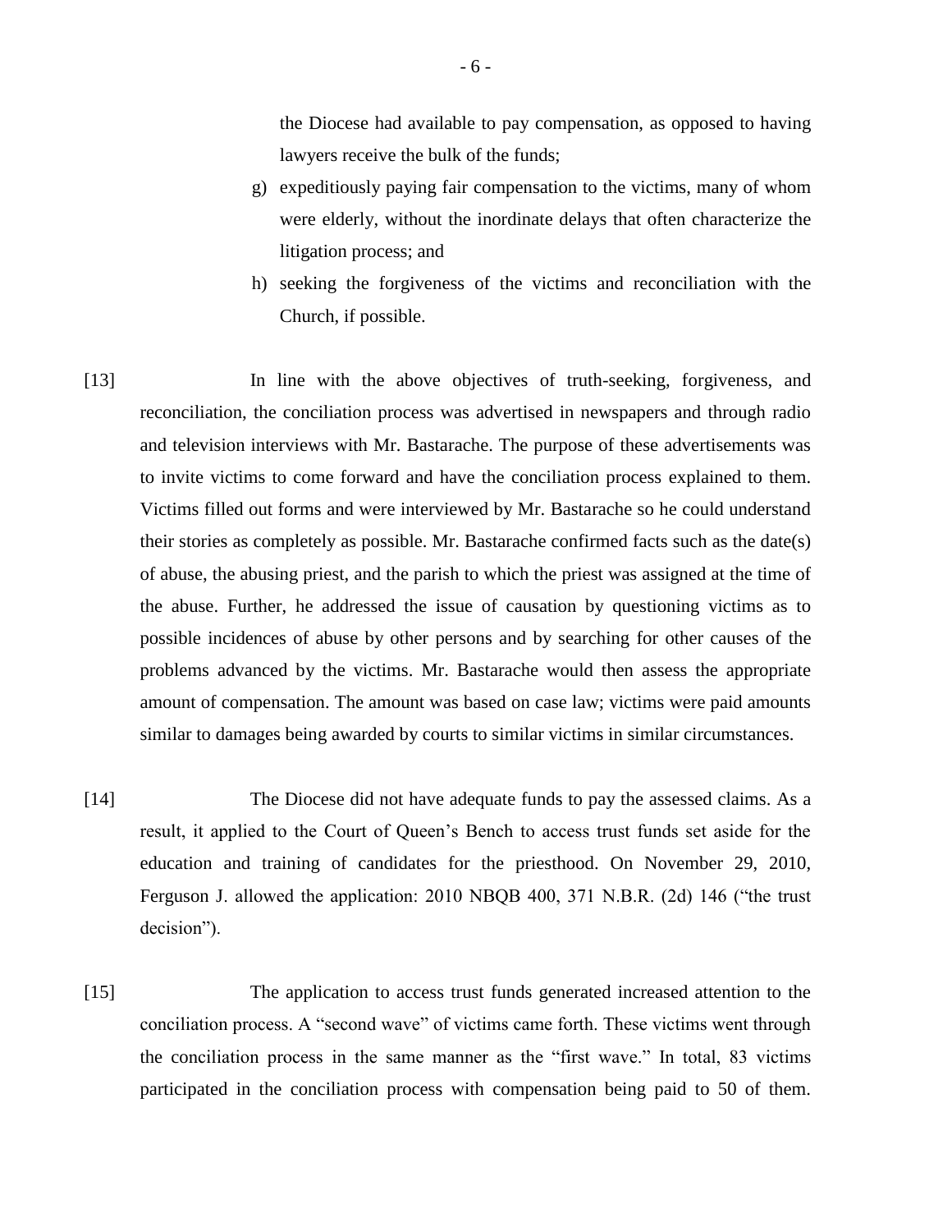the Diocese had available to pay compensation, as opposed to having lawyers receive the bulk of the funds;

g) expeditiously paying fair compensation to the victims, many of whom were elderly, without the inordinate delays that often characterize the litigation process; and

h) seeking the forgiveness of the victims and reconciliation with the Church, if possible.

[13] In line with the above objectives of truth-seeking, forgiveness, and reconciliation, the conciliation process was advertised in newspapers and through radio and television interviews with Mr. Bastarache. The purpose of these advertisements was to invite victims to come forward and have the conciliation process explained to them. Victims filled out forms and were interviewed by Mr. Bastarache so he could understand their stories as completely as possible. Mr. Bastarache confirmed facts such as the date(s) of abuse, the abusing priest, and the parish to which the priest was assigned at the time of the abuse. Further, he addressed the issue of causation by questioning victims as to possible incidences of abuse by other persons and by searching for other causes of the problems advanced by the victims. Mr. Bastarache would then assess the appropriate amount of compensation. The amount was based on case law; victims were paid amounts similar to damages being awarded by courts to similar victims in similar circumstances.

[14] The Diocese did not have adequate funds to pay the assessed claims. As a result, it applied to the Court of Queen's Bench to access trust funds set aside for the education and training of candidates for the priesthood. On November 29, 2010, Ferguson J. allowed the application: 2010 NBQB 400, 371 N.B.R. (2d) 146 ("the trust decision").

[15] The application to access trust funds generated increased attention to the conciliation process. A "second wave" of victims came forth. These victims went through the conciliation process in the same manner as the "first wave." In total, 83 victims participated in the conciliation process with compensation being paid to 50 of them.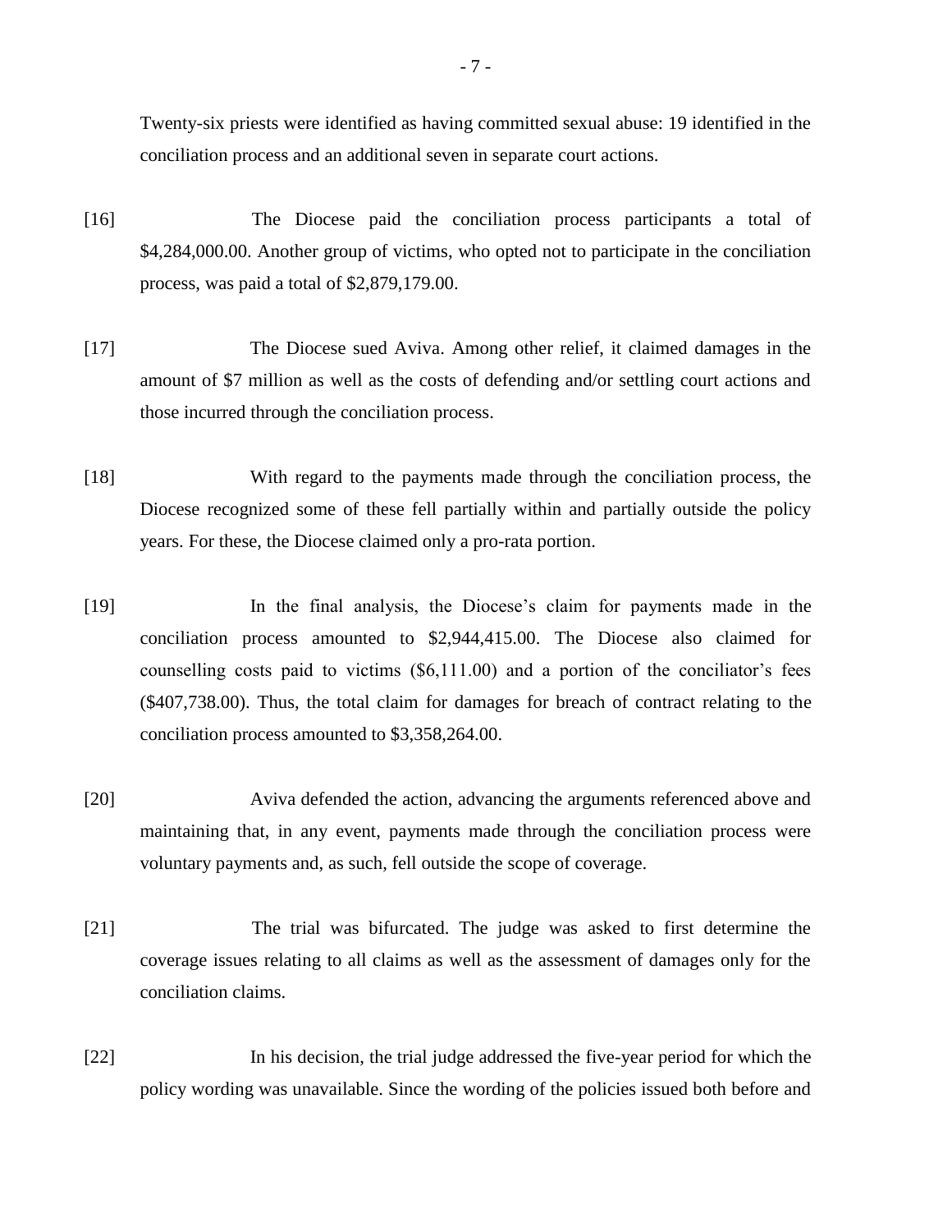Twenty-six priests were identified as having committed sexual abuse: 19 identified in the conciliation process and an additional seven in separate court actions.

[16] The Diocese paid the conciliation process participants a total of $4,284,000.00. Another group of victims, who opted not to participate in the conciliation process, was paid a total of $2,879,179.00.

[17] The Diocese sued Aviva. Among other relief, it claimed damages in the amount of $7 million as well as the costs of defending and/or settling court actions and those incurred through the conciliation process.

[18] With regard to the payments made through the conciliation process, the Diocese recognized some of these fell partially within and partially outside the policy years. For these, the Diocese claimed only a pro-rata portion.

[19] In the final analysis, the Diocese's claim for payments made in the conciliation process amounted to $2,944,415.00. The Diocese also claimed for counselling costs paid to victims ($6,111.00) and a portion of the conciliator's fees ($407,738.00). Thus, the total claim for damages for breach of contract relating to the conciliation process amounted to $3,358,264.00.

[20] Aviva defended the action, advancing the arguments referenced above and maintaining that, in any event, payments made through the conciliation process were voluntary payments and, as such, fell outside the scope of coverage.

[21] The trial was bifurcated. The judge was asked to first determine the coverage issues relating to all claims as well as the assessment of damages only for the conciliation claims.

[22] In his decision, the trial judge addressed the five-year period for which the policy wording was unavailable. Since the wording of the policies issued both before and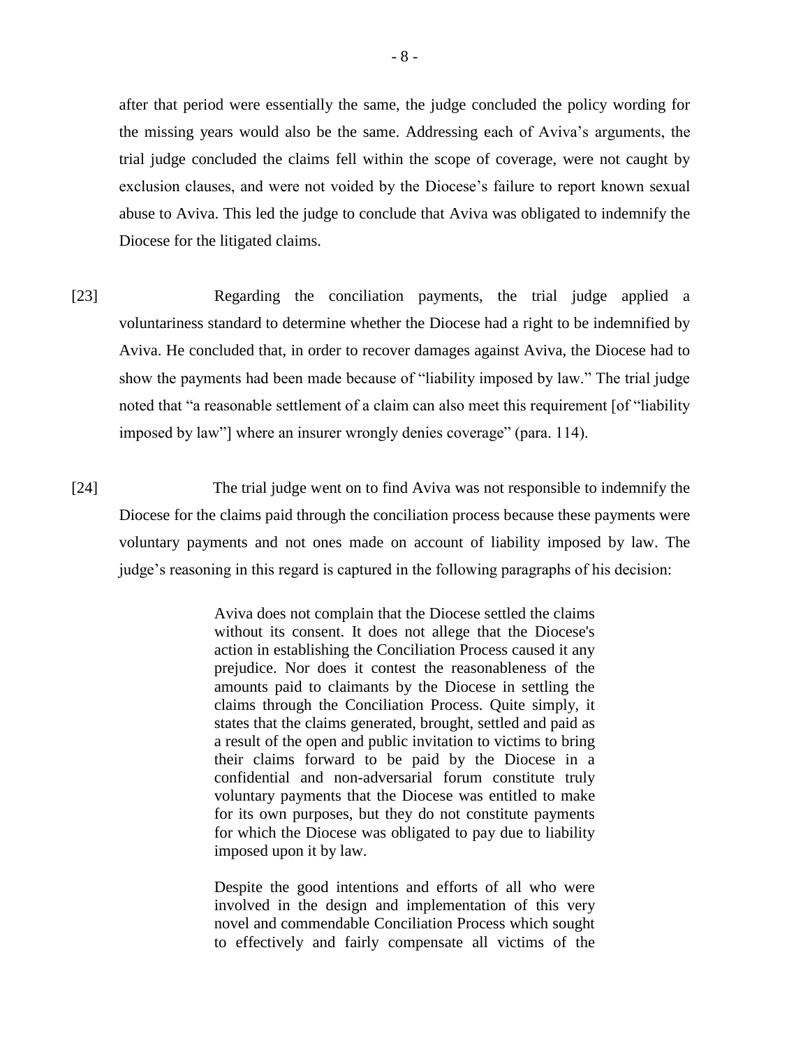after that period were essentially the same, the judge concluded the policy wording for the missing years would also be the same. Addressing each of Aviva's arguments, the trial judge concluded the claims fell within the scope of coverage, were not caught by exclusion clauses, and were not voided by the Diocese's failure to report known sexual abuse to Aviva. This led the judge to conclude that Aviva was obligated to indemnify the Diocese for the litigated claims.

[23] Regarding the conciliation payments, the trial judge applied a voluntariness standard to determine whether the Diocese had a right to be indemnified by Aviva. He concluded that, in order to recover damages against Aviva, the Diocese had to show the payments had been made because of "liability imposed by law." The trial judge noted that "a reasonable settlement of a claim can also meet this requirement [of "liability imposed by law"] where an insurer wrongly denies coverage" (para. 114).

[24] The trial judge went on to find Aviva was not responsible to indemnify the Diocese for the claims paid through the conciliation process because these payments were voluntary payments and not ones made on account of liability imposed by law. The judge's reasoning in this regard is captured in the following paragraphs of his decision:

> Aviva does not complain that the Diocese settled the claims without its consent. It does not allege that the Diocese's action in establishing the Conciliation Process caused it any prejudice. Nor does it contest the reasonableness of the amounts paid to claimants by the Diocese in settling the claims through the Conciliation Process. Quite simply, it states that the claims generated, brought, settled and paid as a result of the open and public invitation to victims to bring their claims forward to be paid by the Diocese in a confidential and non-adversarial forum constitute truly voluntary payments that the Diocese was entitled to make for its own purposes, but they do not constitute payments for which the Diocese was obligated to pay due to liability imposed upon it by law.
>
> Despite the good intentions and efforts of all who were involved in the design and implementation of this very novel and commendable Conciliation Process which sought to effectively and fairly compensate all victims of the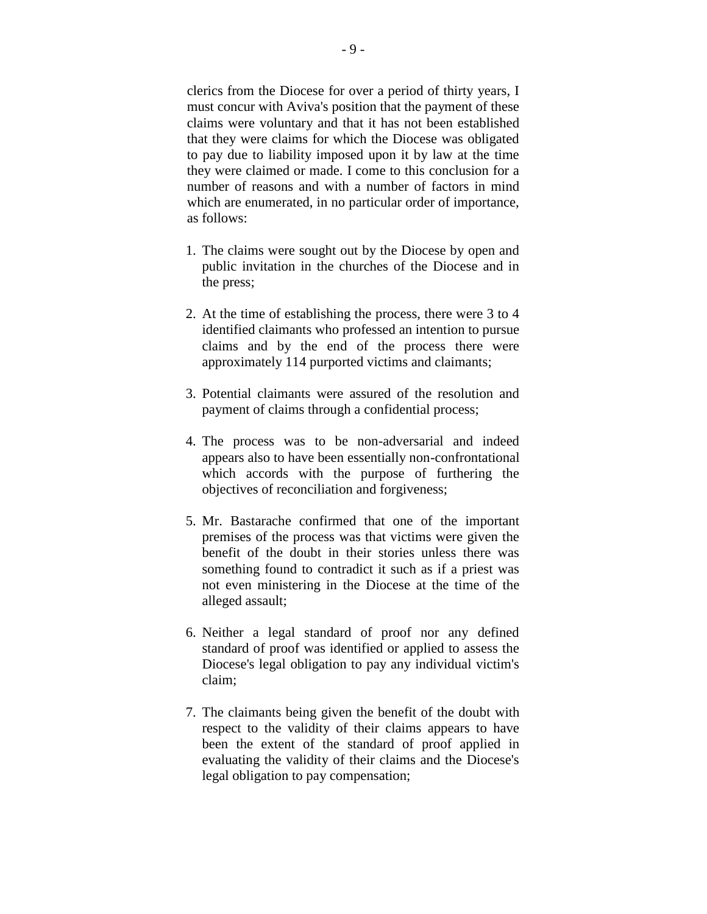clerics from the Diocese for over a period of thirty years, I must concur with Aviva's position that the payment of these claims were voluntary and that it has not been established that they were claims for which the Diocese was obligated to pay due to liability imposed upon it by law at the time they were claimed or made. I come to this conclusion for a number of reasons and with a number of factors in mind which are enumerated, in no particular order of importance, as follows:

1. The claims were sought out by the Diocese by open and public invitation in the churches of the Diocese and in the press;

2. At the time of establishing the process, there were 3 to 4 identified claimants who professed an intention to pursue claims and by the end of the process there were approximately 114 purported victims and claimants;

3. Potential claimants were assured of the resolution and payment of claims through a confidential process;

4. The process was to be non-adversarial and indeed appears also to have been essentially non-confrontational which accords with the purpose of furthering the objectives of reconciliation and forgiveness;

5. Mr. Bastarache confirmed that one of the important premises of the process was that victims were given the benefit of the doubt in their stories unless there was something found to contradict it such as if a priest was not even ministering in the Diocese at the time of the alleged assault;

6. Neither a legal standard of proof nor any defined standard of proof was identified or applied to assess the Diocese's legal obligation to pay any individual victim's claim;

7. The claimants being given the benefit of the doubt with respect to the validity of their claims appears to have been the extent of the standard of proof applied in evaluating the validity of their claims and the Diocese's legal obligation to pay compensation;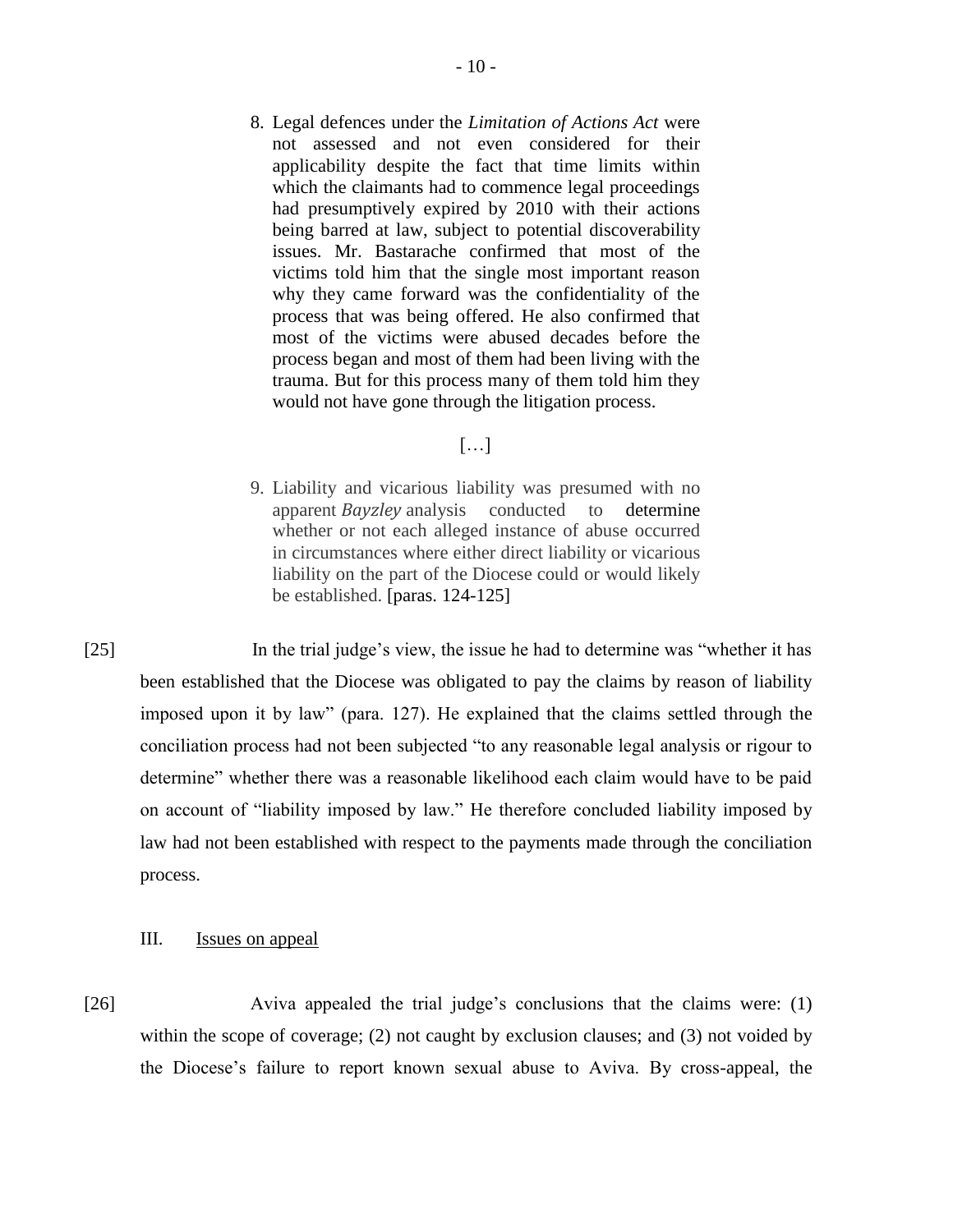> 8. Legal defences under the *Limitation of Actions Act* were not assessed and not even considered for their applicability despite the fact that time limits within which the claimants had to commence legal proceedings had presumptively expired by 2010 with their actions being barred at law, subject to potential discoverability issues. Mr. Bastarache confirmed that most of the victims told him that the single most important reason why they came forward was the confidentiality of the process that was being offered. He also confirmed that most of the victims were abused decades before the process began and most of them had been living with the trauma. But for this process many of them told him they would not have gone through the litigation process.
>
> […]
>
> 9. Liability and vicarious liability was presumed with no apparent *Bayzley* analysis conducted to determine whether or not each alleged instance of abuse occurred in circumstances where either direct liability or vicarious liability on the part of the Diocese could or would likely be established. [paras. 124-125]

[25] In the trial judge's view, the issue he had to determine was "whether it has been established that the Diocese was obligated to pay the claims by reason of liability imposed upon it by law" (para. 127). He explained that the claims settled through the conciliation process had not been subjected "to any reasonable legal analysis or rigour to determine" whether there was a reasonable likelihood each claim would have to be paid on account of "liability imposed by law." He therefore concluded liability imposed by law had not been established with respect to the payments made through the conciliation process.

## III. Issues on appeal

[26] Aviva appealed the trial judge's conclusions that the claims were: (1) within the scope of coverage; (2) not caught by exclusion clauses; and (3) not voided by the Diocese's failure to report known sexual abuse to Aviva. By cross-appeal, the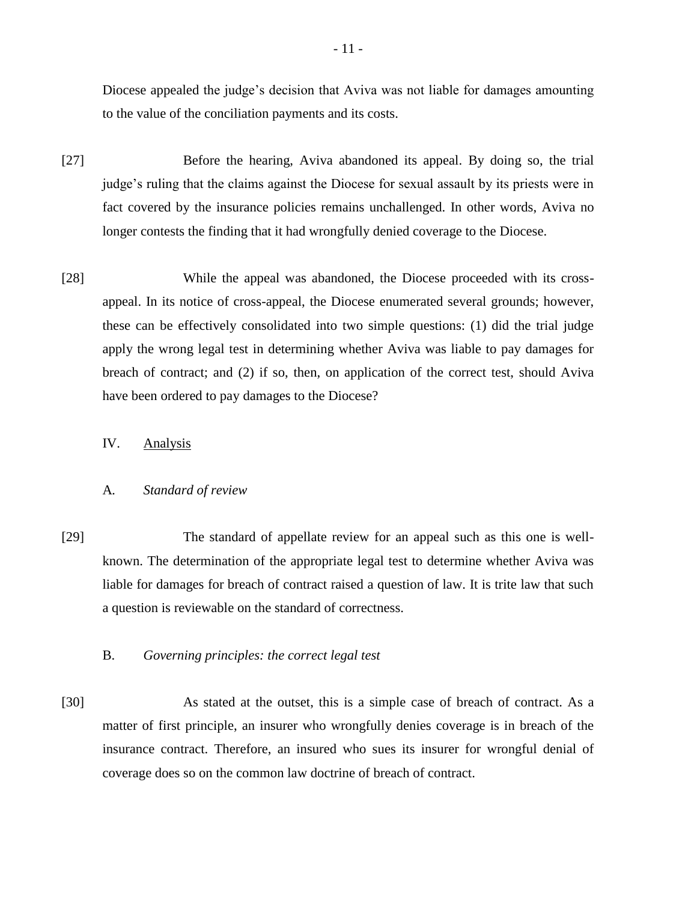Diocese appealed the judge's decision that Aviva was not liable for damages amounting to the value of the conciliation payments and its costs.

[27] Before the hearing, Aviva abandoned its appeal. By doing so, the trial judge's ruling that the claims against the Diocese for sexual assault by its priests were in fact covered by the insurance policies remains unchallenged. In other words, Aviva no longer contests the finding that it had wrongfully denied coverage to the Diocese.

[28] While the appeal was abandoned, the Diocese proceeded with its cross-appeal. In its notice of cross-appeal, the Diocese enumerated several grounds; however, these can be effectively consolidated into two simple questions: (1) did the trial judge apply the wrong legal test in determining whether Aviva was liable to pay damages for breach of contract; and (2) if so, then, on application of the correct test, should Aviva have been ordered to pay damages to the Diocese?

## IV. Analysis

### A. *Standard of review*

[29] The standard of appellate review for an appeal such as this one is well-known. The determination of the appropriate legal test to determine whether Aviva was liable for damages for breach of contract raised a question of law. It is trite law that such a question is reviewable on the standard of correctness.

### B. *Governing principles: the correct legal test*

[30] As stated at the outset, this is a simple case of breach of contract. As a matter of first principle, an insurer who wrongfully denies coverage is in breach of the insurance contract. Therefore, an insured who sues its insurer for wrongful denial of coverage does so on the common law doctrine of breach of contract.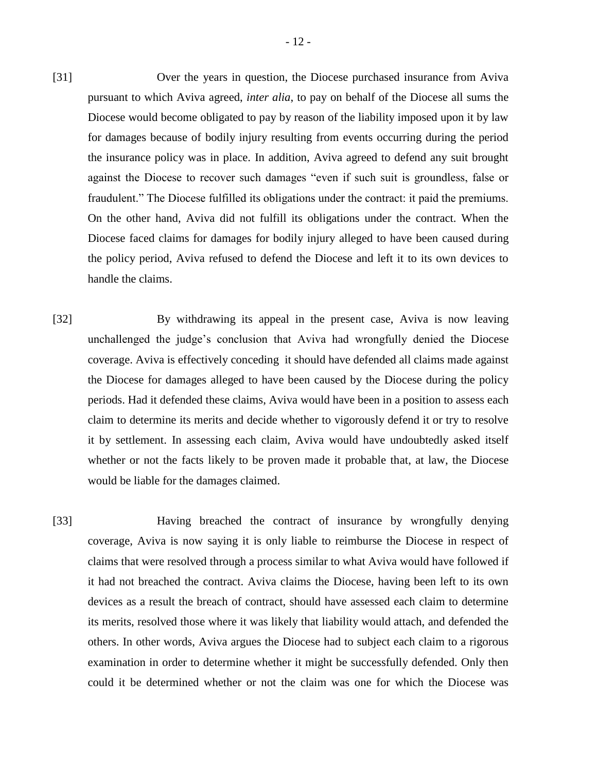[31] Over the years in question, the Diocese purchased insurance from Aviva pursuant to which Aviva agreed, *inter alia*, to pay on behalf of the Diocese all sums the Diocese would become obligated to pay by reason of the liability imposed upon it by law for damages because of bodily injury resulting from events occurring during the period the insurance policy was in place. In addition, Aviva agreed to defend any suit brought against the Diocese to recover such damages "even if such suit is groundless, false or fraudulent." The Diocese fulfilled its obligations under the contract: it paid the premiums. On the other hand, Aviva did not fulfill its obligations under the contract. When the Diocese faced claims for damages for bodily injury alleged to have been caused during the policy period, Aviva refused to defend the Diocese and left it to its own devices to handle the claims.

[32] By withdrawing its appeal in the present case, Aviva is now leaving unchallenged the judge's conclusion that Aviva had wrongfully denied the Diocese coverage. Aviva is effectively conceding it should have defended all claims made against the Diocese for damages alleged to have been caused by the Diocese during the policy periods. Had it defended these claims, Aviva would have been in a position to assess each claim to determine its merits and decide whether to vigorously defend it or try to resolve it by settlement. In assessing each claim, Aviva would have undoubtedly asked itself whether or not the facts likely to be proven made it probable that, at law, the Diocese would be liable for the damages claimed.

[33] Having breached the contract of insurance by wrongfully denying coverage, Aviva is now saying it is only liable to reimburse the Diocese in respect of claims that were resolved through a process similar to what Aviva would have followed if it had not breached the contract. Aviva claims the Diocese, having been left to its own devices as a result the breach of contract, should have assessed each claim to determine its merits, resolved those where it was likely that liability would attach, and defended the others. In other words, Aviva argues the Diocese had to subject each claim to a rigorous examination in order to determine whether it might be successfully defended. Only then could it be determined whether or not the claim was one for which the Diocese was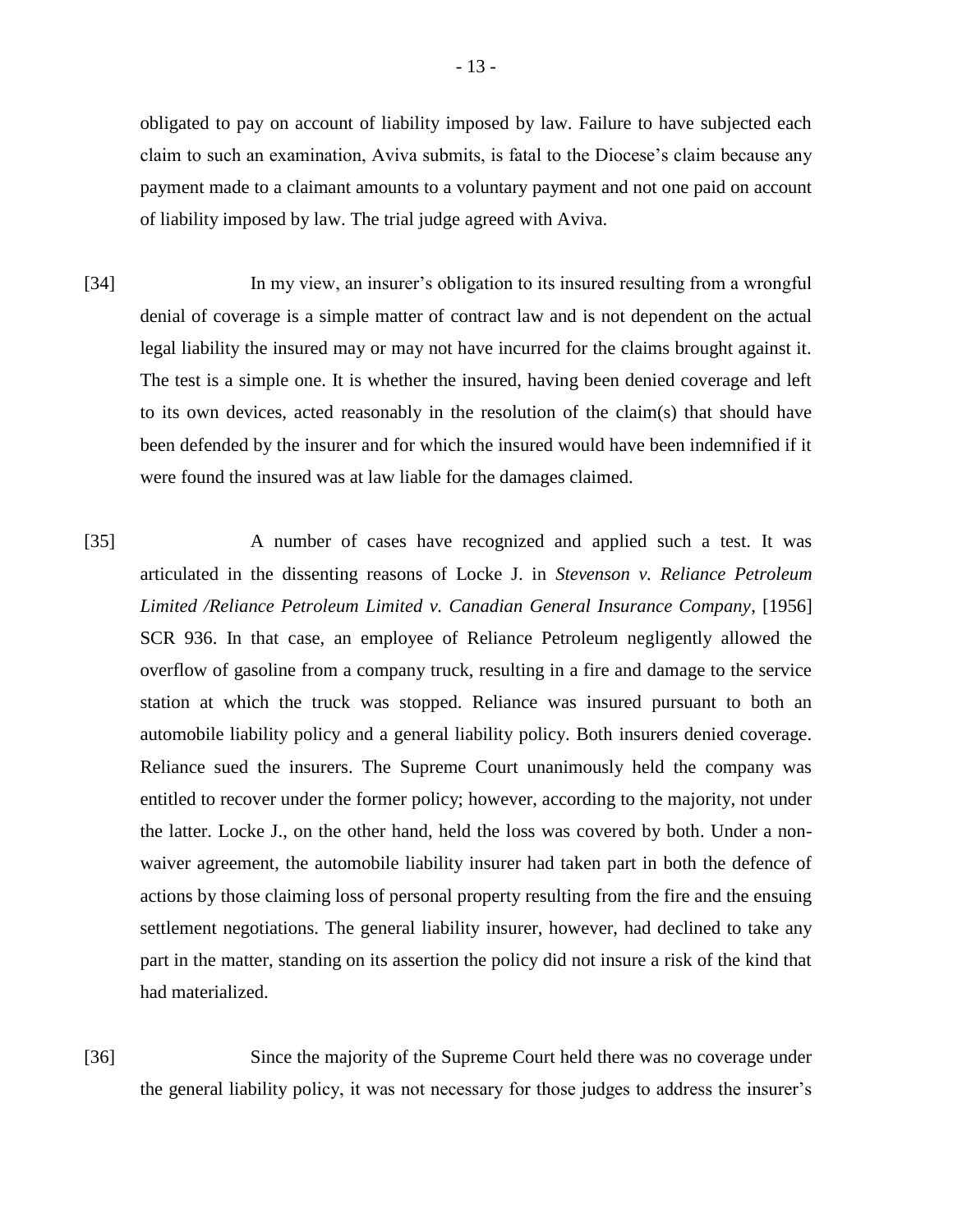obligated to pay on account of liability imposed by law. Failure to have subjected each claim to such an examination, Aviva submits, is fatal to the Diocese's claim because any payment made to a claimant amounts to a voluntary payment and not one paid on account of liability imposed by law. The trial judge agreed with Aviva.

[34] In my view, an insurer's obligation to its insured resulting from a wrongful denial of coverage is a simple matter of contract law and is not dependent on the actual legal liability the insured may or may not have incurred for the claims brought against it. The test is a simple one. It is whether the insured, having been denied coverage and left to its own devices, acted reasonably in the resolution of the claim(s) that should have been defended by the insurer and for which the insured would have been indemnified if it were found the insured was at law liable for the damages claimed.

[35] A number of cases have recognized and applied such a test. It was articulated in the dissenting reasons of Locke J. in *Stevenson v. Reliance Petroleum Limited /Reliance Petroleum Limited v. Canadian General Insurance Company*, [1956] SCR 936. In that case, an employee of Reliance Petroleum negligently allowed the overflow of gasoline from a company truck, resulting in a fire and damage to the service station at which the truck was stopped. Reliance was insured pursuant to both an automobile liability policy and a general liability policy. Both insurers denied coverage. Reliance sued the insurers. The Supreme Court unanimously held the company was entitled to recover under the former policy; however, according to the majority, not under the latter. Locke J., on the other hand, held the loss was covered by both. Under a non-waiver agreement, the automobile liability insurer had taken part in both the defence of actions by those claiming loss of personal property resulting from the fire and the ensuing settlement negotiations. The general liability insurer, however, had declined to take any part in the matter, standing on its assertion the policy did not insure a risk of the kind that had materialized.

[36] Since the majority of the Supreme Court held there was no coverage under the general liability policy, it was not necessary for those judges to address the insurer's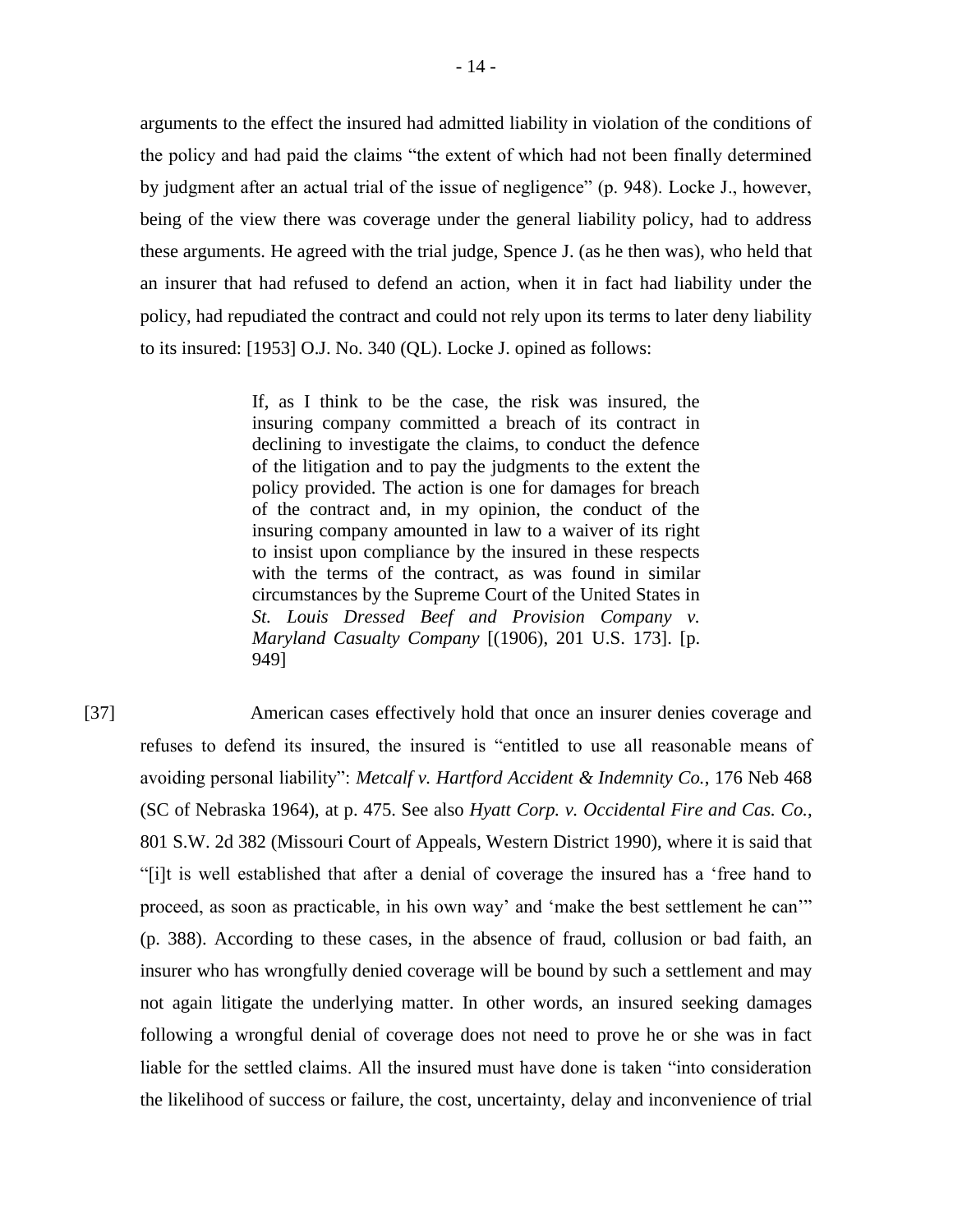arguments to the effect the insured had admitted liability in violation of the conditions of the policy and had paid the claims "the extent of which had not been finally determined by judgment after an actual trial of the issue of negligence" (p. 948). Locke J., however, being of the view there was coverage under the general liability policy, had to address these arguments. He agreed with the trial judge, Spence J. (as he then was), who held that an insurer that had refused to defend an action, when it in fact had liability under the policy, had repudiated the contract and could not rely upon its terms to later deny liability to its insured: [1953] O.J. No. 340 (QL). Locke J. opined as follows:

> If, as I think to be the case, the risk was insured, the insuring company committed a breach of its contract in declining to investigate the claims, to conduct the defence of the litigation and to pay the judgments to the extent the policy provided. The action is one for damages for breach of the contract and, in my opinion, the conduct of the insuring company amounted in law to a waiver of its right to insist upon compliance by the insured in these respects with the terms of the contract, as was found in similar circumstances by the Supreme Court of the United States in *St. Louis Dressed Beef and Provision Company v. Maryland Casualty Company* [(1906), 201 U.S. 173]. [p. 949]

[37] American cases effectively hold that once an insurer denies coverage and refuses to defend its insured, the insured is "entitled to use all reasonable means of avoiding personal liability": *Metcalf v. Hartford Accident & Indemnity Co.*, 176 Neb 468 (SC of Nebraska 1964), at p. 475. See also *Hyatt Corp. v. Occidental Fire and Cas. Co.*, 801 S.W. 2d 382 (Missouri Court of Appeals, Western District 1990), where it is said that "[i]t is well established that after a denial of coverage the insured has a 'free hand to proceed, as soon as practicable, in his own way' and 'make the best settlement he can'" (p. 388). According to these cases, in the absence of fraud, collusion or bad faith, an insurer who has wrongfully denied coverage will be bound by such a settlement and may not again litigate the underlying matter. In other words, an insured seeking damages following a wrongful denial of coverage does not need to prove he or she was in fact liable for the settled claims. All the insured must have done is taken "into consideration the likelihood of success or failure, the cost, uncertainty, delay and inconvenience of trial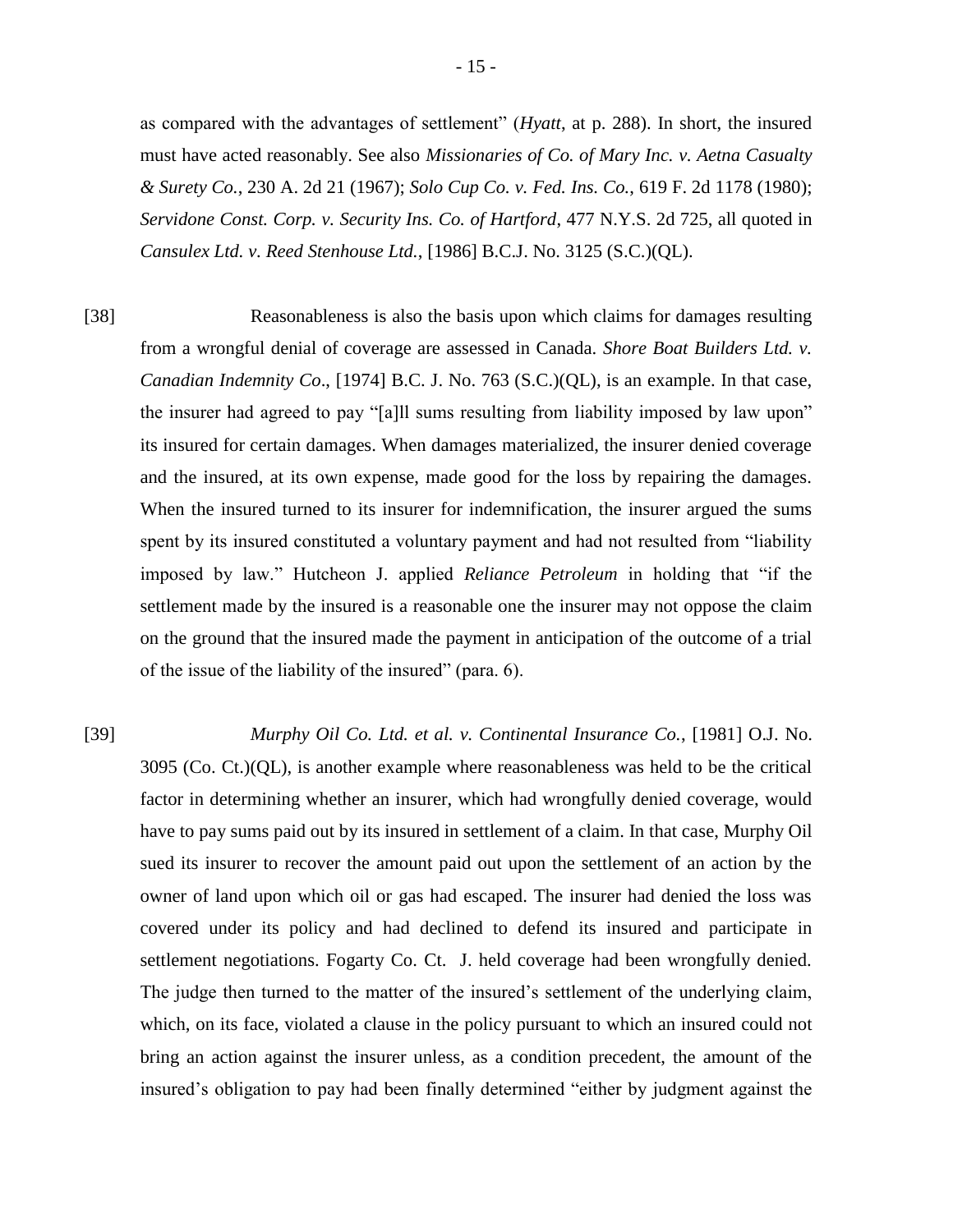as compared with the advantages of settlement" (*Hyatt*, at p. 288). In short, the insured must have acted reasonably. See also *Missionaries of Co. of Mary Inc. v. Aetna Casualty & Surety Co.*, 230 A. 2d 21 (1967); *Solo Cup Co. v. Fed. Ins. Co.*, 619 F. 2d 1178 (1980); *Servidone Const. Corp. v. Security Ins. Co. of Hartford*, 477 N.Y.S. 2d 725, all quoted in *Cansulex Ltd. v. Reed Stenhouse Ltd.*, [1986] B.C.J. No. 3125 (S.C.)(QL).

[38] Reasonableness is also the basis upon which claims for damages resulting from a wrongful denial of coverage are assessed in Canada. *Shore Boat Builders Ltd. v. Canadian Indemnity Co*., [1974] B.C. J. No. 763 (S.C.)(QL), is an example. In that case, the insurer had agreed to pay "[a]ll sums resulting from liability imposed by law upon" its insured for certain damages. When damages materialized, the insurer denied coverage and the insured, at its own expense, made good for the loss by repairing the damages. When the insured turned to its insurer for indemnification, the insurer argued the sums spent by its insured constituted a voluntary payment and had not resulted from "liability imposed by law." Hutcheon J. applied *Reliance Petroleum* in holding that "if the settlement made by the insured is a reasonable one the insurer may not oppose the claim on the ground that the insured made the payment in anticipation of the outcome of a trial of the issue of the liability of the insured" (para. 6).

[39] *Murphy Oil Co. Ltd. et al. v. Continental Insurance Co.*, [1981] O.J. No. 3095 (Co. Ct.)(QL), is another example where reasonableness was held to be the critical factor in determining whether an insurer, which had wrongfully denied coverage, would have to pay sums paid out by its insured in settlement of a claim. In that case, Murphy Oil sued its insurer to recover the amount paid out upon the settlement of an action by the owner of land upon which oil or gas had escaped. The insurer had denied the loss was covered under its policy and had declined to defend its insured and participate in settlement negotiations. Fogarty Co. Ct. J. held coverage had been wrongfully denied. The judge then turned to the matter of the insured's settlement of the underlying claim, which, on its face, violated a clause in the policy pursuant to which an insured could not bring an action against the insurer unless, as a condition precedent, the amount of the insured's obligation to pay had been finally determined "either by judgment against the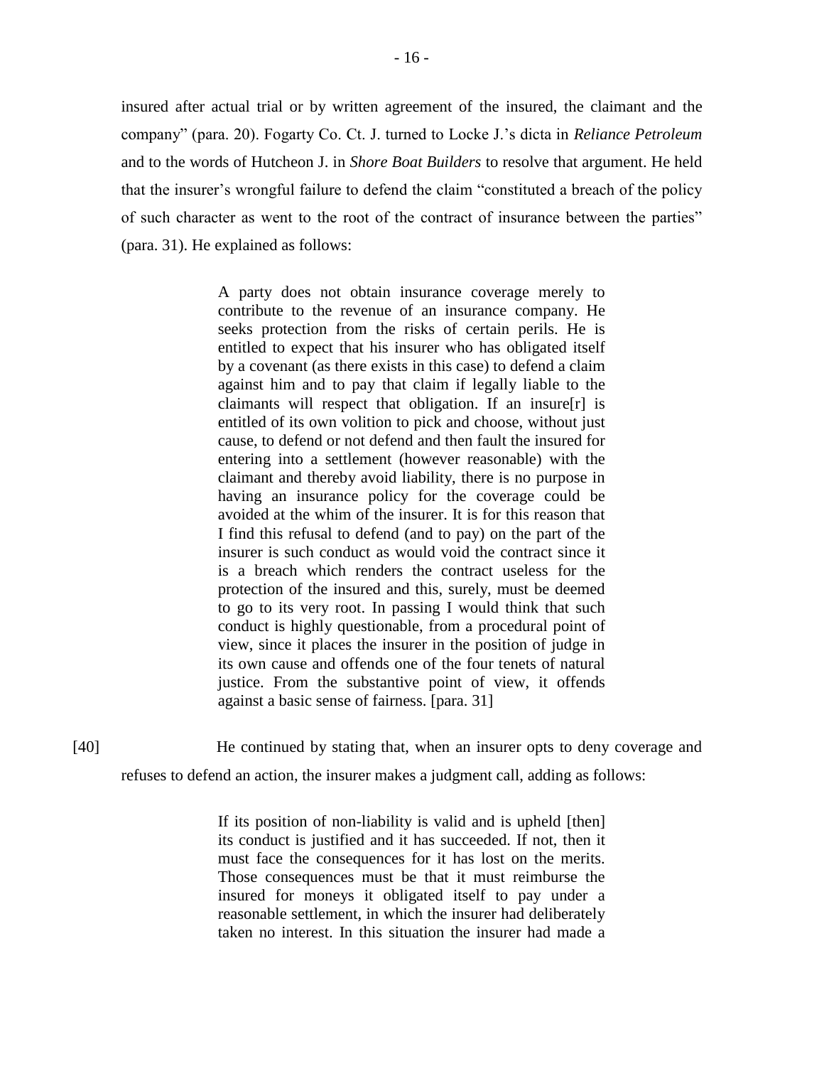insured after actual trial or by written agreement of the insured, the claimant and the company" (para. 20). Fogarty Co. Ct. J. turned to Locke J.'s dicta in *Reliance Petroleum* and to the words of Hutcheon J. in *Shore Boat Builders* to resolve that argument. He held that the insurer's wrongful failure to defend the claim "constituted a breach of the policy of such character as went to the root of the contract of insurance between the parties" (para. 31). He explained as follows:

> A party does not obtain insurance coverage merely to contribute to the revenue of an insurance company. He seeks protection from the risks of certain perils. He is entitled to expect that his insurer who has obligated itself by a covenant (as there exists in this case) to defend a claim against him and to pay that claim if legally liable to the claimants will respect that obligation. If an insure[r] is entitled of its own volition to pick and choose, without just cause, to defend or not defend and then fault the insured for entering into a settlement (however reasonable) with the claimant and thereby avoid liability, there is no purpose in having an insurance policy for the coverage could be avoided at the whim of the insurer. It is for this reason that I find this refusal to defend (and to pay) on the part of the insurer is such conduct as would void the contract since it is a breach which renders the contract useless for the protection of the insured and this, surely, must be deemed to go to its very root. In passing I would think that such conduct is highly questionable, from a procedural point of view, since it places the insurer in the position of judge in its own cause and offends one of the four tenets of natural justice. From the substantive point of view, it offends against a basic sense of fairness. [para. 31]

[40] He continued by stating that, when an insurer opts to deny coverage and refuses to defend an action, the insurer makes a judgment call, adding as follows:

> If its position of non-liability is valid and is upheld [then] its conduct is justified and it has succeeded. If not, then it must face the consequences for it has lost on the merits. Those consequences must be that it must reimburse the insured for moneys it obligated itself to pay under a reasonable settlement, in which the insurer had deliberately taken no interest. In this situation the insurer had made a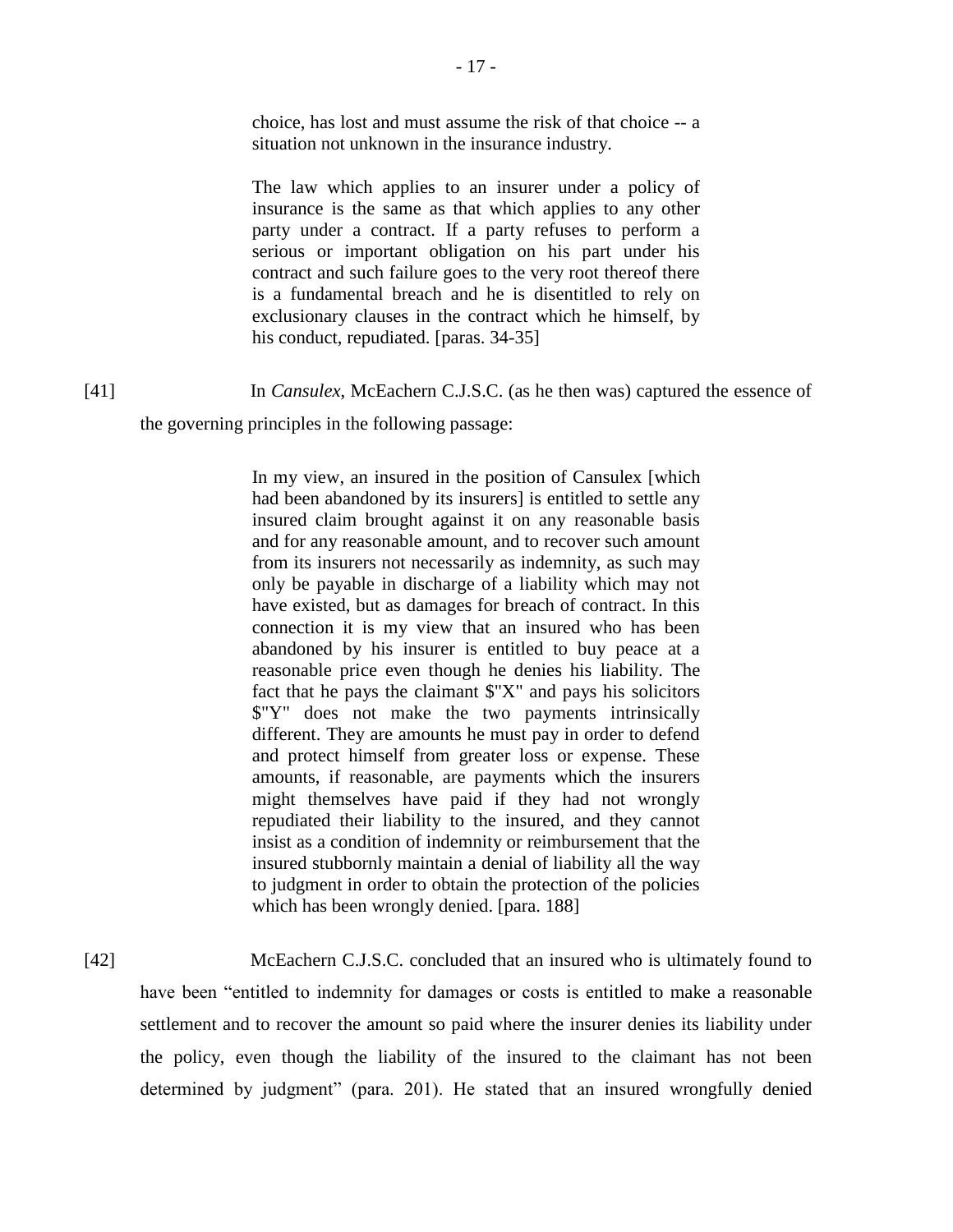> choice, has lost and must assume the risk of that choice -- a situation not unknown in the insurance industry.
>
> The law which applies to an insurer under a policy of insurance is the same as that which applies to any other party under a contract. If a party refuses to perform a serious or important obligation on his part under his contract and such failure goes to the very root thereof there is a fundamental breach and he is disentitled to rely on exclusionary clauses in the contract which he himself, by his conduct, repudiated. [paras. 34-35]

[41] In *Cansulex,* McEachern C.J.S.C. (as he then was) captured the essence of the governing principles in the following passage:

> In my view, an insured in the position of Cansulex [which had been abandoned by its insurers] is entitled to settle any insured claim brought against it on any reasonable basis and for any reasonable amount, and to recover such amount from its insurers not necessarily as indemnity, as such may only be payable in discharge of a liability which may not have existed, but as damages for breach of contract. In this connection it is my view that an insured who has been abandoned by his insurer is entitled to buy peace at a reasonable price even though he denies his liability. The fact that he pays the claimant $"X" and pays his solicitors $"Y" does not make the two payments intrinsically different. They are amounts he must pay in order to defend and protect himself from greater loss or expense. These amounts, if reasonable, are payments which the insurers might themselves have paid if they had not wrongly repudiated their liability to the insured, and they cannot insist as a condition of indemnity or reimbursement that the insured stubbornly maintain a denial of liability all the way to judgment in order to obtain the protection of the policies which has been wrongly denied. [para. 188]

[42] McEachern C.J.S.C. concluded that an insured who is ultimately found to have been "entitled to indemnity for damages or costs is entitled to make a reasonable settlement and to recover the amount so paid where the insurer denies its liability under the policy, even though the liability of the insured to the claimant has not been determined by judgment" (para. 201). He stated that an insured wrongfully denied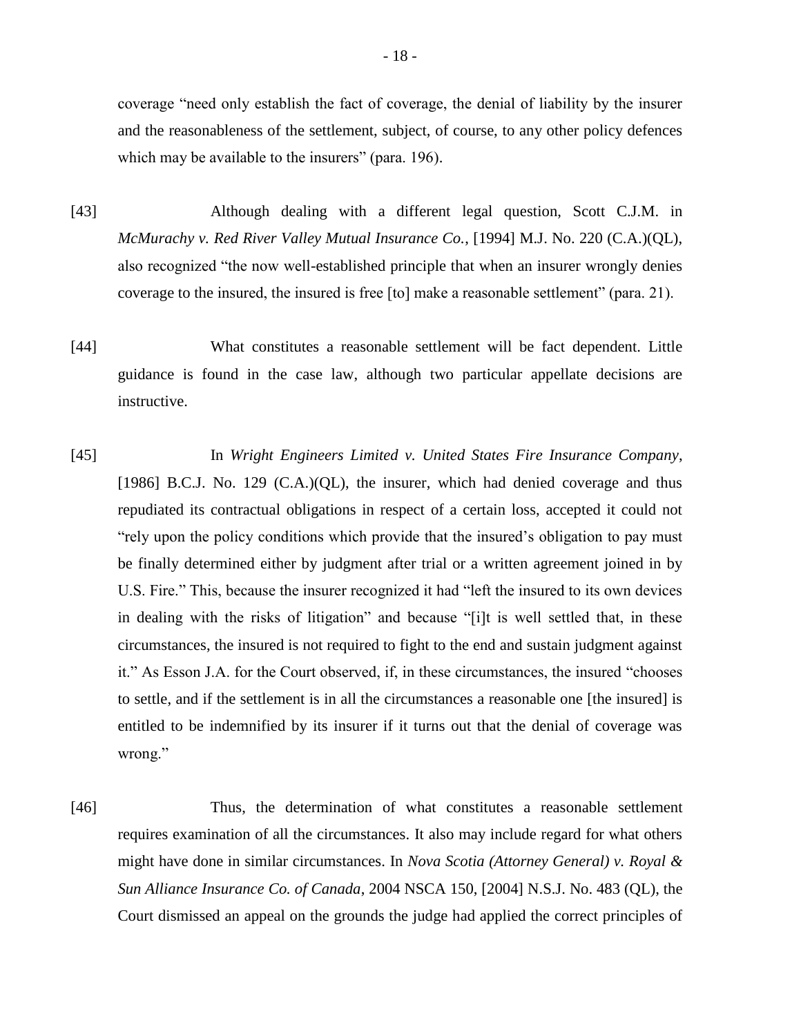coverage "need only establish the fact of coverage, the denial of liability by the insurer and the reasonableness of the settlement, subject, of course, to any other policy defences which may be available to the insurers" (para. 196).

[43] Although dealing with a different legal question, Scott C.J.M. in *McMurachy v. Red River Valley Mutual Insurance Co.*, [1994] M.J. No. 220 (C.A.)(QL), also recognized "the now well-established principle that when an insurer wrongly denies coverage to the insured, the insured is free [to] make a reasonable settlement" (para. 21).

[44] What constitutes a reasonable settlement will be fact dependent. Little guidance is found in the case law, although two particular appellate decisions are instructive.

[45] In *Wright Engineers Limited v. United States Fire Insurance Company*, [1986] B.C.J. No. 129 (C.A.)(QL), the insurer, which had denied coverage and thus repudiated its contractual obligations in respect of a certain loss, accepted it could not "rely upon the policy conditions which provide that the insured's obligation to pay must be finally determined either by judgment after trial or a written agreement joined in by U.S. Fire." This, because the insurer recognized it had "left the insured to its own devices in dealing with the risks of litigation" and because "[i]t is well settled that, in these circumstances, the insured is not required to fight to the end and sustain judgment against it." As Esson J.A. for the Court observed, if, in these circumstances, the insured "chooses to settle, and if the settlement is in all the circumstances a reasonable one [the insured] is entitled to be indemnified by its insurer if it turns out that the denial of coverage was wrong."

[46] Thus, the determination of what constitutes a reasonable settlement requires examination of all the circumstances. It also may include regard for what others might have done in similar circumstances. In *Nova Scotia (Attorney General) v. Royal & Sun Alliance Insurance Co. of Canada*, 2004 NSCA 150, [2004] N.S.J. No. 483 (QL), the Court dismissed an appeal on the grounds the judge had applied the correct principles of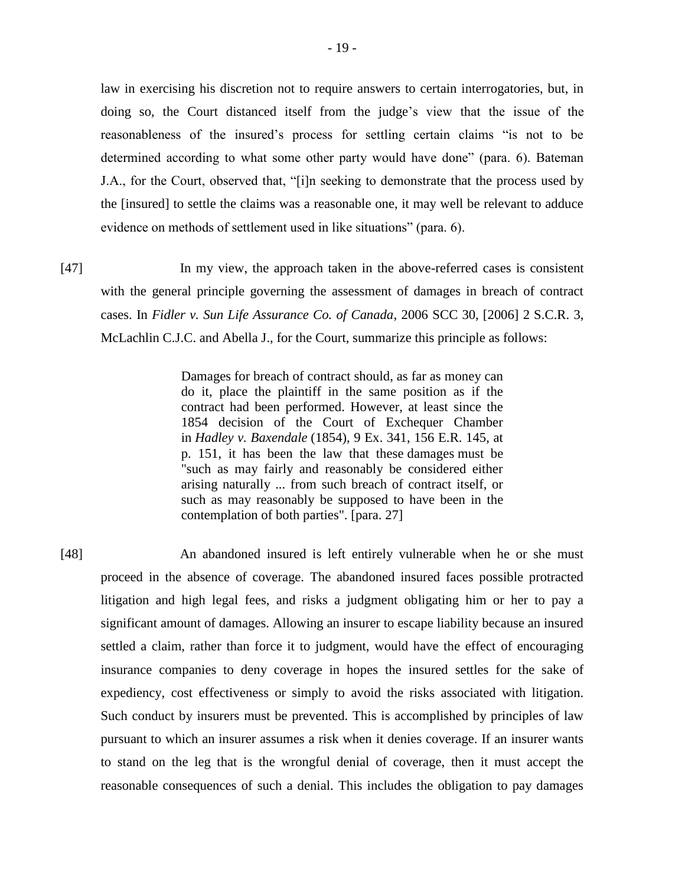law in exercising his discretion not to require answers to certain interrogatories, but, in doing so, the Court distanced itself from the judge's view that the issue of the reasonableness of the insured's process for settling certain claims "is not to be determined according to what some other party would have done" (para. 6). Bateman J.A., for the Court, observed that, "[i]n seeking to demonstrate that the process used by the [insured] to settle the claims was a reasonable one, it may well be relevant to adduce evidence on methods of settlement used in like situations" (para. 6).

[47] In my view, the approach taken in the above-referred cases is consistent with the general principle governing the assessment of damages in breach of contract cases. In *Fidler v. Sun Life Assurance Co. of Canada*, 2006 SCC 30, [2006] 2 S.C.R. 3, McLachlin C.J.C. and Abella J., for the Court, summarize this principle as follows:

> Damages for breach of contract should, as far as money can do it, place the plaintiff in the same position as if the contract had been performed. However, at least since the 1854 decision of the Court of Exchequer Chamber in *Hadley v. Baxendale* (1854), 9 Ex. 341, 156 E.R. 145, at p. 151, it has been the law that these damages must be "such as may fairly and reasonably be considered either arising naturally ... from such breach of contract itself, or such as may reasonably be supposed to have been in the contemplation of both parties". [para. 27]

[48] An abandoned insured is left entirely vulnerable when he or she must proceed in the absence of coverage. The abandoned insured faces possible protracted litigation and high legal fees, and risks a judgment obligating him or her to pay a significant amount of damages. Allowing an insurer to escape liability because an insured settled a claim, rather than force it to judgment, would have the effect of encouraging insurance companies to deny coverage in hopes the insured settles for the sake of expediency, cost effectiveness or simply to avoid the risks associated with litigation. Such conduct by insurers must be prevented. This is accomplished by principles of law pursuant to which an insurer assumes a risk when it denies coverage. If an insurer wants to stand on the leg that is the wrongful denial of coverage, then it must accept the reasonable consequences of such a denial. This includes the obligation to pay damages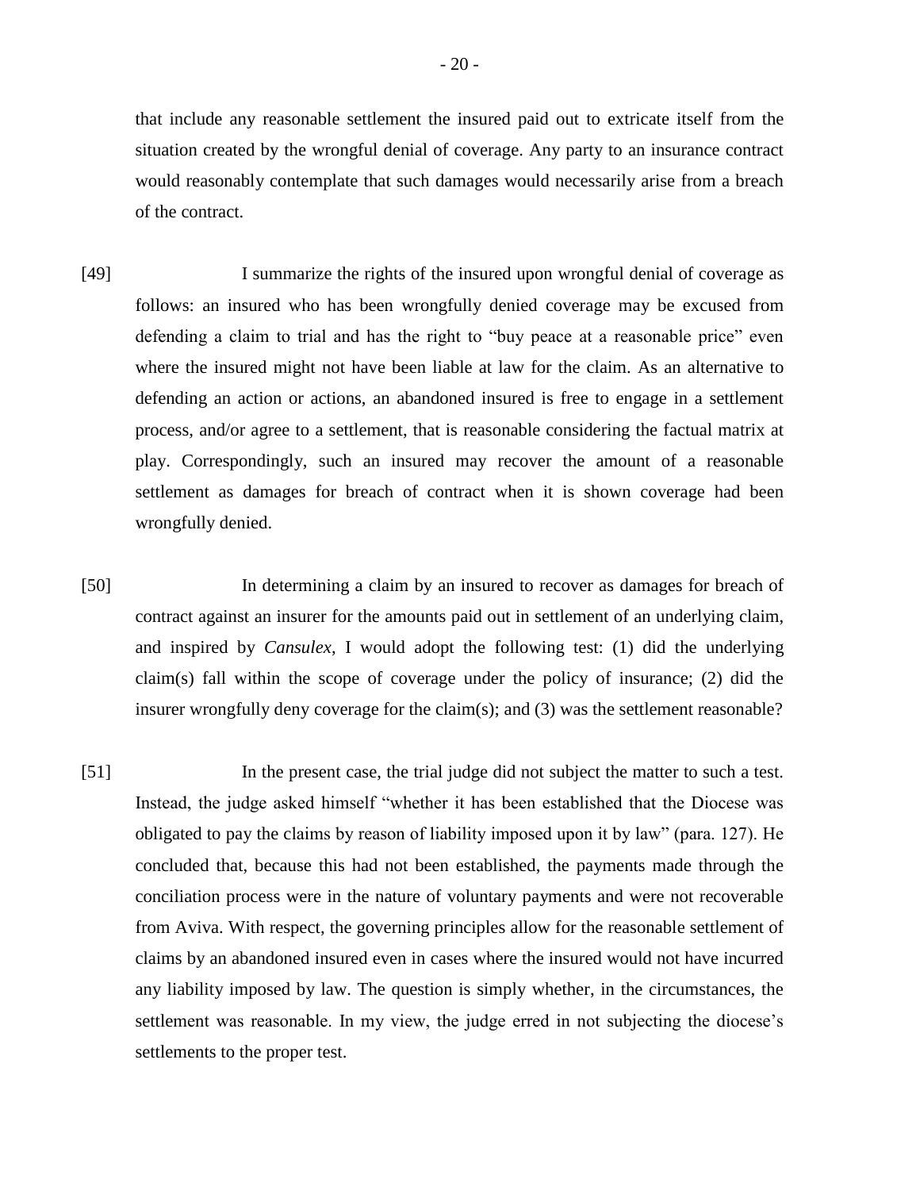that include any reasonable settlement the insured paid out to extricate itself from the situation created by the wrongful denial of coverage. Any party to an insurance contract would reasonably contemplate that such damages would necessarily arise from a breach of the contract.

[49] I summarize the rights of the insured upon wrongful denial of coverage as follows: an insured who has been wrongfully denied coverage may be excused from defending a claim to trial and has the right to "buy peace at a reasonable price" even where the insured might not have been liable at law for the claim. As an alternative to defending an action or actions, an abandoned insured is free to engage in a settlement process, and/or agree to a settlement, that is reasonable considering the factual matrix at play. Correspondingly, such an insured may recover the amount of a reasonable settlement as damages for breach of contract when it is shown coverage had been wrongfully denied.

[50] In determining a claim by an insured to recover as damages for breach of contract against an insurer for the amounts paid out in settlement of an underlying claim, and inspired by *Cansulex*, I would adopt the following test: (1) did the underlying claim(s) fall within the scope of coverage under the policy of insurance; (2) did the insurer wrongfully deny coverage for the claim(s); and (3) was the settlement reasonable?

[51] In the present case, the trial judge did not subject the matter to such a test. Instead, the judge asked himself "whether it has been established that the Diocese was obligated to pay the claims by reason of liability imposed upon it by law" (para. 127). He concluded that, because this had not been established, the payments made through the conciliation process were in the nature of voluntary payments and were not recoverable from Aviva. With respect, the governing principles allow for the reasonable settlement of claims by an abandoned insured even in cases where the insured would not have incurred any liability imposed by law. The question is simply whether, in the circumstances, the settlement was reasonable. In my view, the judge erred in not subjecting the diocese's settlements to the proper test.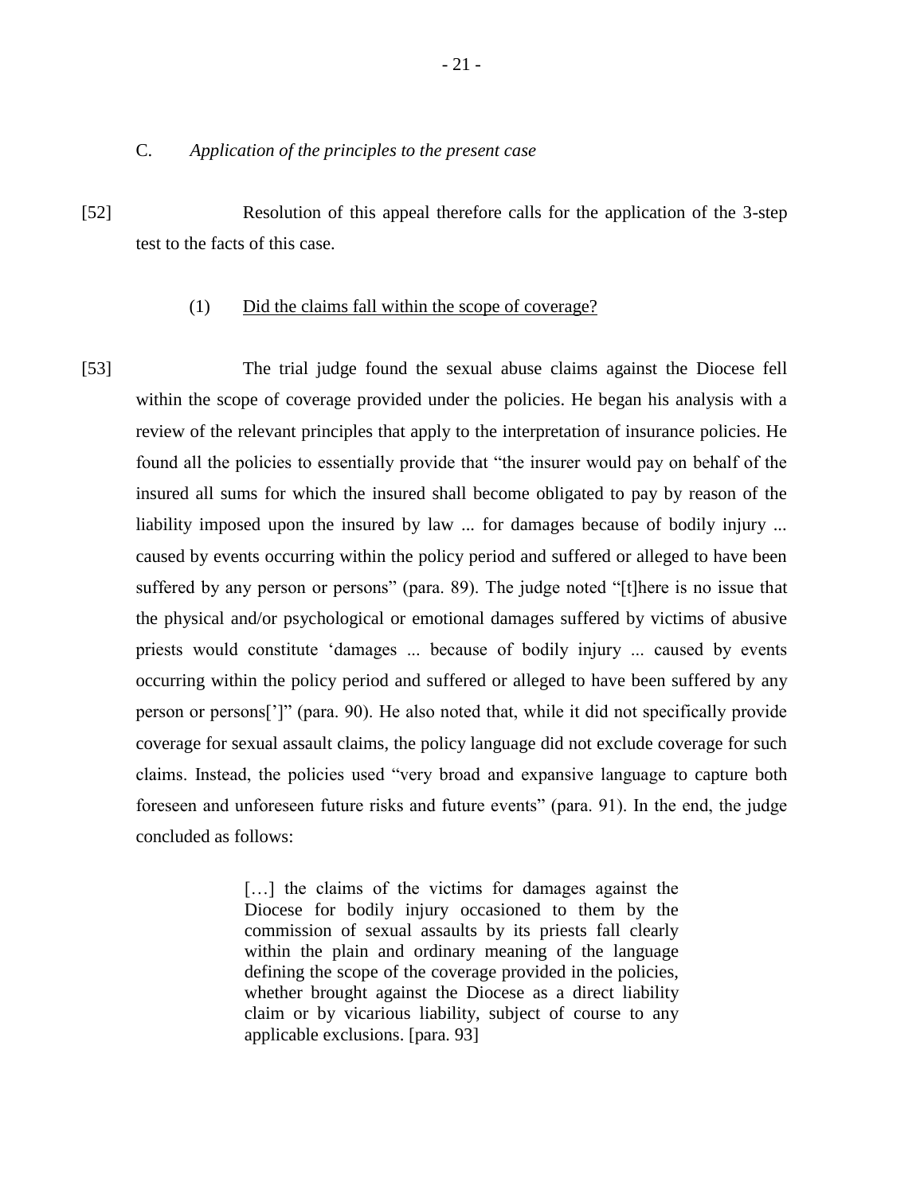### C. *Application of the principles to the present case*

[52] Resolution of this appeal therefore calls for the application of the 3-step test to the facts of this case.

#### (1) Did the claims fall within the scope of coverage?

[53] The trial judge found the sexual abuse claims against the Diocese fell within the scope of coverage provided under the policies. He began his analysis with a review of the relevant principles that apply to the interpretation of insurance policies. He found all the policies to essentially provide that "the insurer would pay on behalf of the insured all sums for which the insured shall become obligated to pay by reason of the liability imposed upon the insured by law ... for damages because of bodily injury ... caused by events occurring within the policy period and suffered or alleged to have been suffered by any person or persons" (para. 89). The judge noted "[t]here is no issue that the physical and/or psychological or emotional damages suffered by victims of abusive priests would constitute 'damages ... because of bodily injury ... caused by events occurring within the policy period and suffered or alleged to have been suffered by any person or persons[']" (para. 90). He also noted that, while it did not specifically provide coverage for sexual assault claims, the policy language did not exclude coverage for such claims. Instead, the policies used "very broad and expansive language to capture both foreseen and unforeseen future risks and future events" (para. 91). In the end, the judge concluded as follows:

> […] the claims of the victims for damages against the Diocese for bodily injury occasioned to them by the commission of sexual assaults by its priests fall clearly within the plain and ordinary meaning of the language defining the scope of the coverage provided in the policies, whether brought against the Diocese as a direct liability claim or by vicarious liability, subject of course to any applicable exclusions. [para. 93]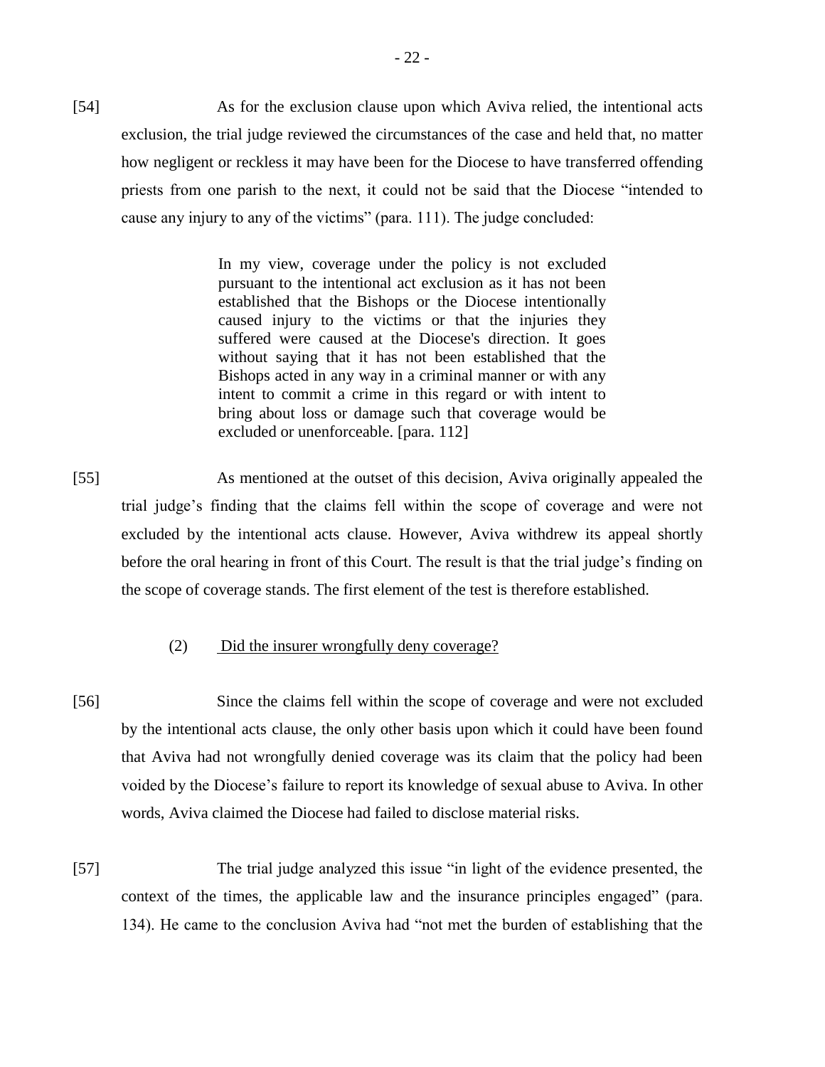[54] As for the exclusion clause upon which Aviva relied, the intentional acts exclusion, the trial judge reviewed the circumstances of the case and held that, no matter how negligent or reckless it may have been for the Diocese to have transferred offending priests from one parish to the next, it could not be said that the Diocese "intended to cause any injury to any of the victims" (para. 111). The judge concluded:

> In my view, coverage under the policy is not excluded pursuant to the intentional act exclusion as it has not been established that the Bishops or the Diocese intentionally caused injury to the victims or that the injuries they suffered were caused at the Diocese's direction. It goes without saying that it has not been established that the Bishops acted in any way in a criminal manner or with any intent to commit a crime in this regard or with intent to bring about loss or damage such that coverage would be excluded or unenforceable. [para. 112]

[55] As mentioned at the outset of this decision, Aviva originally appealed the trial judge's finding that the claims fell within the scope of coverage and were not excluded by the intentional acts clause. However, Aviva withdrew its appeal shortly before the oral hearing in front of this Court. The result is that the trial judge's finding on the scope of coverage stands. The first element of the test is therefore established.

(2) Did the insurer wrongfully deny coverage?

[56] Since the claims fell within the scope of coverage and were not excluded by the intentional acts clause, the only other basis upon which it could have been found that Aviva had not wrongfully denied coverage was its claim that the policy had been voided by the Diocese's failure to report its knowledge of sexual abuse to Aviva. In other words, Aviva claimed the Diocese had failed to disclose material risks.

[57] The trial judge analyzed this issue "in light of the evidence presented, the context of the times, the applicable law and the insurance principles engaged" (para. 134). He came to the conclusion Aviva had "not met the burden of establishing that the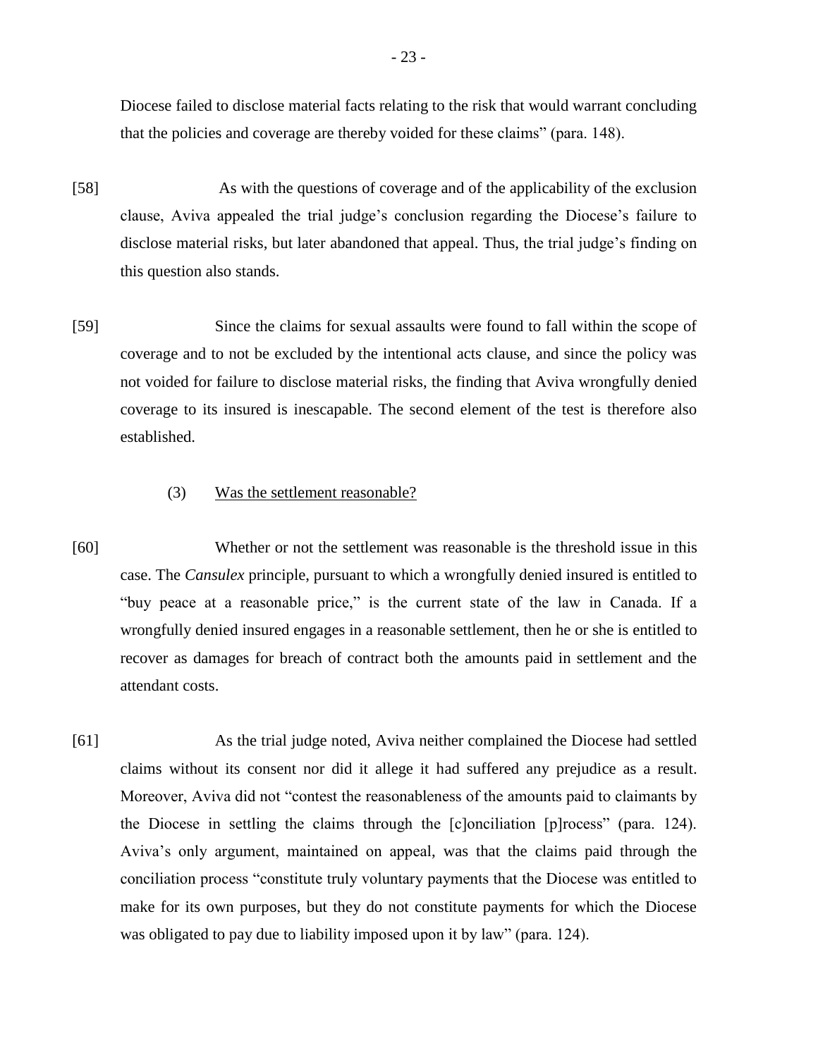Diocese failed to disclose material facts relating to the risk that would warrant concluding that the policies and coverage are thereby voided for these claims" (para. 148).

[58] As with the questions of coverage and of the applicability of the exclusion clause, Aviva appealed the trial judge's conclusion regarding the Diocese's failure to disclose material risks, but later abandoned that appeal. Thus, the trial judge's finding on this question also stands.

[59] Since the claims for sexual assaults were found to fall within the scope of coverage and to not be excluded by the intentional acts clause, and since the policy was not voided for failure to disclose material risks, the finding that Aviva wrongfully denied coverage to its insured is inescapable. The second element of the test is therefore also established.

(3) Was the settlement reasonable?

[60] Whether or not the settlement was reasonable is the threshold issue in this case. The *Cansulex* principle, pursuant to which a wrongfully denied insured is entitled to "buy peace at a reasonable price," is the current state of the law in Canada. If a wrongfully denied insured engages in a reasonable settlement, then he or she is entitled to recover as damages for breach of contract both the amounts paid in settlement and the attendant costs.

[61] As the trial judge noted, Aviva neither complained the Diocese had settled claims without its consent nor did it allege it had suffered any prejudice as a result. Moreover, Aviva did not "contest the reasonableness of the amounts paid to claimants by the Diocese in settling the claims through the [c]onciliation [p]rocess" (para. 124). Aviva's only argument, maintained on appeal, was that the claims paid through the conciliation process "constitute truly voluntary payments that the Diocese was entitled to make for its own purposes, but they do not constitute payments for which the Diocese was obligated to pay due to liability imposed upon it by law" (para. 124).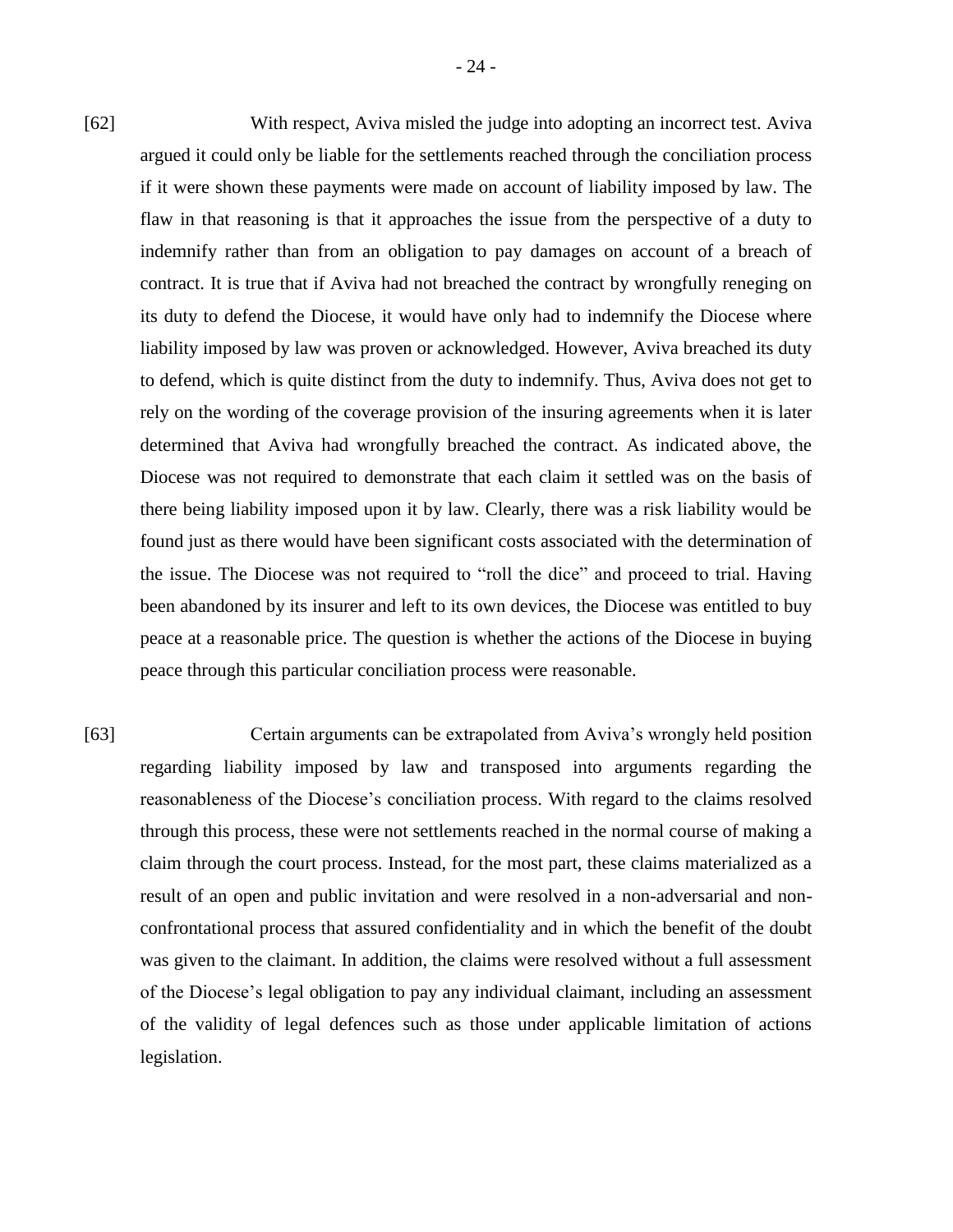[62] With respect, Aviva misled the judge into adopting an incorrect test. Aviva argued it could only be liable for the settlements reached through the conciliation process if it were shown these payments were made on account of liability imposed by law. The flaw in that reasoning is that it approaches the issue from the perspective of a duty to indemnify rather than from an obligation to pay damages on account of a breach of contract. It is true that if Aviva had not breached the contract by wrongfully reneging on its duty to defend the Diocese, it would have only had to indemnify the Diocese where liability imposed by law was proven or acknowledged. However, Aviva breached its duty to defend, which is quite distinct from the duty to indemnify. Thus, Aviva does not get to rely on the wording of the coverage provision of the insuring agreements when it is later determined that Aviva had wrongfully breached the contract. As indicated above, the Diocese was not required to demonstrate that each claim it settled was on the basis of there being liability imposed upon it by law. Clearly, there was a risk liability would be found just as there would have been significant costs associated with the determination of the issue. The Diocese was not required to "roll the dice" and proceed to trial. Having been abandoned by its insurer and left to its own devices, the Diocese was entitled to buy peace at a reasonable price. The question is whether the actions of the Diocese in buying peace through this particular conciliation process were reasonable.

[63] Certain arguments can be extrapolated from Aviva's wrongly held position regarding liability imposed by law and transposed into arguments regarding the reasonableness of the Diocese's conciliation process. With regard to the claims resolved through this process, these were not settlements reached in the normal course of making a claim through the court process. Instead, for the most part, these claims materialized as a result of an open and public invitation and were resolved in a non-adversarial and non-confrontational process that assured confidentiality and in which the benefit of the doubt was given to the claimant. In addition, the claims were resolved without a full assessment of the Diocese's legal obligation to pay any individual claimant, including an assessment of the validity of legal defences such as those under applicable limitation of actions legislation.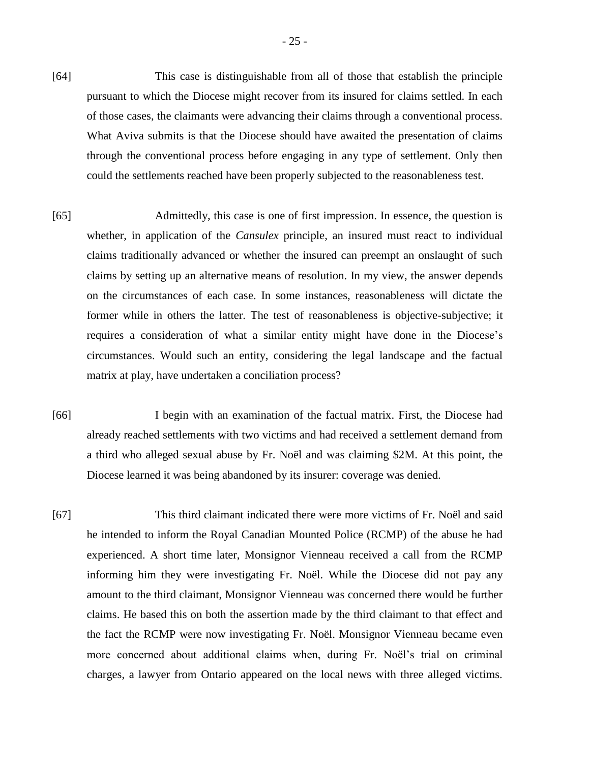[64] This case is distinguishable from all of those that establish the principle pursuant to which the Diocese might recover from its insured for claims settled. In each of those cases, the claimants were advancing their claims through a conventional process. What Aviva submits is that the Diocese should have awaited the presentation of claims through the conventional process before engaging in any type of settlement. Only then could the settlements reached have been properly subjected to the reasonableness test.

[65] Admittedly, this case is one of first impression. In essence, the question is whether, in application of the *Cansulex* principle, an insured must react to individual claims traditionally advanced or whether the insured can preempt an onslaught of such claims by setting up an alternative means of resolution. In my view, the answer depends on the circumstances of each case. In some instances, reasonableness will dictate the former while in others the latter. The test of reasonableness is objective-subjective; it requires a consideration of what a similar entity might have done in the Diocese's circumstances. Would such an entity, considering the legal landscape and the factual matrix at play, have undertaken a conciliation process?

[66] I begin with an examination of the factual matrix. First, the Diocese had already reached settlements with two victims and had received a settlement demand from a third who alleged sexual abuse by Fr. Noël and was claiming $2M. At this point, the Diocese learned it was being abandoned by its insurer: coverage was denied.

[67] This third claimant indicated there were more victims of Fr. Noël and said he intended to inform the Royal Canadian Mounted Police (RCMP) of the abuse he had experienced. A short time later, Monsignor Vienneau received a call from the RCMP informing him they were investigating Fr. Noël. While the Diocese did not pay any amount to the third claimant, Monsignor Vienneau was concerned there would be further claims. He based this on both the assertion made by the third claimant to that effect and the fact the RCMP were now investigating Fr. Noël. Monsignor Vienneau became even more concerned about additional claims when, during Fr. Noël's trial on criminal charges, a lawyer from Ontario appeared on the local news with three alleged victims.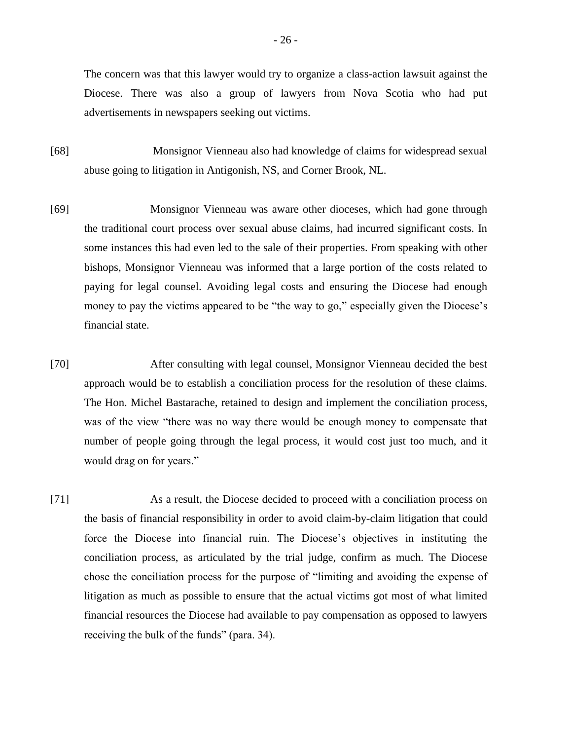The concern was that this lawyer would try to organize a class-action lawsuit against the Diocese. There was also a group of lawyers from Nova Scotia who had put advertisements in newspapers seeking out victims.

[68] Monsignor Vienneau also had knowledge of claims for widespread sexual abuse going to litigation in Antigonish, NS, and Corner Brook, NL.

[69] Monsignor Vienneau was aware other dioceses, which had gone through the traditional court process over sexual abuse claims, had incurred significant costs. In some instances this had even led to the sale of their properties. From speaking with other bishops, Monsignor Vienneau was informed that a large portion of the costs related to paying for legal counsel. Avoiding legal costs and ensuring the Diocese had enough money to pay the victims appeared to be "the way to go," especially given the Diocese's financial state.

[70] After consulting with legal counsel, Monsignor Vienneau decided the best approach would be to establish a conciliation process for the resolution of these claims. The Hon. Michel Bastarache, retained to design and implement the conciliation process, was of the view "there was no way there would be enough money to compensate that number of people going through the legal process, it would cost just too much, and it would drag on for years."

[71] As a result, the Diocese decided to proceed with a conciliation process on the basis of financial responsibility in order to avoid claim-by-claim litigation that could force the Diocese into financial ruin. The Diocese's objectives in instituting the conciliation process, as articulated by the trial judge, confirm as much. The Diocese chose the conciliation process for the purpose of "limiting and avoiding the expense of litigation as much as possible to ensure that the actual victims got most of what limited financial resources the Diocese had available to pay compensation as opposed to lawyers receiving the bulk of the funds" (para. 34).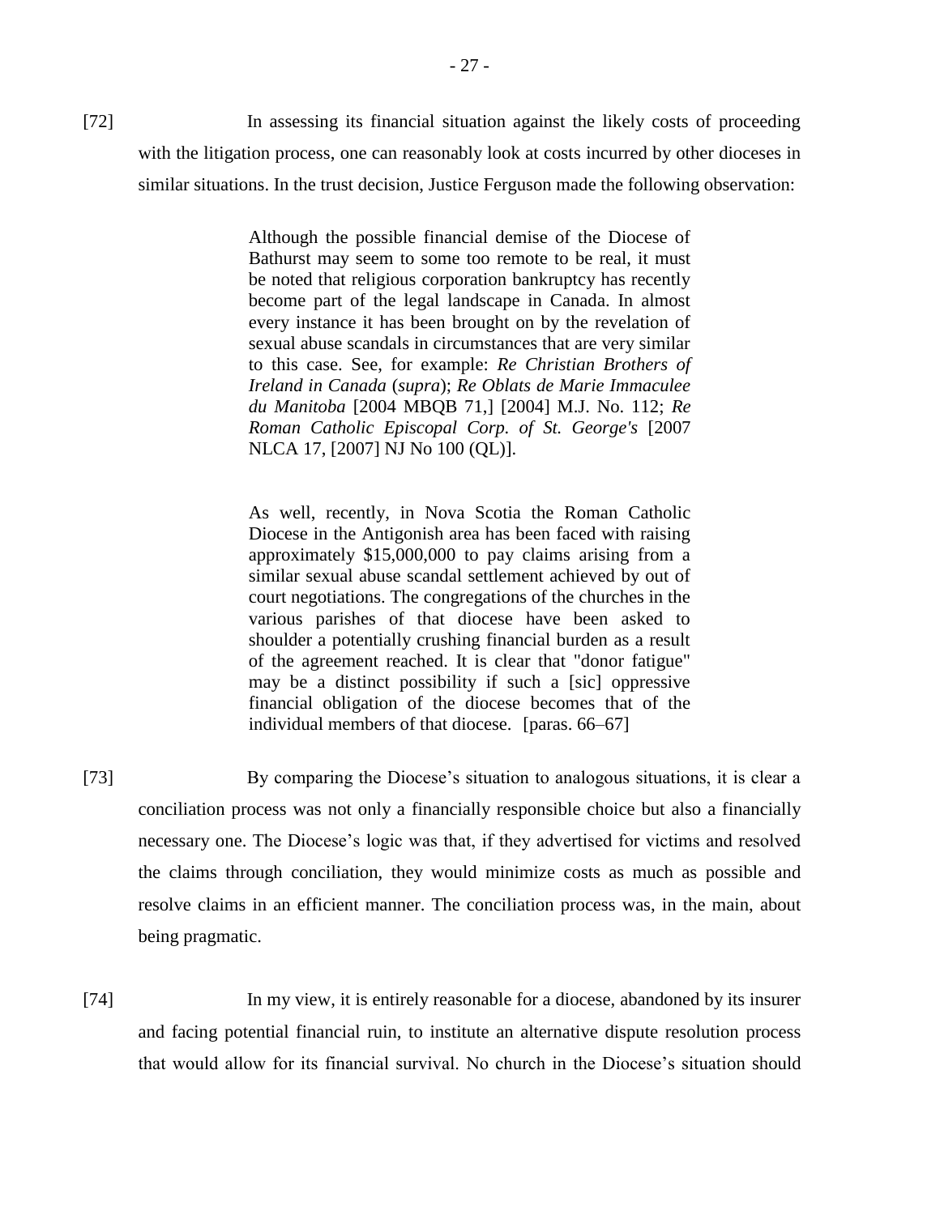[72] In assessing its financial situation against the likely costs of proceeding with the litigation process, one can reasonably look at costs incurred by other dioceses in similar situations. In the trust decision, Justice Ferguson made the following observation:

> Although the possible financial demise of the Diocese of Bathurst may seem to some too remote to be real, it must be noted that religious corporation bankruptcy has recently become part of the legal landscape in Canada. In almost every instance it has been brought on by the revelation of sexual abuse scandals in circumstances that are very similar to this case. See, for example: *Re Christian Brothers of Ireland in Canada* (*supra*); *Re Oblats de Marie Immaculee du Manitoba* [2004 MBQB 71,] [2004] M.J. No. 112; *Re Roman Catholic Episcopal Corp. of St. George's* [2007 NLCA 17, [2007] NJ No 100 (QL)].
>
> As well, recently, in Nova Scotia the Roman Catholic Diocese in the Antigonish area has been faced with raising approximately $15,000,000 to pay claims arising from a similar sexual abuse scandal settlement achieved by out of court negotiations. The congregations of the churches in the various parishes of that diocese have been asked to shoulder a potentially crushing financial burden as a result of the agreement reached. It is clear that "donor fatigue" may be a distinct possibility if such a [sic] oppressive financial obligation of the diocese becomes that of the individual members of that diocese. [paras. 66–67]

[73] By comparing the Diocese's situation to analogous situations, it is clear a conciliation process was not only a financially responsible choice but also a financially necessary one. The Diocese's logic was that, if they advertised for victims and resolved the claims through conciliation, they would minimize costs as much as possible and resolve claims in an efficient manner. The conciliation process was, in the main, about being pragmatic.

[74] In my view, it is entirely reasonable for a diocese, abandoned by its insurer and facing potential financial ruin, to institute an alternative dispute resolution process that would allow for its financial survival. No church in the Diocese's situation should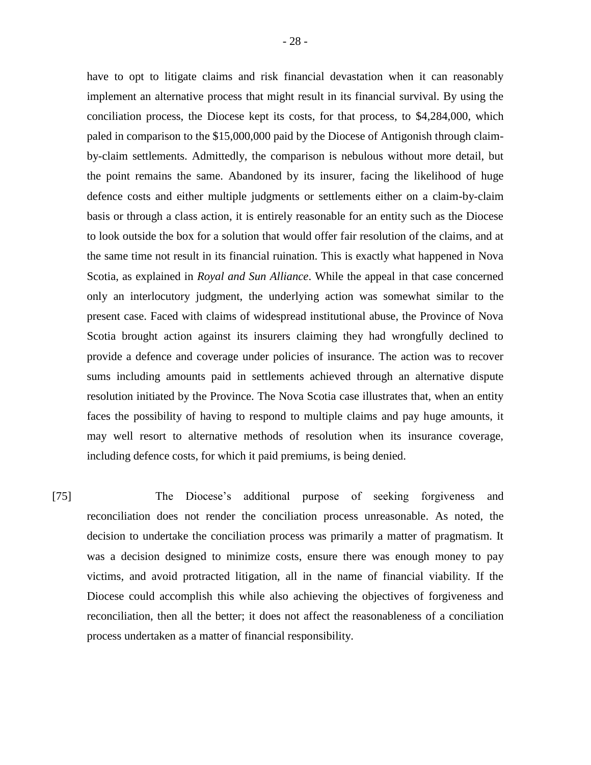have to opt to litigate claims and risk financial devastation when it can reasonably implement an alternative process that might result in its financial survival. By using the conciliation process, the Diocese kept its costs, for that process, to $4,284,000, which paled in comparison to the $15,000,000 paid by the Diocese of Antigonish through claim-by-claim settlements. Admittedly, the comparison is nebulous without more detail, but the point remains the same. Abandoned by its insurer, facing the likelihood of huge defence costs and either multiple judgments or settlements either on a claim-by-claim basis or through a class action, it is entirely reasonable for an entity such as the Diocese to look outside the box for a solution that would offer fair resolution of the claims, and at the same time not result in its financial ruination. This is exactly what happened in Nova Scotia, as explained in *Royal and Sun Alliance*. While the appeal in that case concerned only an interlocutory judgment, the underlying action was somewhat similar to the present case. Faced with claims of widespread institutional abuse, the Province of Nova Scotia brought action against its insurers claiming they had wrongfully declined to provide a defence and coverage under policies of insurance. The action was to recover sums including amounts paid in settlements achieved through an alternative dispute resolution initiated by the Province. The Nova Scotia case illustrates that, when an entity faces the possibility of having to respond to multiple claims and pay huge amounts, it may well resort to alternative methods of resolution when its insurance coverage, including defence costs, for which it paid premiums, is being denied.

[75] The Diocese's additional purpose of seeking forgiveness and reconciliation does not render the conciliation process unreasonable. As noted, the decision to undertake the conciliation process was primarily a matter of pragmatism. It was a decision designed to minimize costs, ensure there was enough money to pay victims, and avoid protracted litigation, all in the name of financial viability. If the Diocese could accomplish this while also achieving the objectives of forgiveness and reconciliation, then all the better; it does not affect the reasonableness of a conciliation process undertaken as a matter of financial responsibility.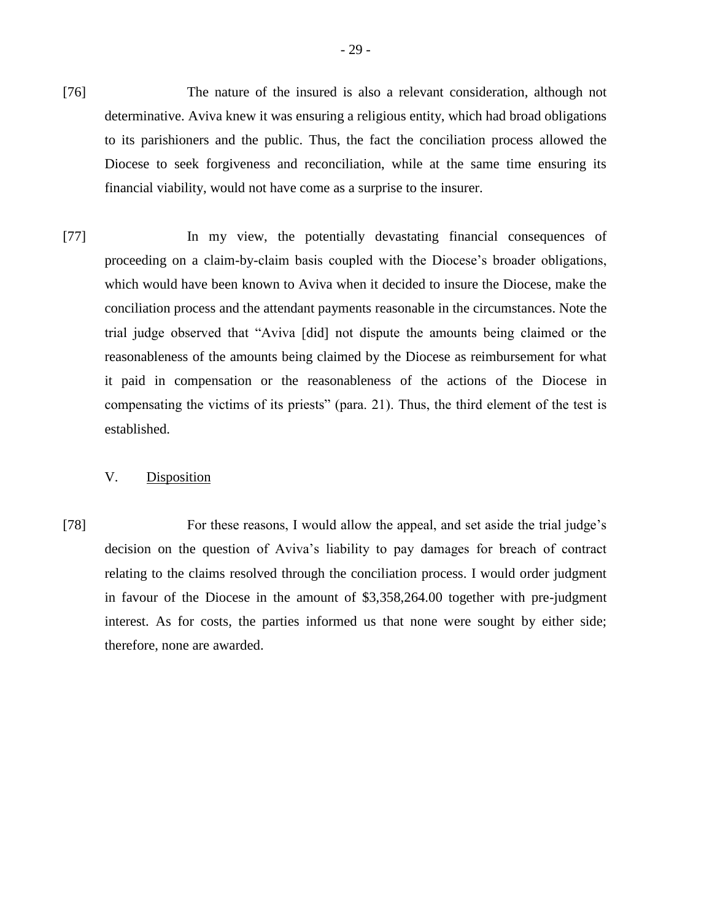[76] The nature of the insured is also a relevant consideration, although not determinative. Aviva knew it was ensuring a religious entity, which had broad obligations to its parishioners and the public. Thus, the fact the conciliation process allowed the Diocese to seek forgiveness and reconciliation, while at the same time ensuring its financial viability, would not have come as a surprise to the insurer.

[77] In my view, the potentially devastating financial consequences of proceeding on a claim-by-claim basis coupled with the Diocese's broader obligations, which would have been known to Aviva when it decided to insure the Diocese, make the conciliation process and the attendant payments reasonable in the circumstances. Note the trial judge observed that "Aviva [did] not dispute the amounts being claimed or the reasonableness of the amounts being claimed by the Diocese as reimbursement for what it paid in compensation or the reasonableness of the actions of the Diocese in compensating the victims of its priests" (para. 21). Thus, the third element of the test is established.

## V. Disposition

[78] For these reasons, I would allow the appeal, and set aside the trial judge's decision on the question of Aviva's liability to pay damages for breach of contract relating to the claims resolved through the conciliation process. I would order judgment in favour of the Diocese in the amount of $3,358,264.00 together with pre-judgment interest. As for costs, the parties informed us that none were sought by either side; therefore, none are awarded.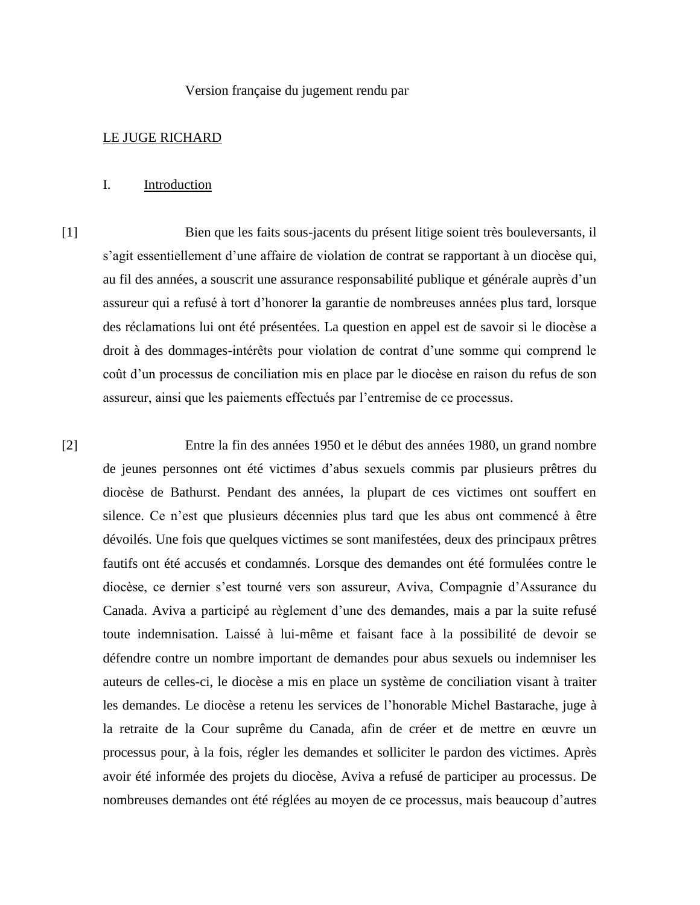Version française du jugement rendu par

LE JUGE RICHARD

## I. Introduction

[1] Bien que les faits sous-jacents du présent litige soient très bouleversants, il s'agit essentiellement d'une affaire de violation de contrat se rapportant à un diocèse qui, au fil des années, a souscrit une assurance responsabilité publique et générale auprès d'un assureur qui a refusé à tort d'honorer la garantie de nombreuses années plus tard, lorsque des réclamations lui ont été présentées. La question en appel est de savoir si le diocèse a droit à des dommages-intérêts pour violation de contrat d'une somme qui comprend le coût d'un processus de conciliation mis en place par le diocèse en raison du refus de son assureur, ainsi que les paiements effectués par l'entremise de ce processus.

[2] Entre la fin des années 1950 et le début des années 1980, un grand nombre de jeunes personnes ont été victimes d'abus sexuels commis par plusieurs prêtres du diocèse de Bathurst. Pendant des années, la plupart de ces victimes ont souffert en silence. Ce n'est que plusieurs décennies plus tard que les abus ont commencé à être dévoilés. Une fois que quelques victimes se sont manifestées, deux des principaux prêtres fautifs ont été accusés et condamnés. Lorsque des demandes ont été formulées contre le diocèse, ce dernier s'est tourné vers son assureur, Aviva, Compagnie d'Assurance du Canada. Aviva a participé au règlement d'une des demandes, mais a par la suite refusé toute indemnisation. Laissé à lui-même et faisant face à la possibilité de devoir se défendre contre un nombre important de demandes pour abus sexuels ou indemniser les auteurs de celles-ci, le diocèse a mis en place un système de conciliation visant à traiter les demandes. Le diocèse a retenu les services de l'honorable Michel Bastarache, juge à la retraite de la Cour suprême du Canada, afin de créer et de mettre en œuvre un processus pour, à la fois, régler les demandes et solliciter le pardon des victimes. Après avoir été informée des projets du diocèse, Aviva a refusé de participer au processus. De nombreuses demandes ont été réglées au moyen de ce processus, mais beaucoup d'autres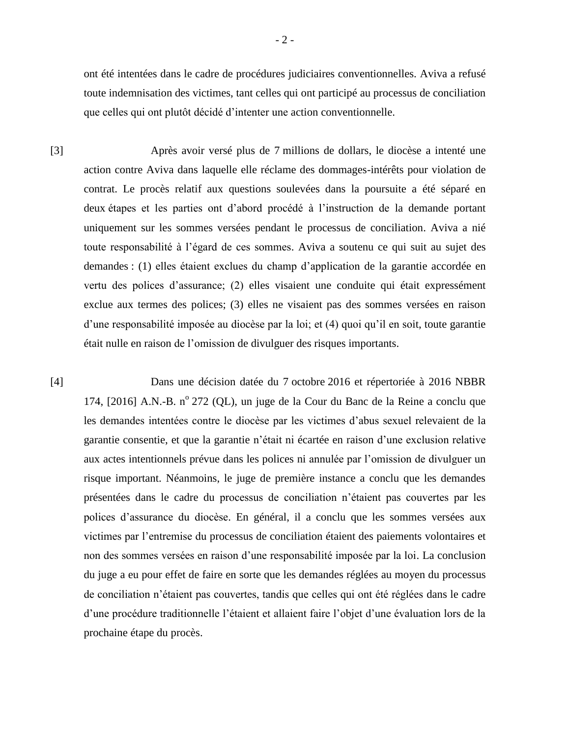ont été intentées dans le cadre de procédures judiciaires conventionnelles. Aviva a refusé toute indemnisation des victimes, tant celles qui ont participé au processus de conciliation que celles qui ont plutôt décidé d'intenter une action conventionnelle.

[3] Après avoir versé plus de 7 millions de dollars, le diocèse a intenté une action contre Aviva dans laquelle elle réclame des dommages-intérêts pour violation de contrat. Le procès relatif aux questions soulevées dans la poursuite a été séparé en deux étapes et les parties ont d'abord procédé à l'instruction de la demande portant uniquement sur les sommes versées pendant le processus de conciliation. Aviva a nié toute responsabilité à l'égard de ces sommes. Aviva a soutenu ce qui suit au sujet des demandes : (1) elles étaient exclues du champ d'application de la garantie accordée en vertu des polices d'assurance; (2) elles visaient une conduite qui était expressément exclue aux termes des polices; (3) elles ne visaient pas des sommes versées en raison d'une responsabilité imposée au diocèse par la loi; et (4) quoi qu'il en soit, toute garantie était nulle en raison de l'omission de divulguer des risques importants.

[4] Dans une décision datée du 7 octobre 2016 et répertoriée à 2016 NBBR 174, [2016] A.N.-B. n[o] 272 (QL), un juge de la Cour du Banc de la Reine a conclu que les demandes intentées contre le diocèse par les victimes d'abus sexuel relevaient de la garantie consentie, et que la garantie n'était ni écartée en raison d'une exclusion relative aux actes intentionnels prévue dans les polices ni annulée par l'omission de divulguer un risque important. Néanmoins, le juge de première instance a conclu que les demandes présentées dans le cadre du processus de conciliation n'étaient pas couvertes par les polices d'assurance du diocèse. En général, il a conclu que les sommes versées aux victimes par l'entremise du processus de conciliation étaient des paiements volontaires et non des sommes versées en raison d'une responsabilité imposée par la loi. La conclusion du juge a eu pour effet de faire en sorte que les demandes réglées au moyen du processus de conciliation n'étaient pas couvertes, tandis que celles qui ont été réglées dans le cadre d'une procédure traditionnelle l'étaient et allaient faire l'objet d'une évaluation lors de la prochaine étape du procès.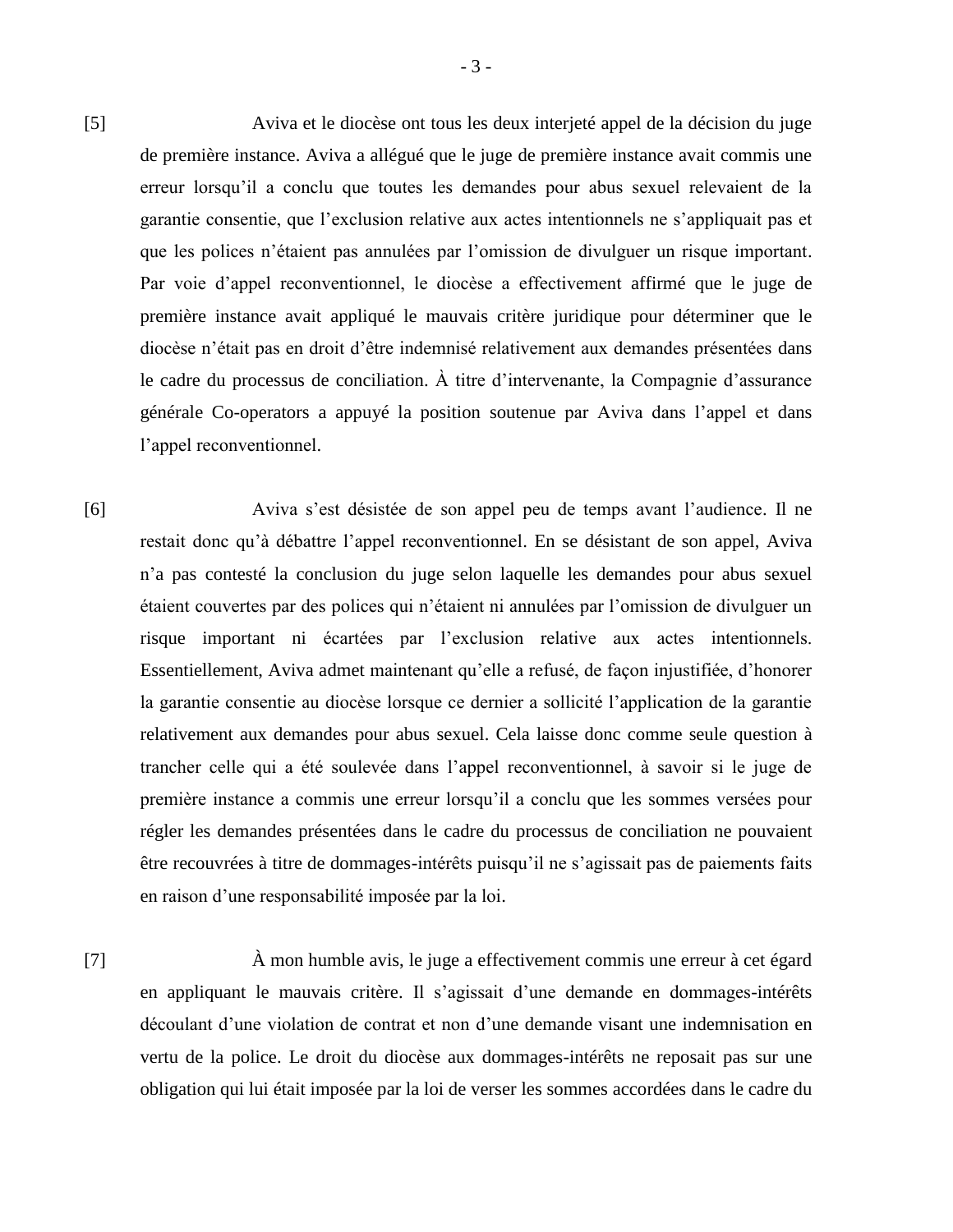[5] Aviva et le diocèse ont tous les deux interjeté appel de la décision du juge de première instance. Aviva a allégué que le juge de première instance avait commis une erreur lorsqu'il a conclu que toutes les demandes pour abus sexuel relevaient de la garantie consentie, que l'exclusion relative aux actes intentionnels ne s'appliquait pas et que les polices n'étaient pas annulées par l'omission de divulguer un risque important. Par voie d'appel reconventionnel, le diocèse a effectivement affirmé que le juge de première instance avait appliqué le mauvais critère juridique pour déterminer que le diocèse n'était pas en droit d'être indemnisé relativement aux demandes présentées dans le cadre du processus de conciliation. À titre d'intervenante, la Compagnie d'assurance générale Co-operators a appuyé la position soutenue par Aviva dans l'appel et dans l'appel reconventionnel.

[6] Aviva s'est désistée de son appel peu de temps avant l'audience. Il ne restait donc qu'à débattre l'appel reconventionnel. En se désistant de son appel, Aviva n'a pas contesté la conclusion du juge selon laquelle les demandes pour abus sexuel étaient couvertes par des polices qui n'étaient ni annulées par l'omission de divulguer un risque important ni écartées par l'exclusion relative aux actes intentionnels. Essentiellement, Aviva admet maintenant qu'elle a refusé, de façon injustifiée, d'honorer la garantie consentie au diocèse lorsque ce dernier a sollicité l'application de la garantie relativement aux demandes pour abus sexuel. Cela laisse donc comme seule question à trancher celle qui a été soulevée dans l'appel reconventionnel, à savoir si le juge de première instance a commis une erreur lorsqu'il a conclu que les sommes versées pour régler les demandes présentées dans le cadre du processus de conciliation ne pouvaient être recouvrées à titre de dommages-intérêts puisqu'il ne s'agissait pas de paiements faits en raison d'une responsabilité imposée par la loi.

[7] À mon humble avis, le juge a effectivement commis une erreur à cet égard en appliquant le mauvais critère. Il s'agissait d'une demande en dommages-intérêts découlant d'une violation de contrat et non d'une demande visant une indemnisation en vertu de la police. Le droit du diocèse aux dommages-intérêts ne reposait pas sur une obligation qui lui était imposée par la loi de verser les sommes accordées dans le cadre du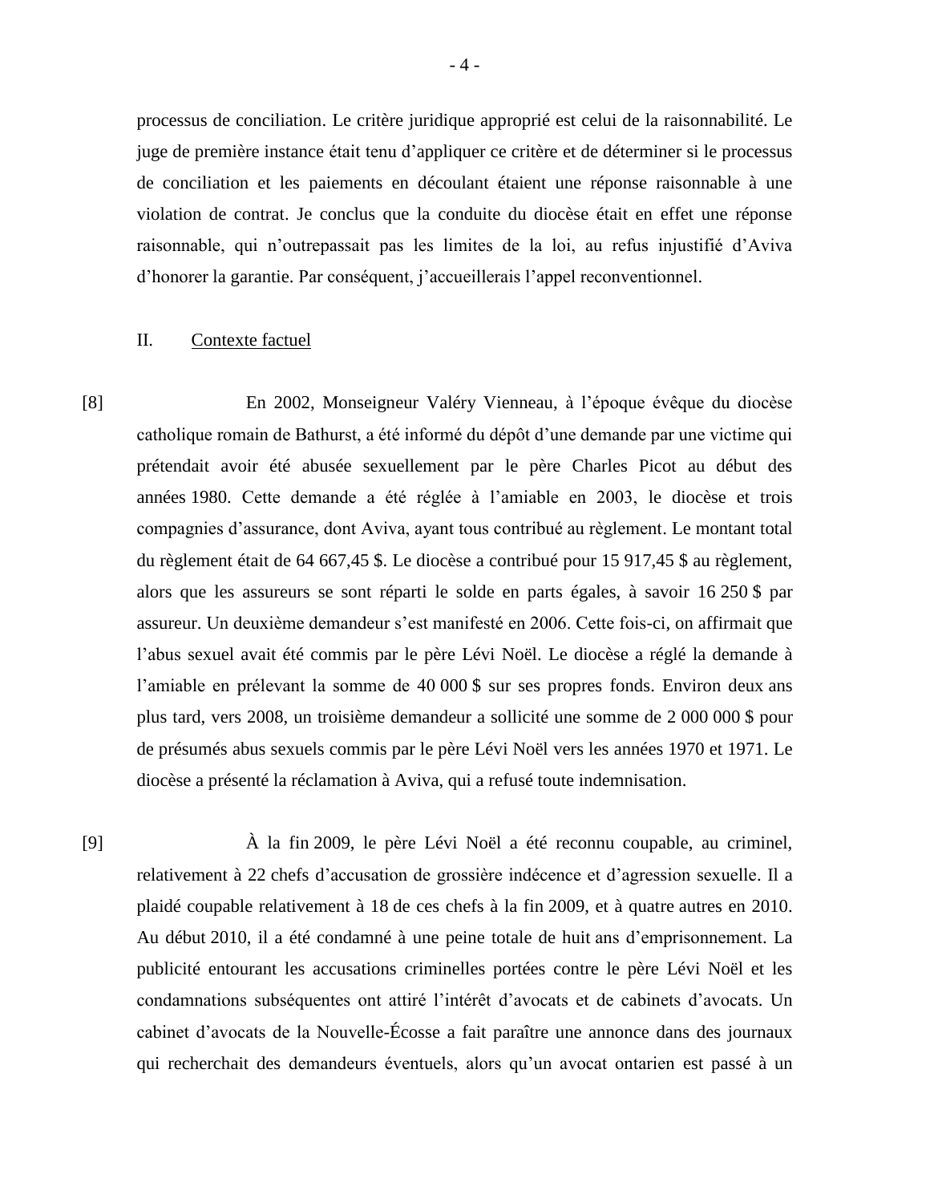processus de conciliation. Le critère juridique approprié est celui de la raisonnabilité. Le juge de première instance était tenu d'appliquer ce critère et de déterminer si le processus de conciliation et les paiements en découlant étaient une réponse raisonnable à une violation de contrat. Je conclus que la conduite du diocèse était en effet une réponse raisonnable, qui n'outrepassait pas les limites de la loi, au refus injustifié d'Aviva d'honorer la garantie. Par conséquent, j'accueillerais l'appel reconventionnel.

## II. Contexte factuel

[8] En 2002, Monseigneur Valéry Vienneau, à l'époque évêque du diocèse catholique romain de Bathurst, a été informé du dépôt d'une demande par une victime qui prétendait avoir été abusée sexuellement par le père Charles Picot au début des années 1980. Cette demande a été réglée à l'amiable en 2003, le diocèse et trois compagnies d'assurance, dont Aviva, ayant tous contribué au règlement. Le montant total du règlement était de 64 667,45 $. Le diocèse a contribué pour 15 917,45 $ au règlement, alors que les assureurs se sont réparti le solde en parts égales, à savoir 16 250 $ par assureur. Un deuxième demandeur s'est manifesté en 2006. Cette fois-ci, on affirmait que l'abus sexuel avait été commis par le père Lévi Noël. Le diocèse a réglé la demande à l'amiable en prélevant la somme de 40 000 $ sur ses propres fonds. Environ deux ans plus tard, vers 2008, un troisième demandeur a sollicité une somme de 2 000 000 $ pour de présumés abus sexuels commis par le père Lévi Noël vers les années 1970 et 1971. Le diocèse a présenté la réclamation à Aviva, qui a refusé toute indemnisation.

[9] À la fin 2009, le père Lévi Noël a été reconnu coupable, au criminel, relativement à 22 chefs d'accusation de grossière indécence et d'agression sexuelle. Il a plaidé coupable relativement à 18 de ces chefs à la fin 2009, et à quatre autres en 2010. Au début 2010, il a été condamné à une peine totale de huit ans d'emprisonnement. La publicité entourant les accusations criminelles portées contre le père Lévi Noël et les condamnations subséquentes ont attiré l'intérêt d'avocats et de cabinets d'avocats. Un cabinet d'avocats de la Nouvelle-Écosse a fait paraître une annonce dans des journaux qui recherchait des demandeurs éventuels, alors qu'un avocat ontarien est passé à un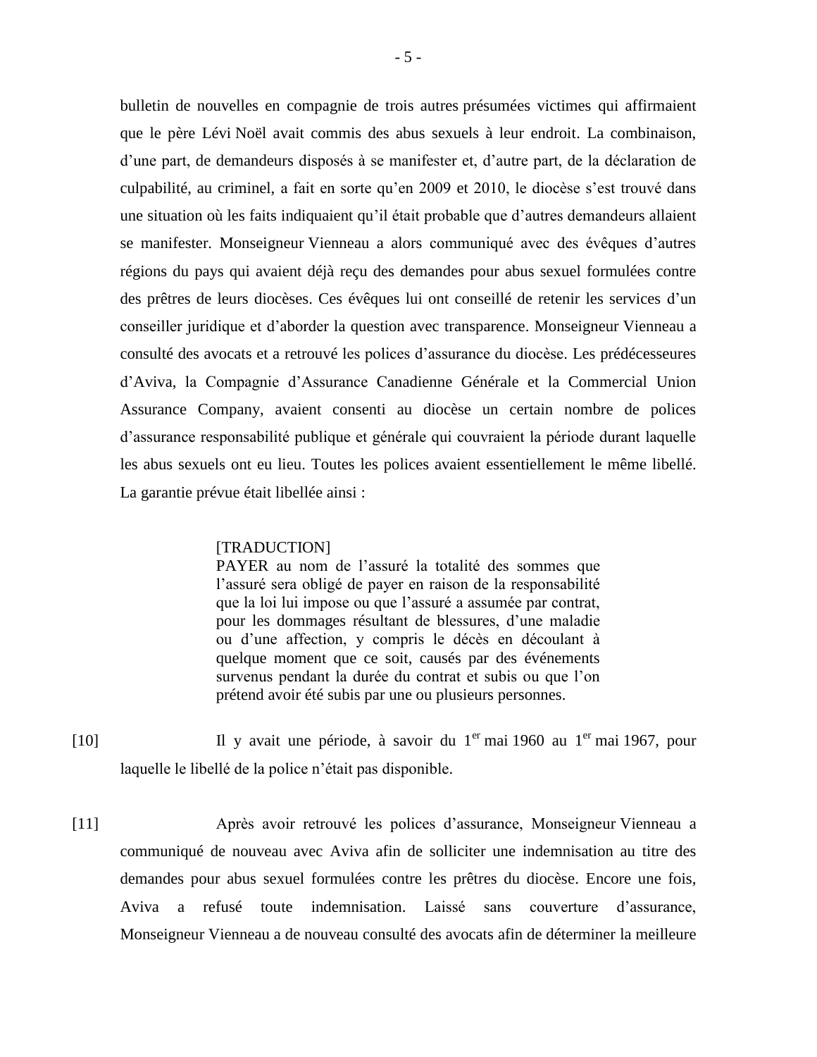bulletin de nouvelles en compagnie de trois autres présumées victimes qui affirmaient que le père Lévi Noël avait commis des abus sexuels à leur endroit. La combinaison, d'une part, de demandeurs disposés à se manifester et, d'autre part, de la déclaration de culpabilité, au criminel, a fait en sorte qu'en 2009 et 2010, le diocèse s'est trouvé dans une situation où les faits indiquaient qu'il était probable que d'autres demandeurs allaient se manifester. Monseigneur Vienneau a alors communiqué avec des évêques d'autres régions du pays qui avaient déjà reçu des demandes pour abus sexuel formulées contre des prêtres de leurs diocèses. Ces évêques lui ont conseillé de retenir les services d'un conseiller juridique et d'aborder la question avec transparence. Monseigneur Vienneau a consulté des avocats et a retrouvé les polices d'assurance du diocèse. Les prédécesseures d'Aviva, la Compagnie d'Assurance Canadienne Générale et la Commercial Union Assurance Company, avaient consenti au diocèse un certain nombre de polices d'assurance responsabilité publique et générale qui couvraient la période durant laquelle les abus sexuels ont eu lieu. Toutes les polices avaient essentiellement le même libellé. La garantie prévue était libellée ainsi :

> [TRADUCTION]
> PAYER au nom de l'assuré la totalité des sommes que l'assuré sera obligé de payer en raison de la responsabilité que la loi lui impose ou que l'assuré a assumée par contrat, pour les dommages résultant de blessures, d'une maladie ou d'une affection, y compris le décès en découlant à quelque moment que ce soit, causés par des événements survenus pendant la durée du contrat et subis ou que l'on prétend avoir été subis par une ou plusieurs personnes.

[10] Il y avait une période, à savoir du 1er mai 1960 au 1er mai 1967, pour laquelle le libellé de la police n'était pas disponible.

[11] Après avoir retrouvé les polices d'assurance, Monseigneur Vienneau a communiqué de nouveau avec Aviva afin de solliciter une indemnisation au titre des demandes pour abus sexuel formulées contre les prêtres du diocèse. Encore une fois, Aviva a refusé toute indemnisation. Laissé sans couverture d'assurance, Monseigneur Vienneau a de nouveau consulté des avocats afin de déterminer la meilleure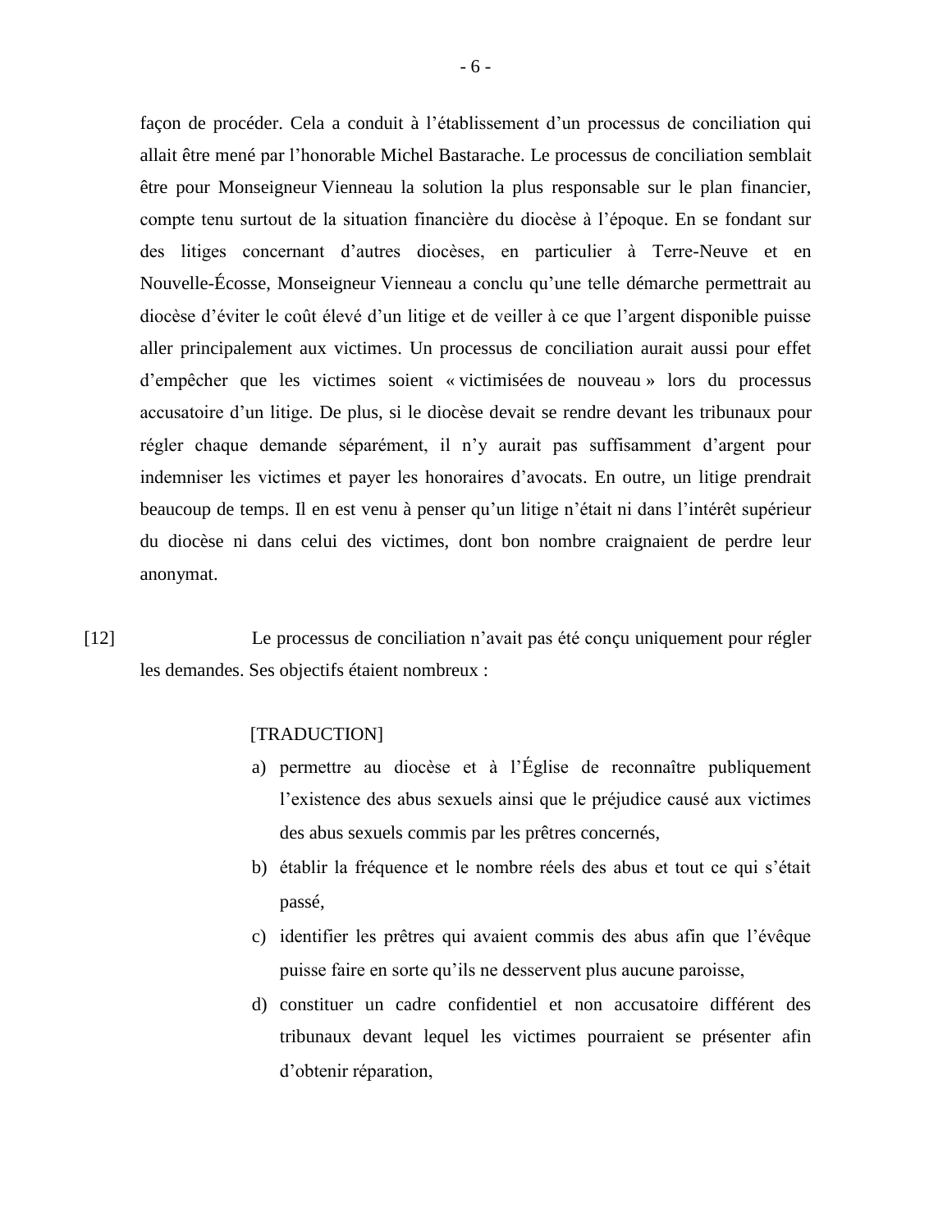façon de procéder. Cela a conduit à l'établissement d'un processus de conciliation qui allait être mené par l'honorable Michel Bastarache. Le processus de conciliation semblait être pour Monseigneur Vienneau la solution la plus responsable sur le plan financier, compte tenu surtout de la situation financière du diocèse à l'époque. En se fondant sur des litiges concernant d'autres diocèses, en particulier à Terre-Neuve et en Nouvelle-Écosse, Monseigneur Vienneau a conclu qu'une telle démarche permettrait au diocèse d'éviter le coût élevé d'un litige et de veiller à ce que l'argent disponible puisse aller principalement aux victimes. Un processus de conciliation aurait aussi pour effet d'empêcher que les victimes soient « victimisées de nouveau » lors du processus accusatoire d'un litige. De plus, si le diocèse devait se rendre devant les tribunaux pour régler chaque demande séparément, il n'y aurait pas suffisamment d'argent pour indemniser les victimes et payer les honoraires d'avocats. En outre, un litige prendrait beaucoup de temps. Il en est venu à penser qu'un litige n'était ni dans l'intérêt supérieur du diocèse ni dans celui des victimes, dont bon nombre craignaient de perdre leur anonymat.

[12] Le processus de conciliation n'avait pas été conçu uniquement pour régler les demandes. Ses objectifs étaient nombreux :

> [TRADUCTION]
>
> a) permettre au diocèse et à l'Église de reconnaître publiquement l'existence des abus sexuels ainsi que le préjudice causé aux victimes des abus sexuels commis par les prêtres concernés,
>
> b) établir la fréquence et le nombre réels des abus et tout ce qui s'était passé,
>
> c) identifier les prêtres qui avaient commis des abus afin que l'évêque puisse faire en sorte qu'ils ne desservent plus aucune paroisse,
>
> d) constituer un cadre confidentiel et non accusatoire différent des tribunaux devant lequel les victimes pourraient se présenter afin d'obtenir réparation,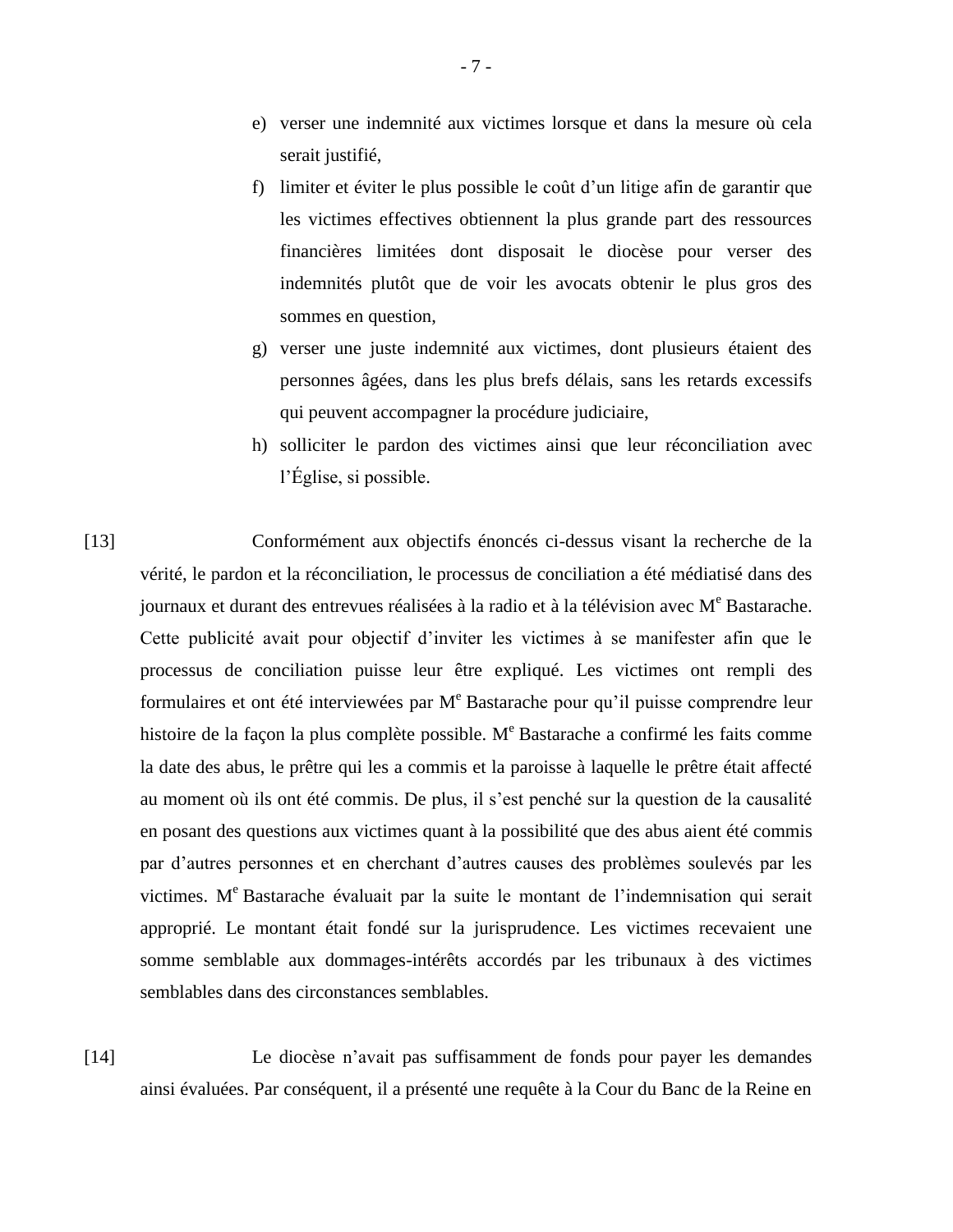e) verser une indemnité aux victimes lorsque et dans la mesure où cela serait justifié,

f) limiter et éviter le plus possible le coût d'un litige afin de garantir que les victimes effectives obtiennent la plus grande part des ressources financières limitées dont disposait le diocèse pour verser des indemnités plutôt que de voir les avocats obtenir le plus gros des sommes en question,

g) verser une juste indemnité aux victimes, dont plusieurs étaient des personnes âgées, dans les plus brefs délais, sans les retards excessifs qui peuvent accompagner la procédure judiciaire,

h) solliciter le pardon des victimes ainsi que leur réconciliation avec l'Église, si possible.

[13] Conformément aux objectifs énoncés ci-dessus visant la recherche de la vérité, le pardon et la réconciliation, le processus de conciliation a été médiatisé dans des journaux et durant des entrevues réalisées à la radio et à la télévision avec Me Bastarache. Cette publicité avait pour objectif d'inviter les victimes à se manifester afin que le processus de conciliation puisse leur être expliqué. Les victimes ont rempli des formulaires et ont été interviewées par Me Bastarache pour qu'il puisse comprendre leur histoire de la façon la plus complète possible. Me Bastarache a confirmé les faits comme la date des abus, le prêtre qui les a commis et la paroisse à laquelle le prêtre était affecté au moment où ils ont été commis. De plus, il s'est penché sur la question de la causalité en posant des questions aux victimes quant à la possibilité que des abus aient été commis par d'autres personnes et en cherchant d'autres causes des problèmes soulevés par les victimes. Me Bastarache évaluait par la suite le montant de l'indemnisation qui serait approprié. Le montant était fondé sur la jurisprudence. Les victimes recevaient une somme semblable aux dommages-intérêts accordés par les tribunaux à des victimes semblables dans des circonstances semblables.

[14] Le diocèse n'avait pas suffisamment de fonds pour payer les demandes ainsi évaluées. Par conséquent, il a présenté une requête à la Cour du Banc de la Reine en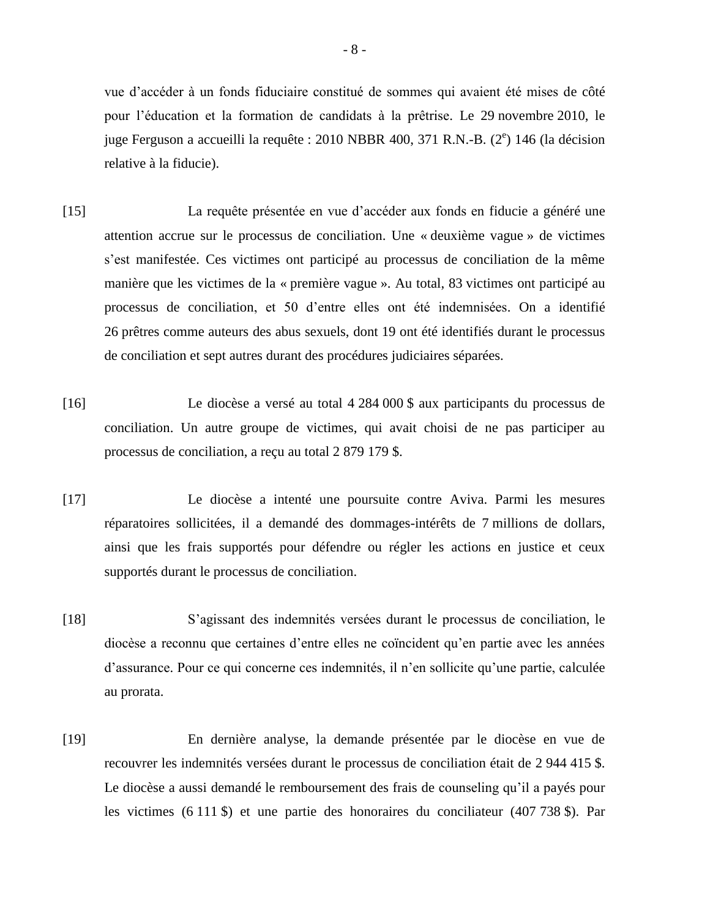vue d'accéder à un fonds fiduciaire constitué de sommes qui avaient été mises de côté pour l'éducation et la formation de candidats à la prêtrise. Le 29 novembre 2010, le juge Ferguson a accueilli la requête : 2010 NBBR 400, 371 R.N.-B. (2e) 146 (la décision relative à la fiducie).

[15] La requête présentée en vue d'accéder aux fonds en fiducie a généré une attention accrue sur le processus de conciliation. Une « deuxième vague » de victimes s'est manifestée. Ces victimes ont participé au processus de conciliation de la même manière que les victimes de la « première vague ». Au total, 83 victimes ont participé au processus de conciliation, et 50 d'entre elles ont été indemnisées. On a identifié 26 prêtres comme auteurs des abus sexuels, dont 19 ont été identifiés durant le processus de conciliation et sept autres durant des procédures judiciaires séparées.

[16] Le diocèse a versé au total 4 284 000 $ aux participants du processus de conciliation. Un autre groupe de victimes, qui avait choisi de ne pas participer au processus de conciliation, a reçu au total 2 879 179 $.

[17] Le diocèse a intenté une poursuite contre Aviva. Parmi les mesures réparatoires sollicitées, il a demandé des dommages-intérêts de 7 millions de dollars, ainsi que les frais supportés pour défendre ou régler les actions en justice et ceux supportés durant le processus de conciliation.

[18] S'agissant des indemnités versées durant le processus de conciliation, le diocèse a reconnu que certaines d'entre elles ne coïncident qu'en partie avec les années d'assurance. Pour ce qui concerne ces indemnités, il n'en sollicite qu'une partie, calculée au prorata.

[19] En dernière analyse, la demande présentée par le diocèse en vue de recouvrer les indemnités versées durant le processus de conciliation était de 2 944 415 $. Le diocèse a aussi demandé le remboursement des frais de counseling qu'il a payés pour les victimes (6 111 $) et une partie des honoraires du conciliateur (407 738 $). Par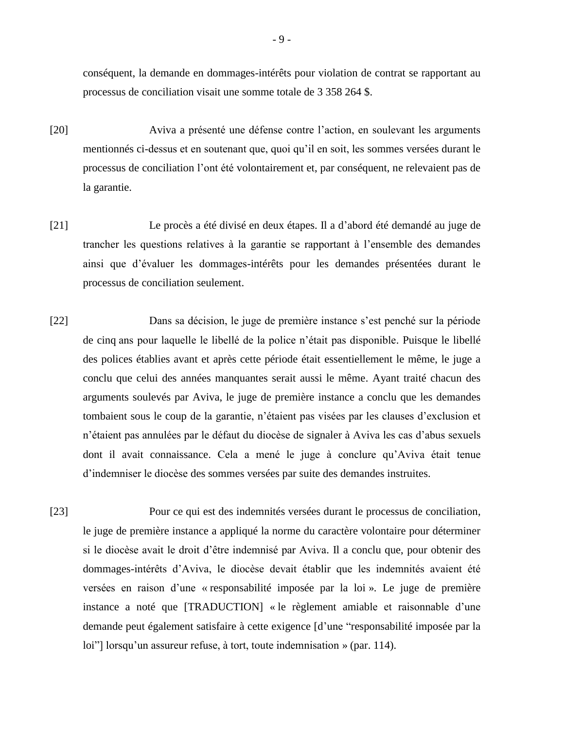conséquent, la demande en dommages-intérêts pour violation de contrat se rapportant au processus de conciliation visait une somme totale de 3 358 264 $.

[20] Aviva a présenté une défense contre l'action, en soulevant les arguments mentionnés ci-dessus et en soutenant que, quoi qu'il en soit, les sommes versées durant le processus de conciliation l'ont été volontairement et, par conséquent, ne relevaient pas de la garantie.

[21] Le procès a été divisé en deux étapes. Il a d'abord été demandé au juge de trancher les questions relatives à la garantie se rapportant à l'ensemble des demandes ainsi que d'évaluer les dommages-intérêts pour les demandes présentées durant le processus de conciliation seulement.

[22] Dans sa décision, le juge de première instance s'est penché sur la période de cinq ans pour laquelle le libellé de la police n'était pas disponible. Puisque le libellé des polices établies avant et après cette période était essentiellement le même, le juge a conclu que celui des années manquantes serait aussi le même. Ayant traité chacun des arguments soulevés par Aviva, le juge de première instance a conclu que les demandes tombaient sous le coup de la garantie, n'étaient pas visées par les clauses d'exclusion et n'étaient pas annulées par le défaut du diocèse de signaler à Aviva les cas d'abus sexuels dont il avait connaissance. Cela a mené le juge à conclure qu'Aviva était tenue d'indemniser le diocèse des sommes versées par suite des demandes instruites.

[23] Pour ce qui est des indemnités versées durant le processus de conciliation, le juge de première instance a appliqué la norme du caractère volontaire pour déterminer si le diocèse avait le droit d'être indemnisé par Aviva. Il a conclu que, pour obtenir des dommages-intérêts d'Aviva, le diocèse devait établir que les indemnités avaient été versées en raison d'une « responsabilité imposée par la loi ». Le juge de première instance a noté que [TRADUCTION] « le règlement amiable et raisonnable d'une demande peut également satisfaire à cette exigence [d'une "responsabilité imposée par la loi"] lorsqu'un assureur refuse, à tort, toute indemnisation » (par. 114).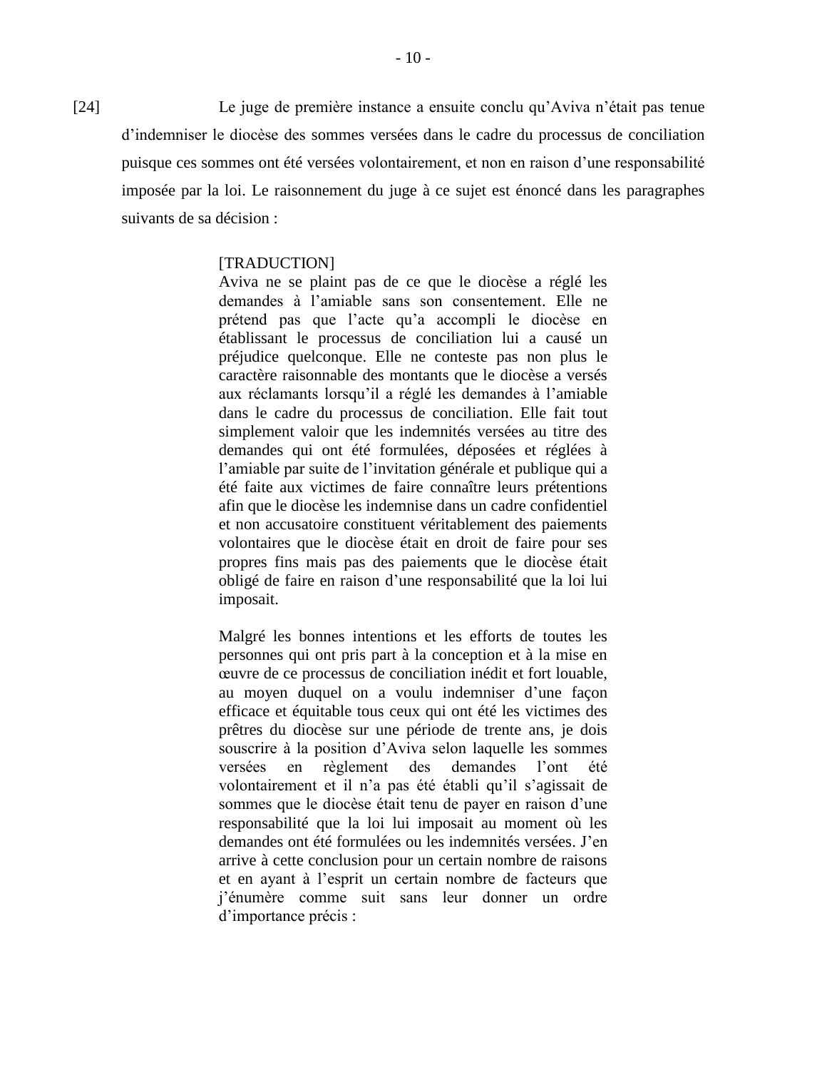[24] Le juge de première instance a ensuite conclu qu'Aviva n'était pas tenue d'indemniser le diocèse des sommes versées dans le cadre du processus de conciliation puisque ces sommes ont été versées volontairement, et non en raison d'une responsabilité imposée par la loi. Le raisonnement du juge à ce sujet est énoncé dans les paragraphes suivants de sa décision :

> [TRADUCTION]
> Aviva ne se plaint pas de ce que le diocèse a réglé les demandes à l'amiable sans son consentement. Elle ne prétend pas que l'acte qu'a accompli le diocèse en établissant le processus de conciliation lui a causé un préjudice quelconque. Elle ne conteste pas non plus le caractère raisonnable des montants que le diocèse a versés aux réclamants lorsqu'il a réglé les demandes à l'amiable dans le cadre du processus de conciliation. Elle fait tout simplement valoir que les indemnités versées au titre des demandes qui ont été formulées, déposées et réglées à l'amiable par suite de l'invitation générale et publique qui a été faite aux victimes de faire connaître leurs prétentions afin que le diocèse les indemnise dans un cadre confidentiel et non accusatoire constituent véritablement des paiements volontaires que le diocèse était en droit de faire pour ses propres fins mais pas des paiements que le diocèse était obligé de faire en raison d'une responsabilité que la loi lui imposait.
>
> Malgré les bonnes intentions et les efforts de toutes les personnes qui ont pris part à la conception et à la mise en œuvre de ce processus de conciliation inédit et fort louable, au moyen duquel on a voulu indemniser d'une façon efficace et équitable tous ceux qui ont été les victimes des prêtres du diocèse sur une période de trente ans, je dois souscrire à la position d'Aviva selon laquelle les sommes versées en règlement des demandes l'ont été volontairement et il n'a pas été établi qu'il s'agissait de sommes que le diocèse était tenu de payer en raison d'une responsabilité que la loi lui imposait au moment où les demandes ont été formulées ou les indemnités versées. J'en arrive à cette conclusion pour un certain nombre de raisons et en ayant à l'esprit un certain nombre de facteurs que j'énumère comme suit sans leur donner un ordre d'importance précis :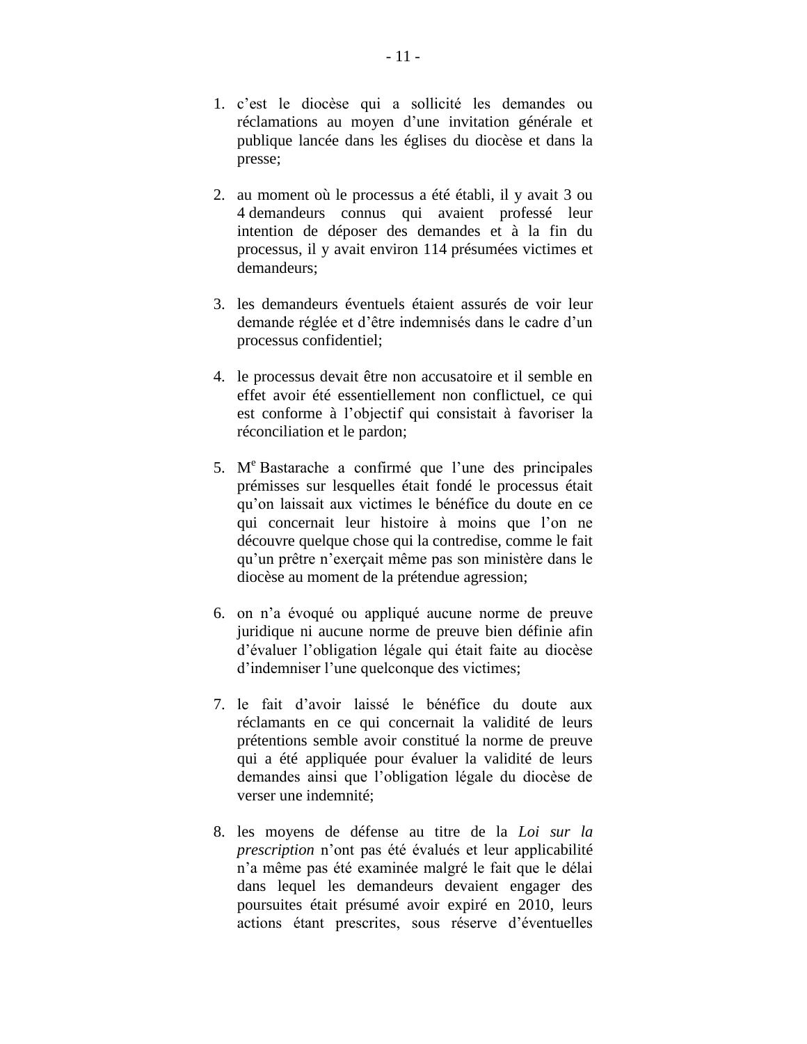1. c'est le diocèse qui a sollicité les demandes ou réclamations au moyen d'une invitation générale et publique lancée dans les églises du diocèse et dans la presse;

2. au moment où le processus a été établi, il y avait 3 ou 4 demandeurs connus qui avaient professé leur intention de déposer des demandes et à la fin du processus, il y avait environ 114 présumées victimes et demandeurs;

3. les demandeurs éventuels étaient assurés de voir leur demande réglée et d'être indemnisés dans le cadre d'un processus confidentiel;

4. le processus devait être non accusatoire et il semble en effet avoir été essentiellement non conflictuel, ce qui est conforme à l'objectif qui consistait à favoriser la réconciliation et le pardon;

5. M[e] Bastarache a confirmé que l'une des principales prémisses sur lesquelles était fondé le processus était qu'on laissait aux victimes le bénéfice du doute en ce qui concernait leur histoire à moins que l'on ne découvre quelque chose qui la contredise, comme le fait qu'un prêtre n'exerçait même pas son ministère dans le diocèse au moment de la prétendue agression;

6. on n'a évoqué ou appliqué aucune norme de preuve juridique ni aucune norme de preuve bien définie afin d'évaluer l'obligation légale qui était faite au diocèse d'indemniser l'une quelconque des victimes;

7. le fait d'avoir laissé le bénéfice du doute aux réclamants en ce qui concernait la validité de leurs prétentions semble avoir constitué la norme de preuve qui a été appliquée pour évaluer la validité de leurs demandes ainsi que l'obligation légale du diocèse de verser une indemnité;

8. les moyens de défense au titre de la *Loi sur la prescription* n'ont pas été évalués et leur applicabilité n'a même pas été examinée malgré le fait que le délai dans lequel les demandeurs devaient engager des poursuites était présumé avoir expiré en 2010, leurs actions étant prescrites, sous réserve d'éventuelles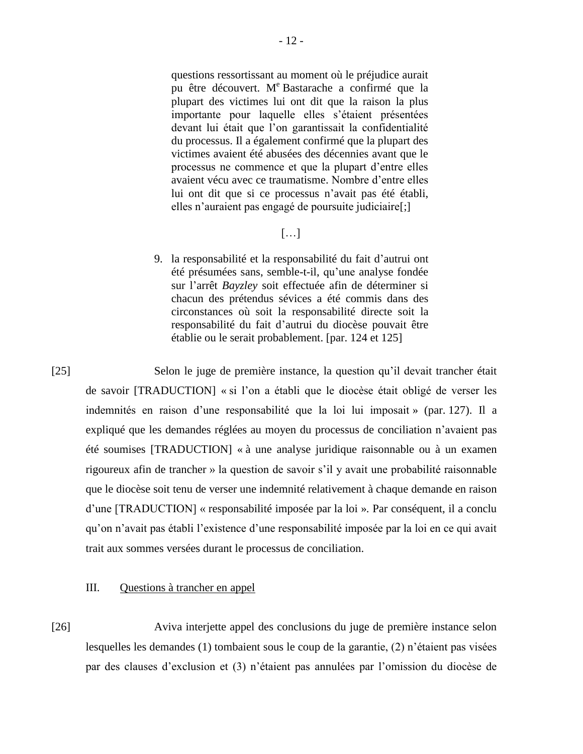> questions ressortissant au moment où le préjudice aurait pu être découvert. M[e] Bastarache a confirmé que la plupart des victimes lui ont dit que la raison la plus importante pour laquelle elles s'étaient présentées devant lui était que l'on garantissait la confidentialité du processus. Il a également confirmé que la plupart des victimes avaient été abusées des décennies avant que le processus ne commence et que la plupart d'entre elles avaient vécu avec ce traumatisme. Nombre d'entre elles lui ont dit que si ce processus n'avait pas été établi, elles n'auraient pas engagé de poursuite judiciaire[;]
>
> […]
>
> 9. la responsabilité et la responsabilité du fait d'autrui ont été présumées sans, semble-t-il, qu'une analyse fondée sur l'arrêt *Bayzley* soit effectuée afin de déterminer si chacun des prétendus sévices a été commis dans des circonstances où soit la responsabilité directe soit la responsabilité du fait d'autrui du diocèse pouvait être établie ou le serait probablement. [par. 124 et 125]

[25] Selon le juge de première instance, la question qu'il devait trancher était de savoir [TRADUCTION] « si l'on a établi que le diocèse était obligé de verser les indemnités en raison d'une responsabilité que la loi lui imposait » (par. 127). Il a expliqué que les demandes réglées au moyen du processus de conciliation n'avaient pas été soumises [TRADUCTION] « à une analyse juridique raisonnable ou à un examen rigoureux afin de trancher » la question de savoir s'il y avait une probabilité raisonnable que le diocèse soit tenu de verser une indemnité relativement à chaque demande en raison d'une [TRADUCTION] « responsabilité imposée par la loi ». Par conséquent, il a conclu qu'on n'avait pas établi l'existence d'une responsabilité imposée par la loi en ce qui avait trait aux sommes versées durant le processus de conciliation.

## III. Questions à trancher en appel

[26] Aviva interjette appel des conclusions du juge de première instance selon lesquelles les demandes (1) tombaient sous le coup de la garantie, (2) n'étaient pas visées par des clauses d'exclusion et (3) n'étaient pas annulées par l'omission du diocèse de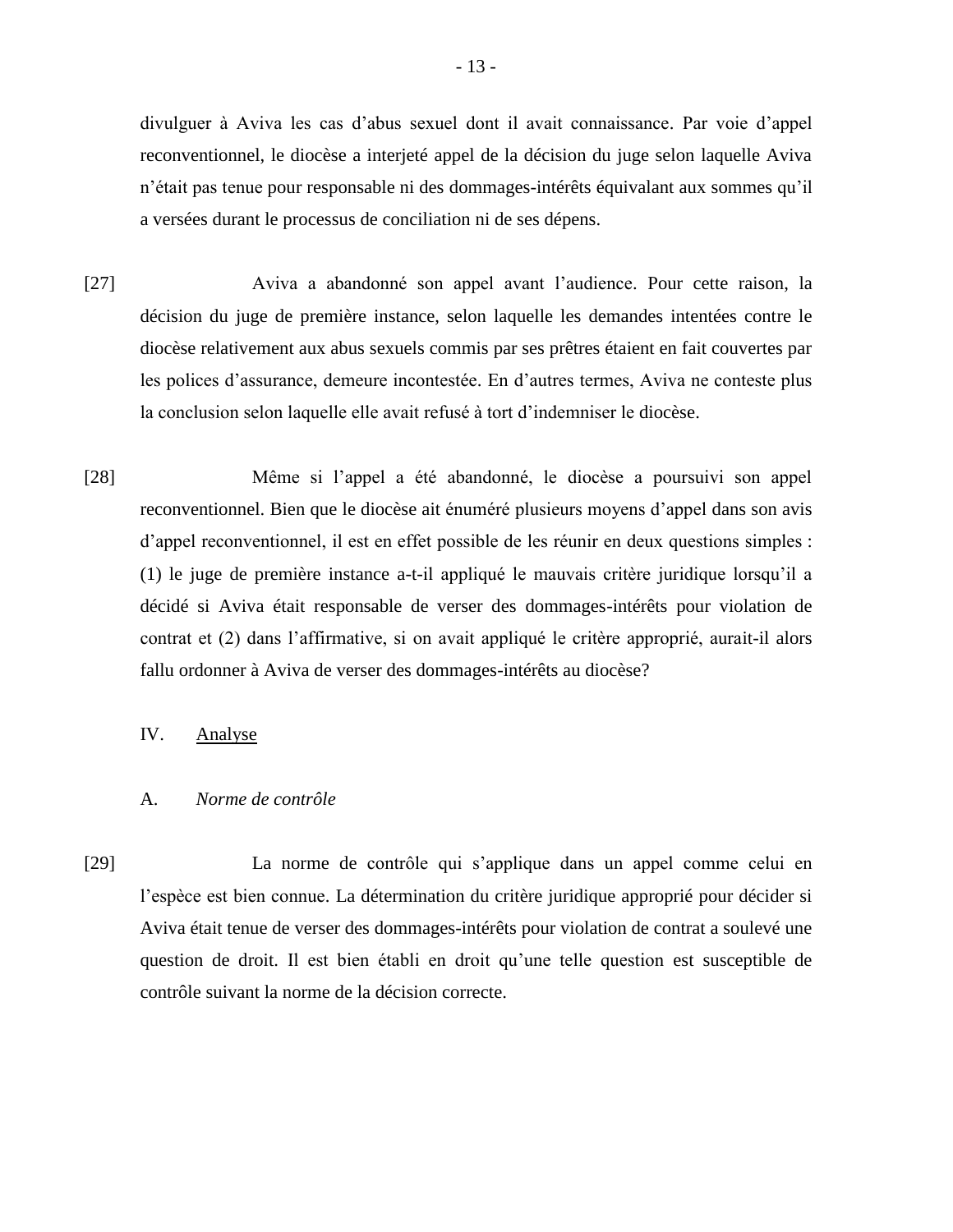divulguer à Aviva les cas d'abus sexuel dont il avait connaissance. Par voie d'appel reconventionnel, le diocèse a interjeté appel de la décision du juge selon laquelle Aviva n'était pas tenue pour responsable ni des dommages-intérêts équivalant aux sommes qu'il a versées durant le processus de conciliation ni de ses dépens.

[27] Aviva a abandonné son appel avant l'audience. Pour cette raison, la décision du juge de première instance, selon laquelle les demandes intentées contre le diocèse relativement aux abus sexuels commis par ses prêtres étaient en fait couvertes par les polices d'assurance, demeure incontestée. En d'autres termes, Aviva ne conteste plus la conclusion selon laquelle elle avait refusé à tort d'indemniser le diocèse.

[28] Même si l'appel a été abandonné, le diocèse a poursuivi son appel reconventionnel. Bien que le diocèse ait énuméré plusieurs moyens d'appel dans son avis d'appel reconventionnel, il est en effet possible de les réunir en deux questions simples : (1) le juge de première instance a-t-il appliqué le mauvais critère juridique lorsqu'il a décidé si Aviva était responsable de verser des dommages-intérêts pour violation de contrat et (2) dans l'affirmative, si on avait appliqué le critère approprié, aurait-il alors fallu ordonner à Aviva de verser des dommages-intérêts au diocèse?

## IV. Analyse

### A. *Norme de contrôle*

[29] La norme de contrôle qui s'applique dans un appel comme celui en l'espèce est bien connue. La détermination du critère juridique approprié pour décider si Aviva était tenue de verser des dommages-intérêts pour violation de contrat a soulevé une question de droit. Il est bien établi en droit qu'une telle question est susceptible de contrôle suivant la norme de la décision correcte.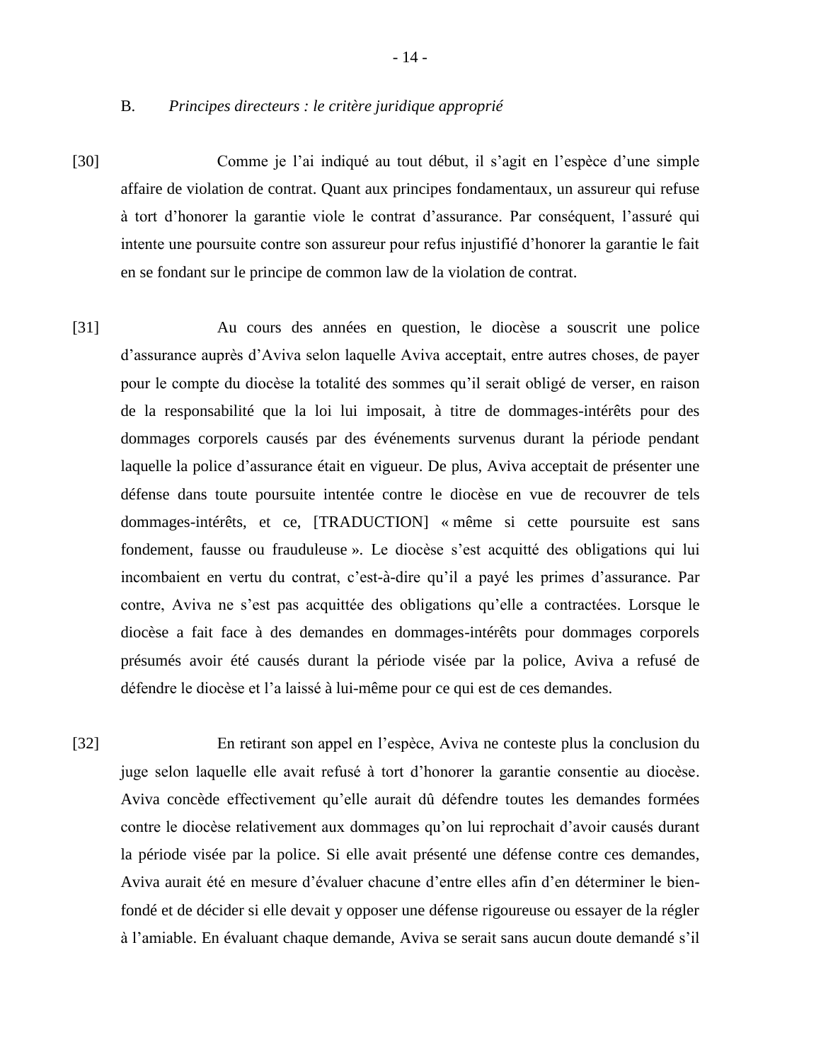B. *Principes directeurs : le critère juridique approprié*

[30] Comme je l'ai indiqué au tout début, il s'agit en l'espèce d'une simple affaire de violation de contrat. Quant aux principes fondamentaux, un assureur qui refuse à tort d'honorer la garantie viole le contrat d'assurance. Par conséquent, l'assuré qui intente une poursuite contre son assureur pour refus injustifié d'honorer la garantie le fait en se fondant sur le principe de common law de la violation de contrat.

[31] Au cours des années en question, le diocèse a souscrit une police d'assurance auprès d'Aviva selon laquelle Aviva acceptait, entre autres choses, de payer pour le compte du diocèse la totalité des sommes qu'il serait obligé de verser, en raison de la responsabilité que la loi lui imposait, à titre de dommages-intérêts pour des dommages corporels causés par des événements survenus durant la période pendant laquelle la police d'assurance était en vigueur. De plus, Aviva acceptait de présenter une défense dans toute poursuite intentée contre le diocèse en vue de recouvrer de tels dommages-intérêts, et ce, [TRADUCTION] « même si cette poursuite est sans fondement, fausse ou frauduleuse ». Le diocèse s'est acquitté des obligations qui lui incombaient en vertu du contrat, c'est-à-dire qu'il a payé les primes d'assurance. Par contre, Aviva ne s'est pas acquittée des obligations qu'elle a contractées. Lorsque le diocèse a fait face à des demandes en dommages-intérêts pour dommages corporels présumés avoir été causés durant la période visée par la police, Aviva a refusé de défendre le diocèse et l'a laissé à lui-même pour ce qui est de ces demandes.

[32] En retirant son appel en l'espèce, Aviva ne conteste plus la conclusion du juge selon laquelle elle avait refusé à tort d'honorer la garantie consentie au diocèse. Aviva concède effectivement qu'elle aurait dû défendre toutes les demandes formées contre le diocèse relativement aux dommages qu'on lui reprochait d'avoir causés durant la période visée par la police. Si elle avait présenté une défense contre ces demandes, Aviva aurait été en mesure d'évaluer chacune d'entre elles afin d'en déterminer le bien-fondé et de décider si elle devait y opposer une défense rigoureuse ou essayer de la régler à l'amiable. En évaluant chaque demande, Aviva se serait sans aucun doute demandé s'il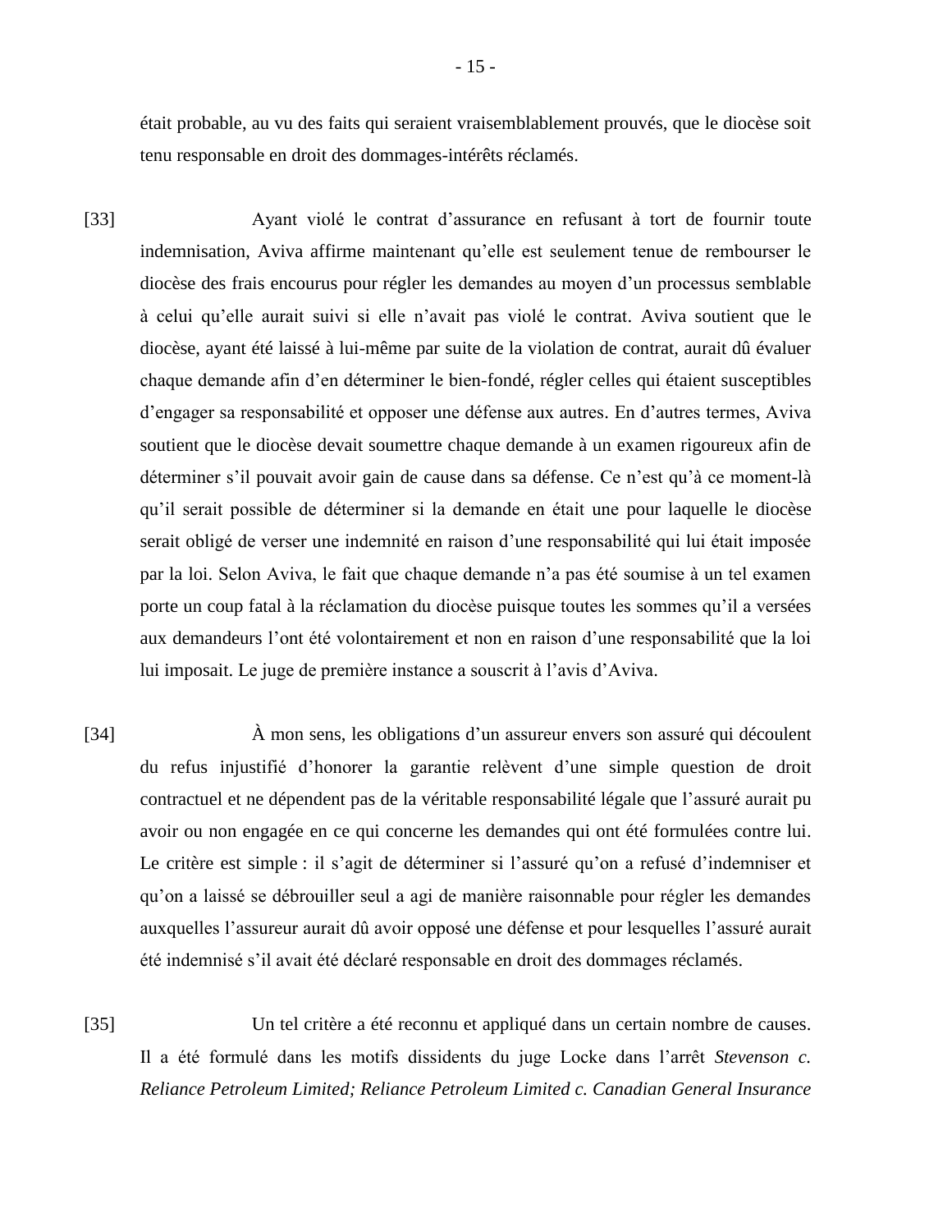était probable, au vu des faits qui seraient vraisemblablement prouvés, que le diocèse soit tenu responsable en droit des dommages-intérêts réclamés.

[33] Ayant violé le contrat d'assurance en refusant à tort de fournir toute indemnisation, Aviva affirme maintenant qu'elle est seulement tenue de rembourser le diocèse des frais encourus pour régler les demandes au moyen d'un processus semblable à celui qu'elle aurait suivi si elle n'avait pas violé le contrat. Aviva soutient que le diocèse, ayant été laissé à lui-même par suite de la violation de contrat, aurait dû évaluer chaque demande afin d'en déterminer le bien-fondé, régler celles qui étaient susceptibles d'engager sa responsabilité et opposer une défense aux autres. En d'autres termes, Aviva soutient que le diocèse devait soumettre chaque demande à un examen rigoureux afin de déterminer s'il pouvait avoir gain de cause dans sa défense. Ce n'est qu'à ce moment-là qu'il serait possible de déterminer si la demande en était une pour laquelle le diocèse serait obligé de verser une indemnité en raison d'une responsabilité qui lui était imposée par la loi. Selon Aviva, le fait que chaque demande n'a pas été soumise à un tel examen porte un coup fatal à la réclamation du diocèse puisque toutes les sommes qu'il a versées aux demandeurs l'ont été volontairement et non en raison d'une responsabilité que la loi lui imposait. Le juge de première instance a souscrit à l'avis d'Aviva.

[34] À mon sens, les obligations d'un assureur envers son assuré qui découlent du refus injustifié d'honorer la garantie relèvent d'une simple question de droit contractuel et ne dépendent pas de la véritable responsabilité légale que l'assuré aurait pu avoir ou non engagée en ce qui concerne les demandes qui ont été formulées contre lui. Le critère est simple : il s'agit de déterminer si l'assuré qu'on a refusé d'indemniser et qu'on a laissé se débrouiller seul a agi de manière raisonnable pour régler les demandes auxquelles l'assureur aurait dû avoir opposé une défense et pour lesquelles l'assuré aurait été indemnisé s'il avait été déclaré responsable en droit des dommages réclamés.

[35] Un tel critère a été reconnu et appliqué dans un certain nombre de causes. Il a été formulé dans les motifs dissidents du juge Locke dans l'arrêt *Stevenson c. Reliance Petroleum Limited; Reliance Petroleum Limited c. Canadian General Insurance*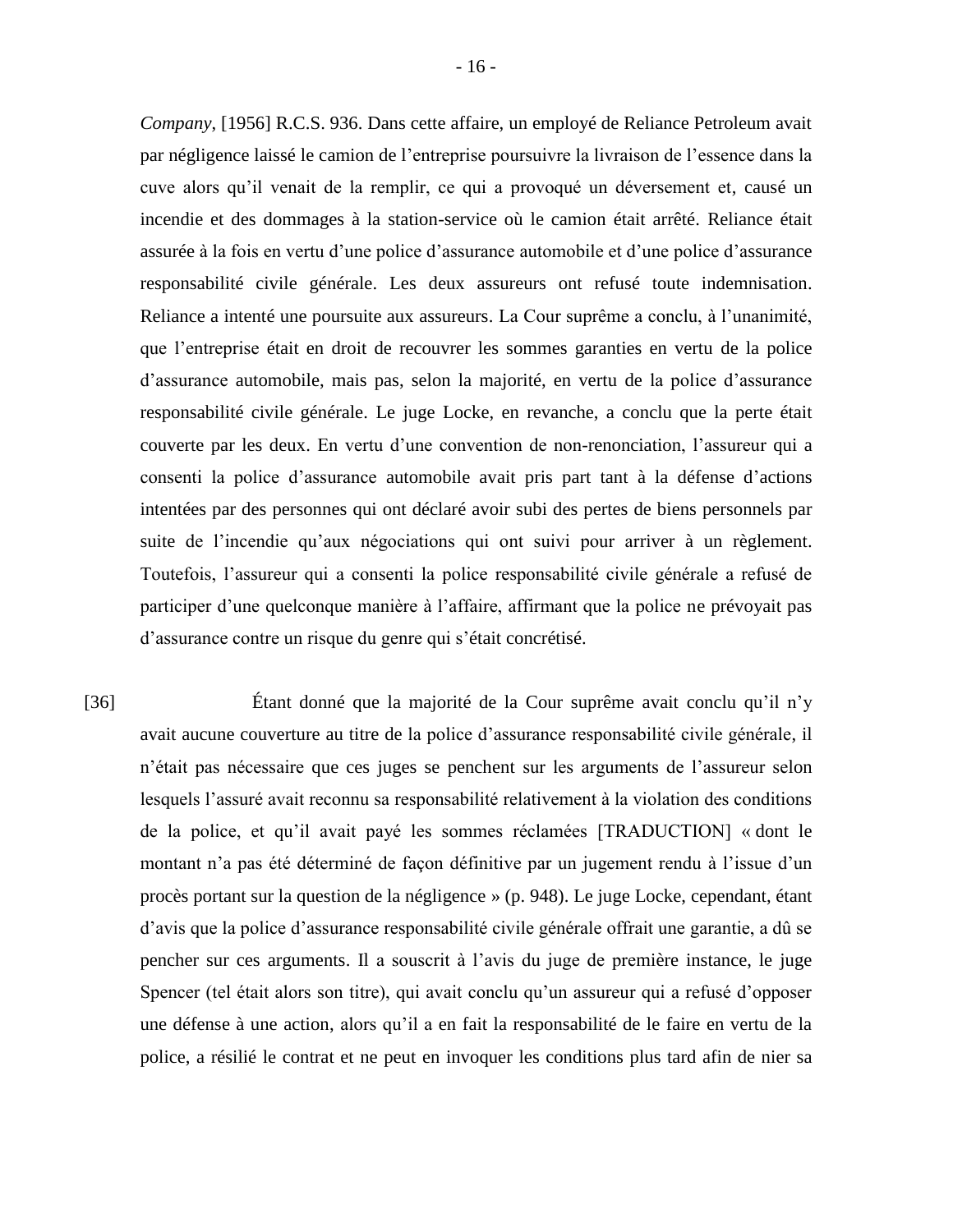*Company*, [1956] R.C.S. 936. Dans cette affaire, un employé de Reliance Petroleum avait par négligence laissé le camion de l'entreprise poursuivre la livraison de l'essence dans la cuve alors qu'il venait de la remplir, ce qui a provoqué un déversement et, causé un incendie et des dommages à la station-service où le camion était arrêté. Reliance était assurée à la fois en vertu d'une police d'assurance automobile et d'une police d'assurance responsabilité civile générale. Les deux assureurs ont refusé toute indemnisation. Reliance a intenté une poursuite aux assureurs. La Cour suprême a conclu, à l'unanimité, que l'entreprise était en droit de recouvrer les sommes garanties en vertu de la police d'assurance automobile, mais pas, selon la majorité, en vertu de la police d'assurance responsabilité civile générale. Le juge Locke, en revanche, a conclu que la perte était couverte par les deux. En vertu d'une convention de non-renonciation, l'assureur qui a consenti la police d'assurance automobile avait pris part tant à la défense d'actions intentées par des personnes qui ont déclaré avoir subi des pertes de biens personnels par suite de l'incendie qu'aux négociations qui ont suivi pour arriver à un règlement. Toutefois, l'assureur qui a consenti la police responsabilité civile générale a refusé de participer d'une quelconque manière à l'affaire, affirmant que la police ne prévoyait pas d'assurance contre un risque du genre qui s'était concrétisé.

[36] Étant donné que la majorité de la Cour suprême avait conclu qu'il n'y avait aucune couverture au titre de la police d'assurance responsabilité civile générale, il n'était pas nécessaire que ces juges se penchent sur les arguments de l'assureur selon lesquels l'assuré avait reconnu sa responsabilité relativement à la violation des conditions de la police, et qu'il avait payé les sommes réclamées [TRADUCTION] « dont le montant n'a pas été déterminé de façon définitive par un jugement rendu à l'issue d'un procès portant sur la question de la négligence » (p. 948). Le juge Locke, cependant, étant d'avis que la police d'assurance responsabilité civile générale offrait une garantie, a dû se pencher sur ces arguments. Il a souscrit à l'avis du juge de première instance, le juge Spencer (tel était alors son titre), qui avait conclu qu'un assureur qui a refusé d'opposer une défense à une action, alors qu'il a en fait la responsabilité de le faire en vertu de la police, a résilié le contrat et ne peut en invoquer les conditions plus tard afin de nier sa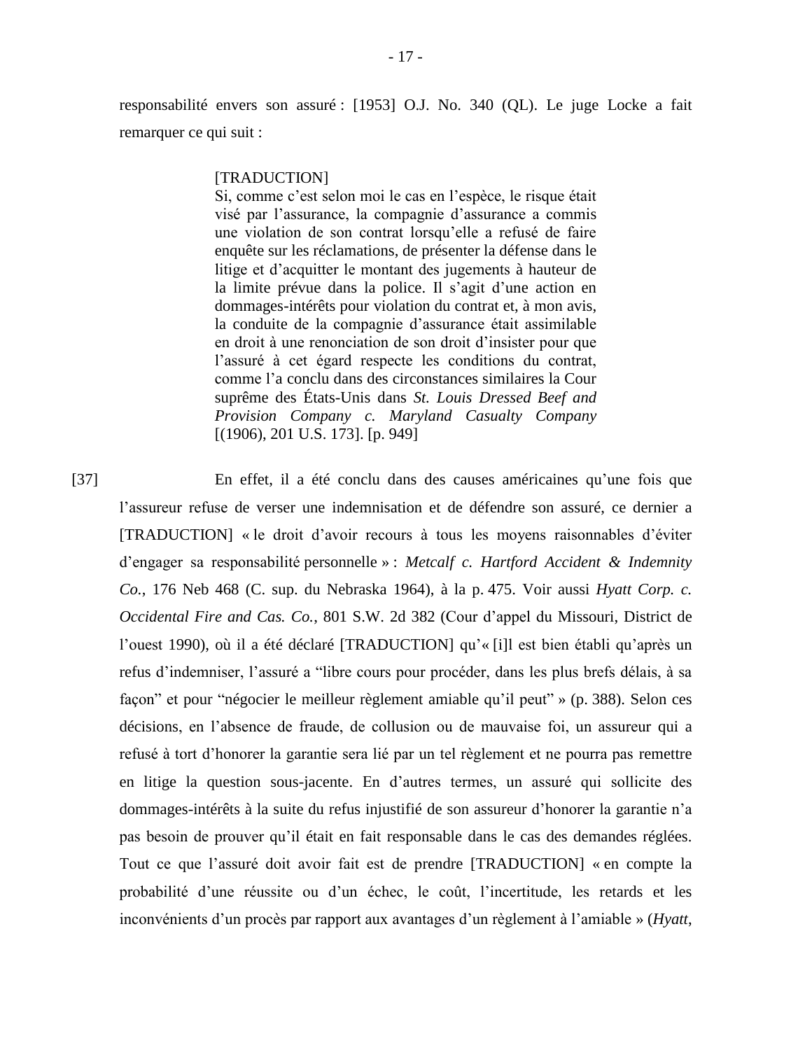responsabilité envers son assuré : [1953] O.J. No. 340 (QL). Le juge Locke a fait remarquer ce qui suit :

> [TRADUCTION]
> Si, comme c'est selon moi le cas en l'espèce, le risque était visé par l'assurance, la compagnie d'assurance a commis une violation de son contrat lorsqu'elle a refusé de faire enquête sur les réclamations, de présenter la défense dans le litige et d'acquitter le montant des jugements à hauteur de la limite prévue dans la police. Il s'agit d'une action en dommages-intérêts pour violation du contrat et, à mon avis, la conduite de la compagnie d'assurance était assimilable en droit à une renonciation de son droit d'insister pour que l'assuré à cet égard respecte les conditions du contrat, comme l'a conclu dans des circonstances similaires la Cour suprême des États-Unis dans *St. Louis Dressed Beef and Provision Company c. Maryland Casualty Company* [(1906), 201 U.S. 173]. [p. 949]

[37] En effet, il a été conclu dans des causes américaines qu'une fois que l'assureur refuse de verser une indemnisation et de défendre son assuré, ce dernier a [TRADUCTION] « le droit d'avoir recours à tous les moyens raisonnables d'éviter d'engager sa responsabilité personnelle » : *Metcalf c. Hartford Accident & Indemnity Co.*, 176 Neb 468 (C. sup. du Nebraska 1964), à la p. 475. Voir aussi *Hyatt Corp. c. Occidental Fire and Cas. Co.*, 801 S.W. 2d 382 (Cour d'appel du Missouri, District de l'ouest 1990), où il a été déclaré [TRADUCTION] qu'« [i]l est bien établi qu'après un refus d'indemniser, l'assuré a "libre cours pour procéder, dans les plus brefs délais, à sa façon" et pour "négocier le meilleur règlement amiable qu'il peut" » (p. 388). Selon ces décisions, en l'absence de fraude, de collusion ou de mauvaise foi, un assureur qui a refusé à tort d'honorer la garantie sera lié par un tel règlement et ne pourra pas remettre en litige la question sous-jacente. En d'autres termes, un assuré qui sollicite des dommages-intérêts à la suite du refus injustifié de son assureur d'honorer la garantie n'a pas besoin de prouver qu'il était en fait responsable dans le cas des demandes réglées. Tout ce que l'assuré doit avoir fait est de prendre [TRADUCTION] « en compte la probabilité d'une réussite ou d'un échec, le coût, l'incertitude, les retards et les inconvénients d'un procès par rapport aux avantages d'un règlement à l'amiable » (*Hyatt*,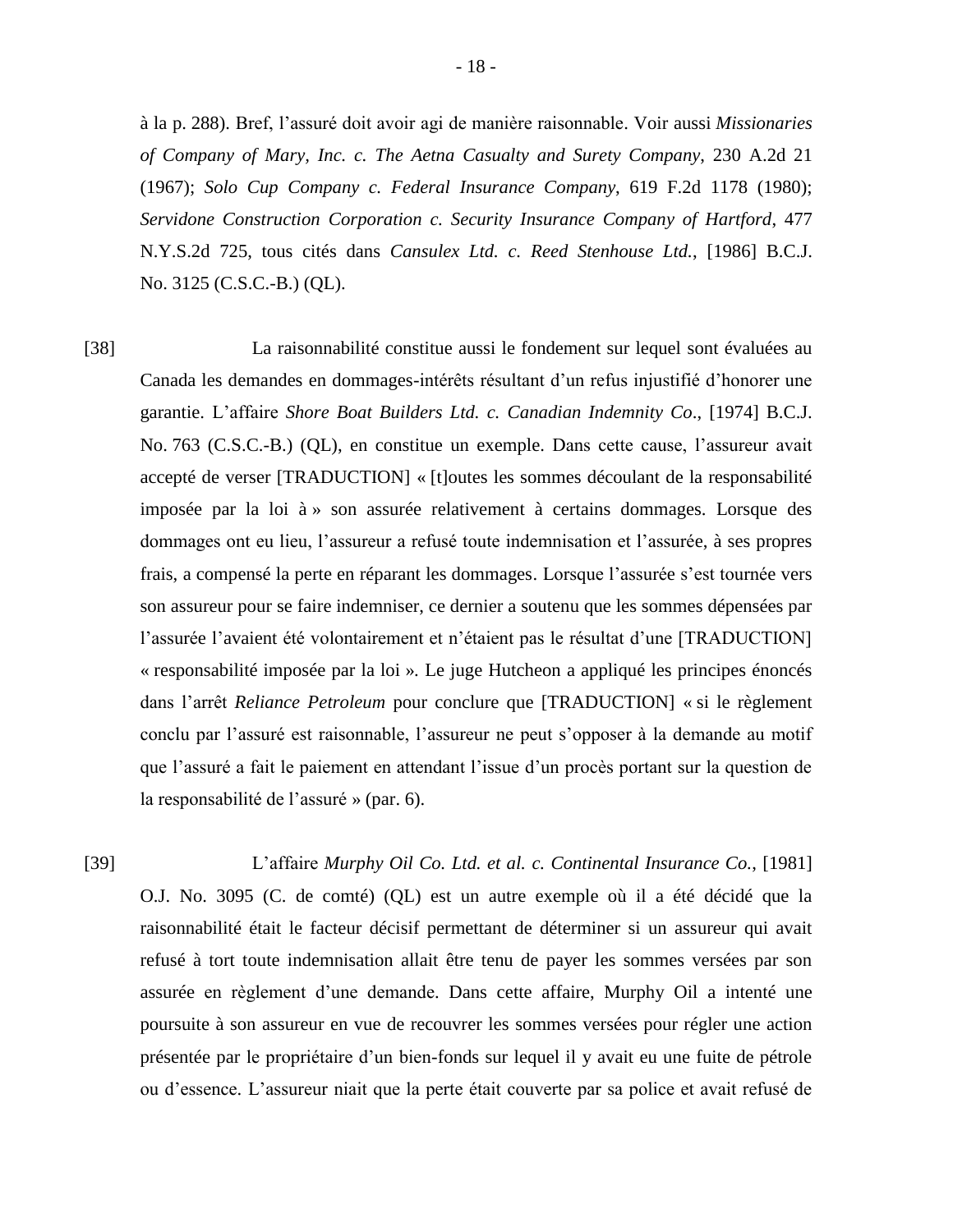à la p. 288). Bref, l'assuré doit avoir agi de manière raisonnable. Voir aussi *Missionaries of Company of Mary, Inc. c. The Aetna Casualty and Surety Company*, 230 A.2d 21 (1967); *Solo Cup Company c. Federal Insurance Company*, 619 F.2d 1178 (1980); *Servidone Construction Corporation c. Security Insurance Company of Hartford*, 477 N.Y.S.2d 725, tous cités dans *Cansulex Ltd. c. Reed Stenhouse Ltd.*, [1986] B.C.J. No. 3125 (C.S.C.-B.) (QL).

[38] La raisonnabilité constitue aussi le fondement sur lequel sont évaluées au Canada les demandes en dommages-intérêts résultant d'un refus injustifié d'honorer une garantie. L'affaire *Shore Boat Builders Ltd. c. Canadian Indemnity Co*., [1974] B.C.J. No. 763 (C.S.C.-B.) (QL), en constitue un exemple. Dans cette cause, l'assureur avait accepté de verser [TRADUCTION] « [t]outes les sommes découlant de la responsabilité imposée par la loi à » son assurée relativement à certains dommages. Lorsque des dommages ont eu lieu, l'assureur a refusé toute indemnisation et l'assurée, à ses propres frais, a compensé la perte en réparant les dommages. Lorsque l'assurée s'est tournée vers son assureur pour se faire indemniser, ce dernier a soutenu que les sommes dépensées par l'assurée l'avaient été volontairement et n'étaient pas le résultat d'une [TRADUCTION] « responsabilité imposée par la loi ». Le juge Hutcheon a appliqué les principes énoncés dans l'arrêt *Reliance Petroleum* pour conclure que [TRADUCTION] « si le règlement conclu par l'assuré est raisonnable, l'assureur ne peut s'opposer à la demande au motif que l'assuré a fait le paiement en attendant l'issue d'un procès portant sur la question de la responsabilité de l'assuré » (par. 6).

[39] L'affaire *Murphy Oil Co. Ltd. et al. c. Continental Insurance Co.*, [1981] O.J. No. 3095 (C. de comté) (QL) est un autre exemple où il a été décidé que la raisonnabilité était le facteur décisif permettant de déterminer si un assureur qui avait refusé à tort toute indemnisation allait être tenu de payer les sommes versées par son assurée en règlement d'une demande. Dans cette affaire, Murphy Oil a intenté une poursuite à son assureur en vue de recouvrer les sommes versées pour régler une action présentée par le propriétaire d'un bien-fonds sur lequel il y avait eu une fuite de pétrole ou d'essence. L'assureur niait que la perte était couverte par sa police et avait refusé de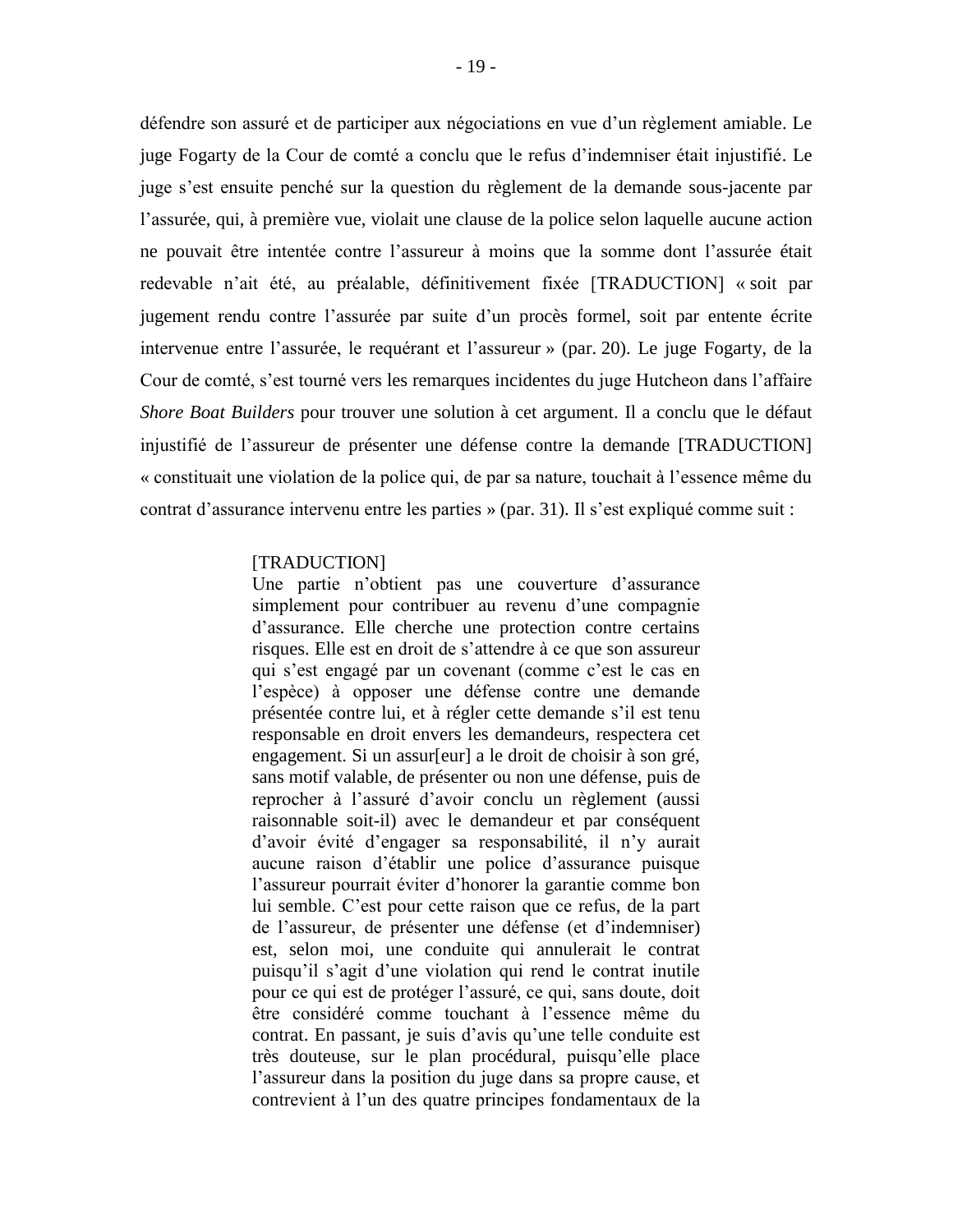défendre son assuré et de participer aux négociations en vue d'un règlement amiable. Le juge Fogarty de la Cour de comté a conclu que le refus d'indemniser était injustifié. Le juge s'est ensuite penché sur la question du règlement de la demande sous-jacente par l'assurée, qui, à première vue, violait une clause de la police selon laquelle aucune action ne pouvait être intentée contre l'assureur à moins que la somme dont l'assurée était redevable n'ait été, au préalable, définitivement fixée [TRADUCTION] « soit par jugement rendu contre l'assurée par suite d'un procès formel, soit par entente écrite intervenue entre l'assurée, le requérant et l'assureur » (par. 20). Le juge Fogarty, de la Cour de comté, s'est tourné vers les remarques incidentes du juge Hutcheon dans l'affaire *Shore Boat Builders* pour trouver une solution à cet argument. Il a conclu que le défaut injustifié de l'assureur de présenter une défense contre la demande [TRADUCTION] « constituait une violation de la police qui, de par sa nature, touchait à l'essence même du contrat d'assurance intervenu entre les parties » (par. 31). Il s'est expliqué comme suit :

> [TRADUCTION]
> Une partie n'obtient pas une couverture d'assurance simplement pour contribuer au revenu d'une compagnie d'assurance. Elle cherche une protection contre certains risques. Elle est en droit de s'attendre à ce que son assureur qui s'est engagé par un covenant (comme c'est le cas en l'espèce) à opposer une défense contre une demande présentée contre lui, et à régler cette demande s'il est tenu responsable en droit envers les demandeurs, respectera cet engagement. Si un assur[eur] a le droit de choisir à son gré, sans motif valable, de présenter ou non une défense, puis de reprocher à l'assuré d'avoir conclu un règlement (aussi raisonnable soit-il) avec le demandeur et par conséquent d'avoir évité d'engager sa responsabilité, il n'y aurait aucune raison d'établir une police d'assurance puisque l'assureur pourrait éviter d'honorer la garantie comme bon lui semble. C'est pour cette raison que ce refus, de la part de l'assureur, de présenter une défense (et d'indemniser) est, selon moi, une conduite qui annulerait le contrat puisqu'il s'agit d'une violation qui rend le contrat inutile pour ce qui est de protéger l'assuré, ce qui, sans doute, doit être considéré comme touchant à l'essence même du contrat. En passant, je suis d'avis qu'une telle conduite est très douteuse, sur le plan procédural, puisqu'elle place l'assureur dans la position du juge dans sa propre cause, et contrevient à l'un des quatre principes fondamentaux de la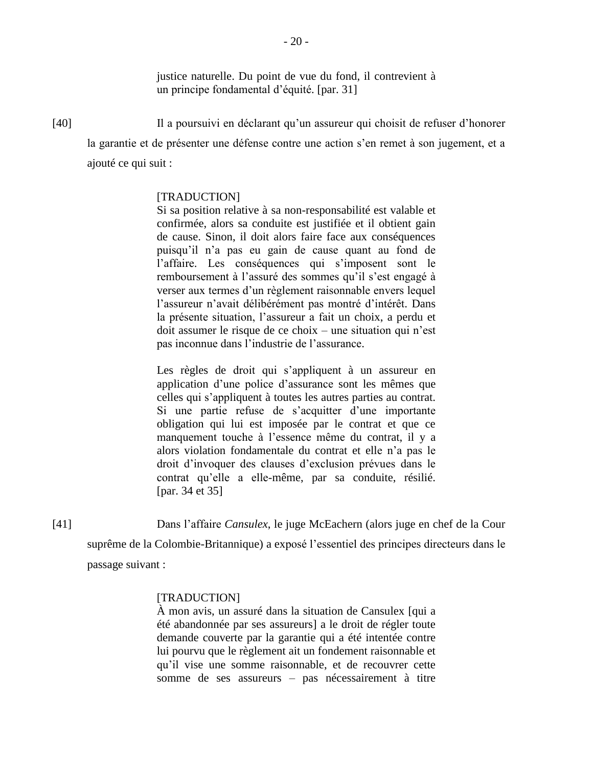> justice naturelle. Du point de vue du fond, il contrevient à un principe fondamental d'équité. [par. 31]

[40] Il a poursuivi en déclarant qu'un assureur qui choisit de refuser d'honorer la garantie et de présenter une défense contre une action s'en remet à son jugement, et a ajouté ce qui suit :

> [TRADUCTION]
> Si sa position relative à sa non-responsabilité est valable et confirmée, alors sa conduite est justifiée et il obtient gain de cause. Sinon, il doit alors faire face aux conséquences puisqu'il n'a pas eu gain de cause quant au fond de l'affaire. Les conséquences qui s'imposent sont le remboursement à l'assuré des sommes qu'il s'est engagé à verser aux termes d'un règlement raisonnable envers lequel l'assureur n'avait délibérément pas montré d'intérêt. Dans la présente situation, l'assureur a fait un choix, a perdu et doit assumer le risque de ce choix – une situation qui n'est pas inconnue dans l'industrie de l'assurance.
>
> Les règles de droit qui s'appliquent à un assureur en application d'une police d'assurance sont les mêmes que celles qui s'appliquent à toutes les autres parties au contrat. Si une partie refuse de s'acquitter d'une importante obligation qui lui est imposée par le contrat et que ce manquement touche à l'essence même du contrat, il y a alors violation fondamentale du contrat et elle n'a pas le droit d'invoquer des clauses d'exclusion prévues dans le contrat qu'elle a elle-même, par sa conduite, résilié. [par. 34 et 35]

[41] Dans l'affaire *Cansulex*, le juge McEachern (alors juge en chef de la Cour suprême de la Colombie-Britannique) a exposé l'essentiel des principes directeurs dans le passage suivant :

> [TRADUCTION]
> À mon avis, un assuré dans la situation de Cansulex [qui a été abandonnée par ses assureurs] a le droit de régler toute demande couverte par la garantie qui a été intentée contre lui pourvu que le règlement ait un fondement raisonnable et qu'il vise une somme raisonnable, et de recouvrer cette somme de ses assureurs – pas nécessairement à titre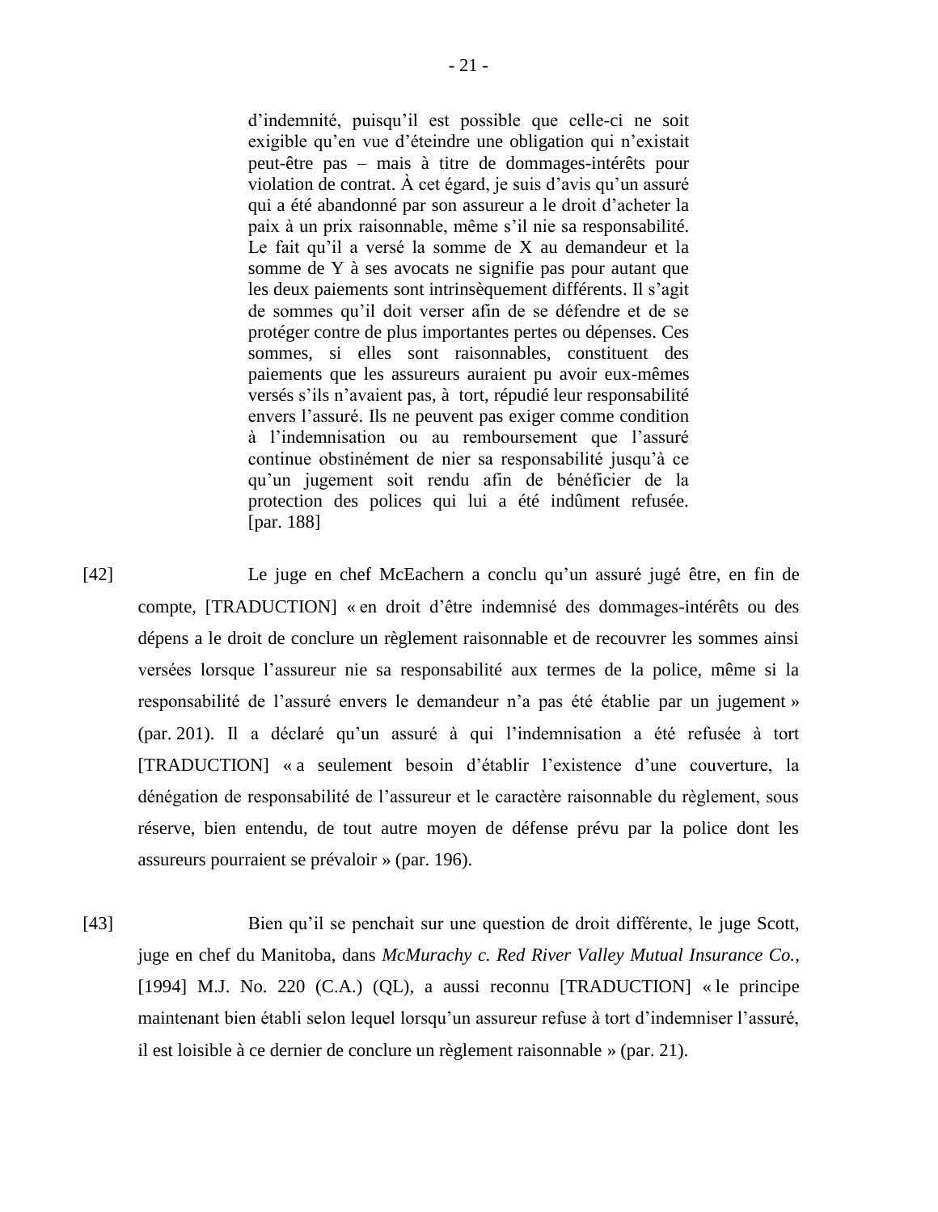> d'indemnité, puisqu'il est possible que celle-ci ne soit exigible qu'en vue d'éteindre une obligation qui n'existait peut-être pas – mais à titre de dommages-intérêts pour violation de contrat. À cet égard, je suis d'avis qu'un assuré qui a été abandonné par son assureur a le droit d'acheter la paix à un prix raisonnable, même s'il nie sa responsabilité. Le fait qu'il a versé la somme de X au demandeur et la somme de Y à ses avocats ne signifie pas pour autant que les deux paiements sont intrinsèquement différents. Il s'agit de sommes qu'il doit verser afin de se défendre et de se protéger contre de plus importantes pertes ou dépenses. Ces sommes, si elles sont raisonnables, constituent des paiements que les assureurs auraient pu avoir eux-mêmes versés s'ils n'avaient pas, à tort, répudié leur responsabilité envers l'assuré. Ils ne peuvent pas exiger comme condition à l'indemnisation ou au remboursement que l'assuré continue obstinément de nier sa responsabilité jusqu'à ce qu'un jugement soit rendu afin de bénéficier de la protection des polices qui lui a été indûment refusée. [par. 188]

[42] Le juge en chef McEachern a conclu qu'un assuré jugé être, en fin de compte, [TRADUCTION] « en droit d'être indemnisé des dommages-intérêts ou des dépens a le droit de conclure un règlement raisonnable et de recouvrer les sommes ainsi versées lorsque l'assureur nie sa responsabilité aux termes de la police, même si la responsabilité de l'assuré envers le demandeur n'a pas été établie par un jugement » (par. 201). Il a déclaré qu'un assuré à qui l'indemnisation a été refusée à tort [TRADUCTION] « a seulement besoin d'établir l'existence d'une couverture, la dénégation de responsabilité de l'assureur et le caractère raisonnable du règlement, sous réserve, bien entendu, de tout autre moyen de défense prévu par la police dont les assureurs pourraient se prévaloir » (par. 196).

[43] Bien qu'il se penchait sur une question de droit différente, le juge Scott, juge en chef du Manitoba, dans *McMurachy c. Red River Valley Mutual Insurance Co.*, [1994] M.J. No. 220 (C.A.) (QL), a aussi reconnu [TRADUCTION] « le principe maintenant bien établi selon lequel lorsqu'un assureur refuse à tort d'indemniser l'assuré, il est loisible à ce dernier de conclure un règlement raisonnable » (par. 21).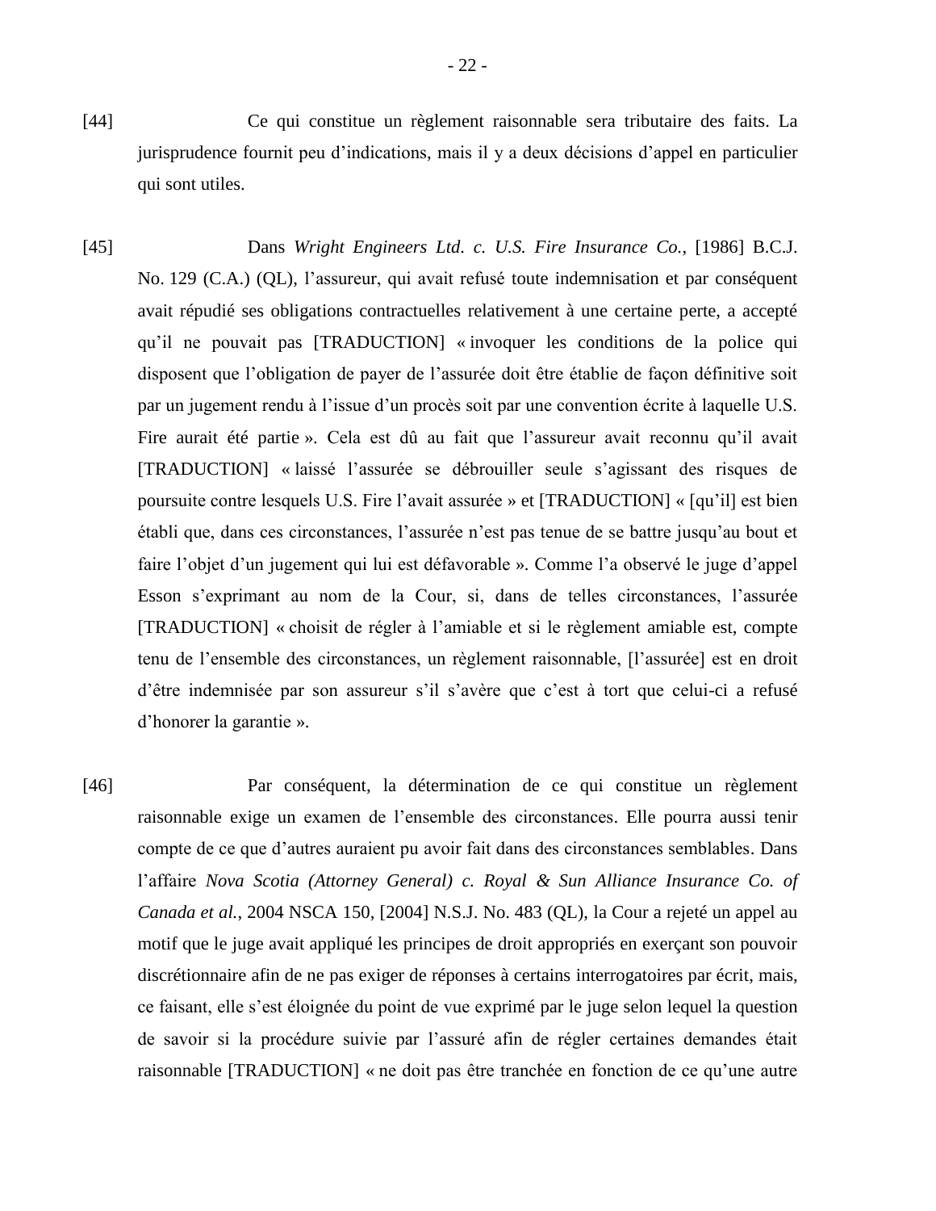[44] Ce qui constitue un règlement raisonnable sera tributaire des faits. La jurisprudence fournit peu d'indications, mais il y a deux décisions d'appel en particulier qui sont utiles.

[45] Dans *Wright Engineers Ltd. c. U.S. Fire Insurance Co.*, [1986] B.C.J. No. 129 (C.A.) (QL), l'assureur, qui avait refusé toute indemnisation et par conséquent avait répudié ses obligations contractuelles relativement à une certaine perte, a accepté qu'il ne pouvait pas [TRADUCTION] « invoquer les conditions de la police qui disposent que l'obligation de payer de l'assurée doit être établie de façon définitive soit par un jugement rendu à l'issue d'un procès soit par une convention écrite à laquelle U.S. Fire aurait été partie ». Cela est dû au fait que l'assureur avait reconnu qu'il avait [TRADUCTION] « laissé l'assurée se débrouiller seule s'agissant des risques de poursuite contre lesquels U.S. Fire l'avait assurée » et [TRADUCTION] « [qu'il] est bien établi que, dans ces circonstances, l'assurée n'est pas tenue de se battre jusqu'au bout et faire l'objet d'un jugement qui lui est défavorable ». Comme l'a observé le juge d'appel Esson s'exprimant au nom de la Cour, si, dans de telles circonstances, l'assurée [TRADUCTION] « choisit de régler à l'amiable et si le règlement amiable est, compte tenu de l'ensemble des circonstances, un règlement raisonnable, [l'assurée] est en droit d'être indemnisée par son assureur s'il s'avère que c'est à tort que celui-ci a refusé d'honorer la garantie ».

[46] Par conséquent, la détermination de ce qui constitue un règlement raisonnable exige un examen de l'ensemble des circonstances. Elle pourra aussi tenir compte de ce que d'autres auraient pu avoir fait dans des circonstances semblables. Dans l'affaire *Nova Scotia (Attorney General) c. Royal & Sun Alliance Insurance Co. of Canada et al.*, 2004 NSCA 150, [2004] N.S.J. No. 483 (QL), la Cour a rejeté un appel au motif que le juge avait appliqué les principes de droit appropriés en exerçant son pouvoir discrétionnaire afin de ne pas exiger de réponses à certains interrogatoires par écrit, mais, ce faisant, elle s'est éloignée du point de vue exprimé par le juge selon lequel la question de savoir si la procédure suivie par l'assuré afin de régler certaines demandes était raisonnable [TRADUCTION] « ne doit pas être tranchée en fonction de ce qu'une autre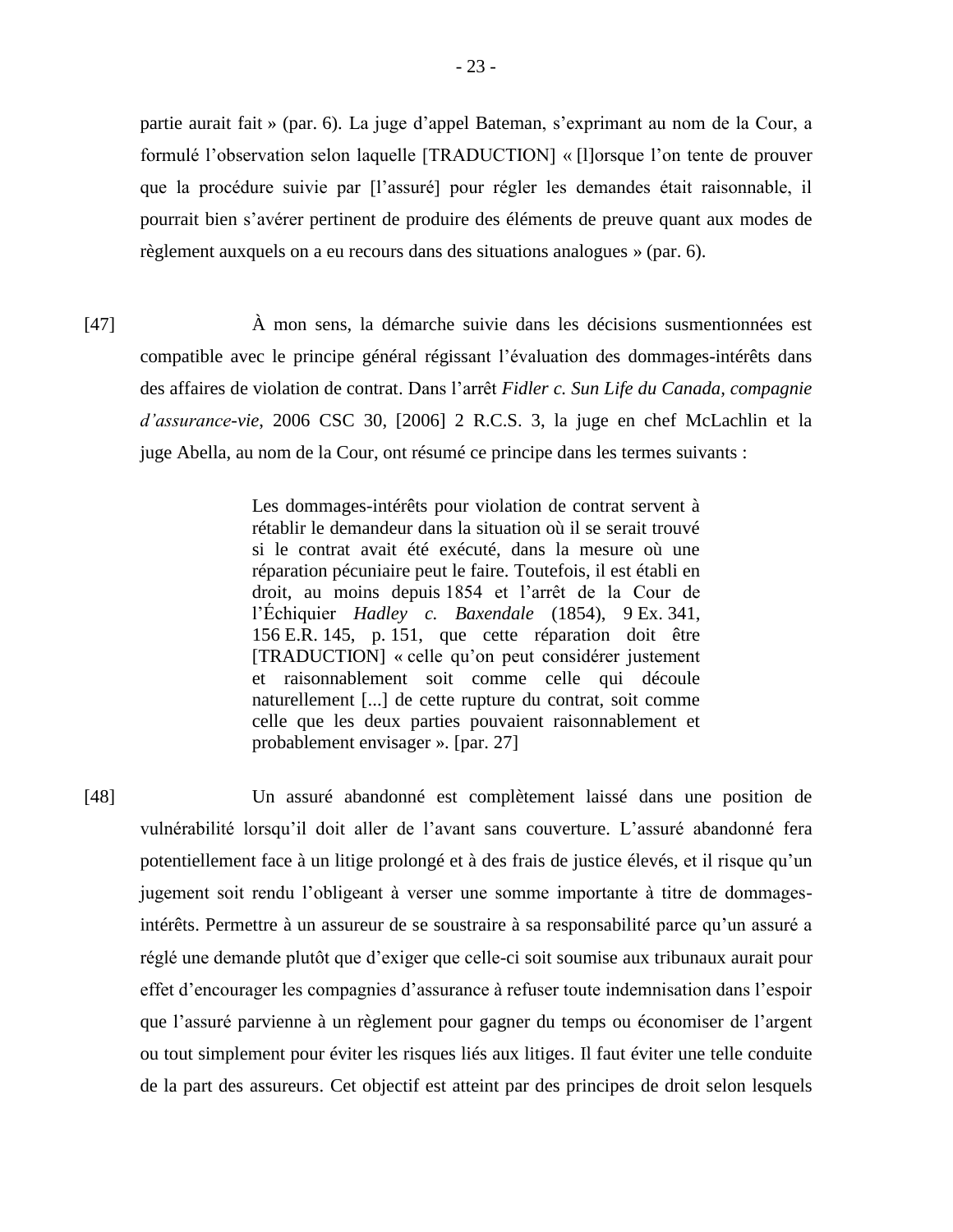partie aurait fait » (par. 6). La juge d'appel Bateman, s'exprimant au nom de la Cour, a formulé l'observation selon laquelle [TRADUCTION] « [l]orsque l'on tente de prouver que la procédure suivie par [l'assuré] pour régler les demandes était raisonnable, il pourrait bien s'avérer pertinent de produire des éléments de preuve quant aux modes de règlement auxquels on a eu recours dans des situations analogues » (par. 6).

[47] À mon sens, la démarche suivie dans les décisions susmentionnées est compatible avec le principe général régissant l'évaluation des dommages-intérêts dans des affaires de violation de contrat. Dans l'arrêt *Fidler c. Sun Life du Canada, compagnie d'assurance-vie*, 2006 CSC 30, [2006] 2 R.C.S. 3, la juge en chef McLachlin et la juge Abella, au nom de la Cour, ont résumé ce principe dans les termes suivants :

> Les dommages-intérêts pour violation de contrat servent à rétablir le demandeur dans la situation où il se serait trouvé si le contrat avait été exécuté, dans la mesure où une réparation pécuniaire peut le faire. Toutefois, il est établi en droit, au moins depuis 1854 et l'arrêt de la Cour de l'Échiquier *Hadley c. Baxendale* (1854), 9 Ex. 341, 156 E.R. 145, p. 151, que cette réparation doit être [TRADUCTION] « celle qu'on peut considérer justement et raisonnablement soit comme celle qui découle naturellement [...] de cette rupture du contrat, soit comme celle que les deux parties pouvaient raisonnablement et probablement envisager ». [par. 27]

[48] Un assuré abandonné est complètement laissé dans une position de vulnérabilité lorsqu'il doit aller de l'avant sans couverture. L'assuré abandonné fera potentiellement face à un litige prolongé et à des frais de justice élevés, et il risque qu'un jugement soit rendu l'obligeant à verser une somme importante à titre de dommages-intérêts. Permettre à un assureur de se soustraire à sa responsabilité parce qu'un assuré a réglé une demande plutôt que d'exiger que celle-ci soit soumise aux tribunaux aurait pour effet d'encourager les compagnies d'assurance à refuser toute indemnisation dans l'espoir que l'assuré parvienne à un règlement pour gagner du temps ou économiser de l'argent ou tout simplement pour éviter les risques liés aux litiges. Il faut éviter une telle conduite de la part des assureurs. Cet objectif est atteint par des principes de droit selon lesquels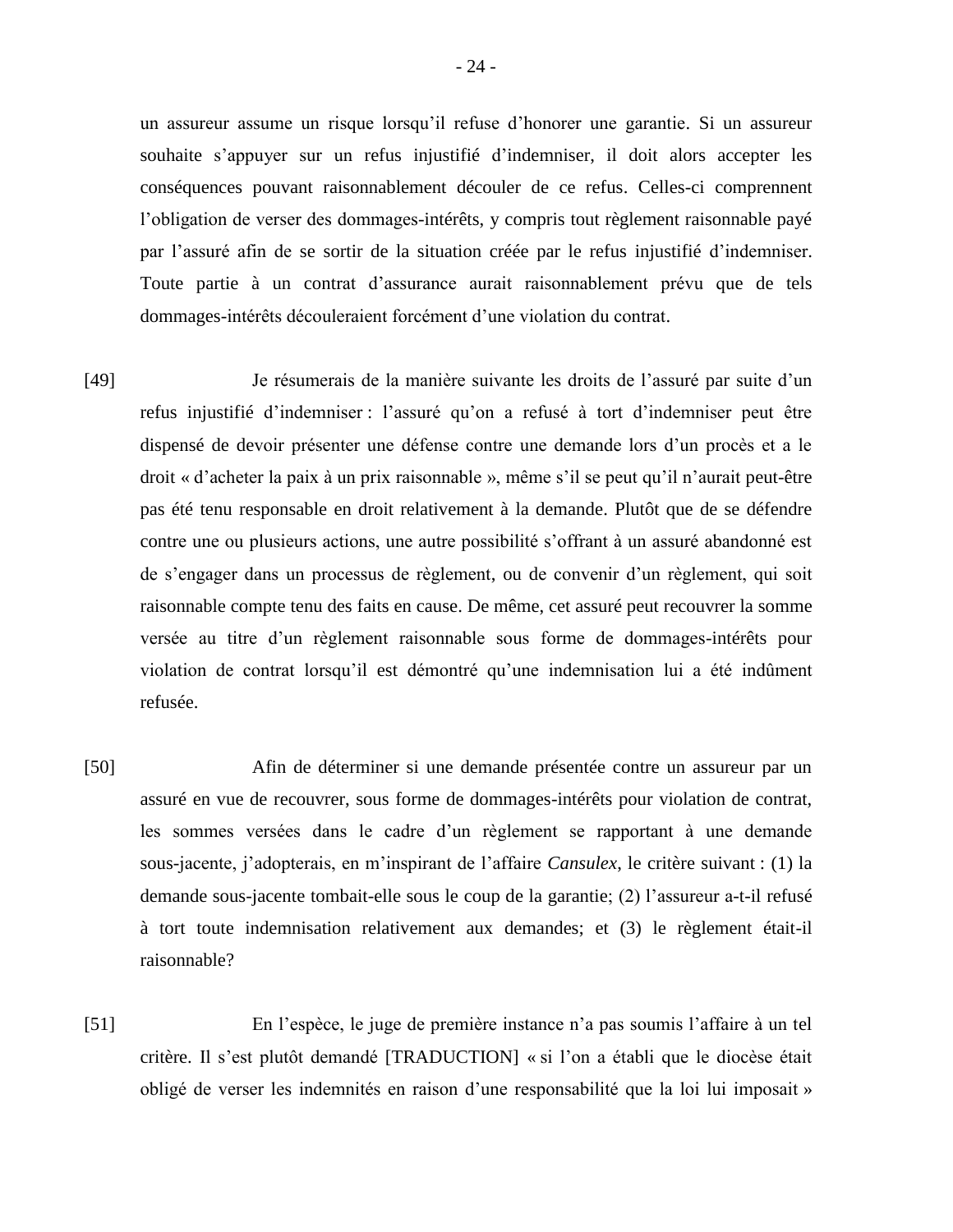un assureur assume un risque lorsqu'il refuse d'honorer une garantie. Si un assureur souhaite s'appuyer sur un refus injustifié d'indemniser, il doit alors accepter les conséquences pouvant raisonnablement découler de ce refus. Celles-ci comprennent l'obligation de verser des dommages-intérêts, y compris tout règlement raisonnable payé par l'assuré afin de se sortir de la situation créée par le refus injustifié d'indemniser. Toute partie à un contrat d'assurance aurait raisonnablement prévu que de tels dommages-intérêts découleraient forcément d'une violation du contrat.

[49] Je résumerais de la manière suivante les droits de l'assuré par suite d'un refus injustifié d'indemniser : l'assuré qu'on a refusé à tort d'indemniser peut être dispensé de devoir présenter une défense contre une demande lors d'un procès et a le droit « d'acheter la paix à un prix raisonnable », même s'il se peut qu'il n'aurait peut-être pas été tenu responsable en droit relativement à la demande. Plutôt que de se défendre contre une ou plusieurs actions, une autre possibilité s'offrant à un assuré abandonné est de s'engager dans un processus de règlement, ou de convenir d'un règlement, qui soit raisonnable compte tenu des faits en cause. De même, cet assuré peut recouvrer la somme versée au titre d'un règlement raisonnable sous forme de dommages-intérêts pour violation de contrat lorsqu'il est démontré qu'une indemnisation lui a été indûment refusée.

[50] Afin de déterminer si une demande présentée contre un assureur par un assuré en vue de recouvrer, sous forme de dommages-intérêts pour violation de contrat, les sommes versées dans le cadre d'un règlement se rapportant à une demande sous-jacente, j'adopterais, en m'inspirant de l'affaire *Cansulex*, le critère suivant : (1) la demande sous-jacente tombait-elle sous le coup de la garantie; (2) l'assureur a-t-il refusé à tort toute indemnisation relativement aux demandes; et (3) le règlement était-il raisonnable?

[51] En l'espèce, le juge de première instance n'a pas soumis l'affaire à un tel critère. Il s'est plutôt demandé [TRADUCTION] « si l'on a établi que le diocèse était obligé de verser les indemnités en raison d'une responsabilité que la loi lui imposait »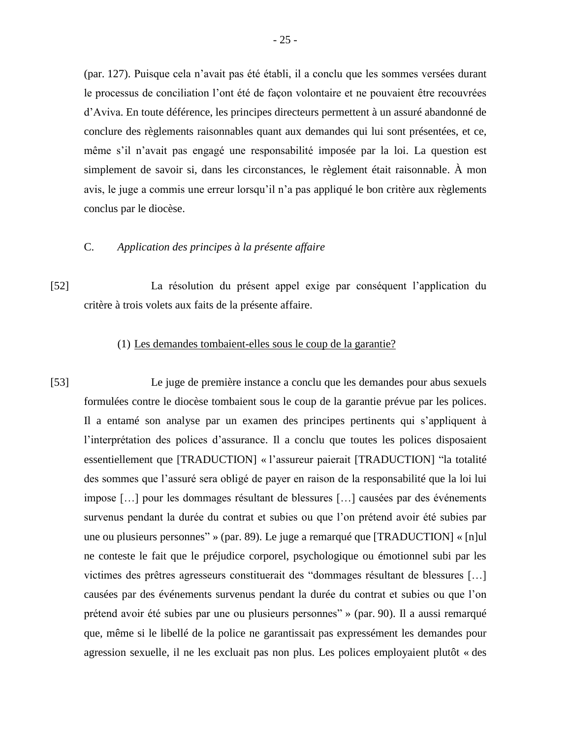(par. 127). Puisque cela n'avait pas été établi, il a conclu que les sommes versées durant le processus de conciliation l'ont été de façon volontaire et ne pouvaient être recouvrées d'Aviva. En toute déférence, les principes directeurs permettent à un assuré abandonné de conclure des règlements raisonnables quant aux demandes qui lui sont présentées, et ce, même s'il n'avait pas engagé une responsabilité imposée par la loi. La question est simplement de savoir si, dans les circonstances, le règlement était raisonnable. À mon avis, le juge a commis une erreur lorsqu'il n'a pas appliqué le bon critère aux règlements conclus par le diocèse.

C. *Application des principes à la présente affaire*

[52] La résolution du présent appel exige par conséquent l'application du critère à trois volets aux faits de la présente affaire.

(1) Les demandes tombaient-elles sous le coup de la garantie?

[53] Le juge de première instance a conclu que les demandes pour abus sexuels formulées contre le diocèse tombaient sous le coup de la garantie prévue par les polices. Il a entamé son analyse par un examen des principes pertinents qui s'appliquent à l'interprétation des polices d'assurance. Il a conclu que toutes les polices disposaient essentiellement que [TRADUCTION] « l'assureur paierait [TRADUCTION] "la totalité des sommes que l'assuré sera obligé de payer en raison de la responsabilité que la loi lui impose […] pour les dommages résultant de blessures […] causées par des événements survenus pendant la durée du contrat et subies ou que l'on prétend avoir été subies par une ou plusieurs personnes" » (par. 89). Le juge a remarqué que [TRADUCTION] « [n]ul ne conteste le fait que le préjudice corporel, psychologique ou émotionnel subi par les victimes des prêtres agresseurs constituerait des "dommages résultant de blessures […] causées par des événements survenus pendant la durée du contrat et subies ou que l'on prétend avoir été subies par une ou plusieurs personnes" » (par. 90). Il a aussi remarqué que, même si le libellé de la police ne garantissait pas expressément les demandes pour agression sexuelle, il ne les excluait pas non plus. Les polices employaient plutôt « des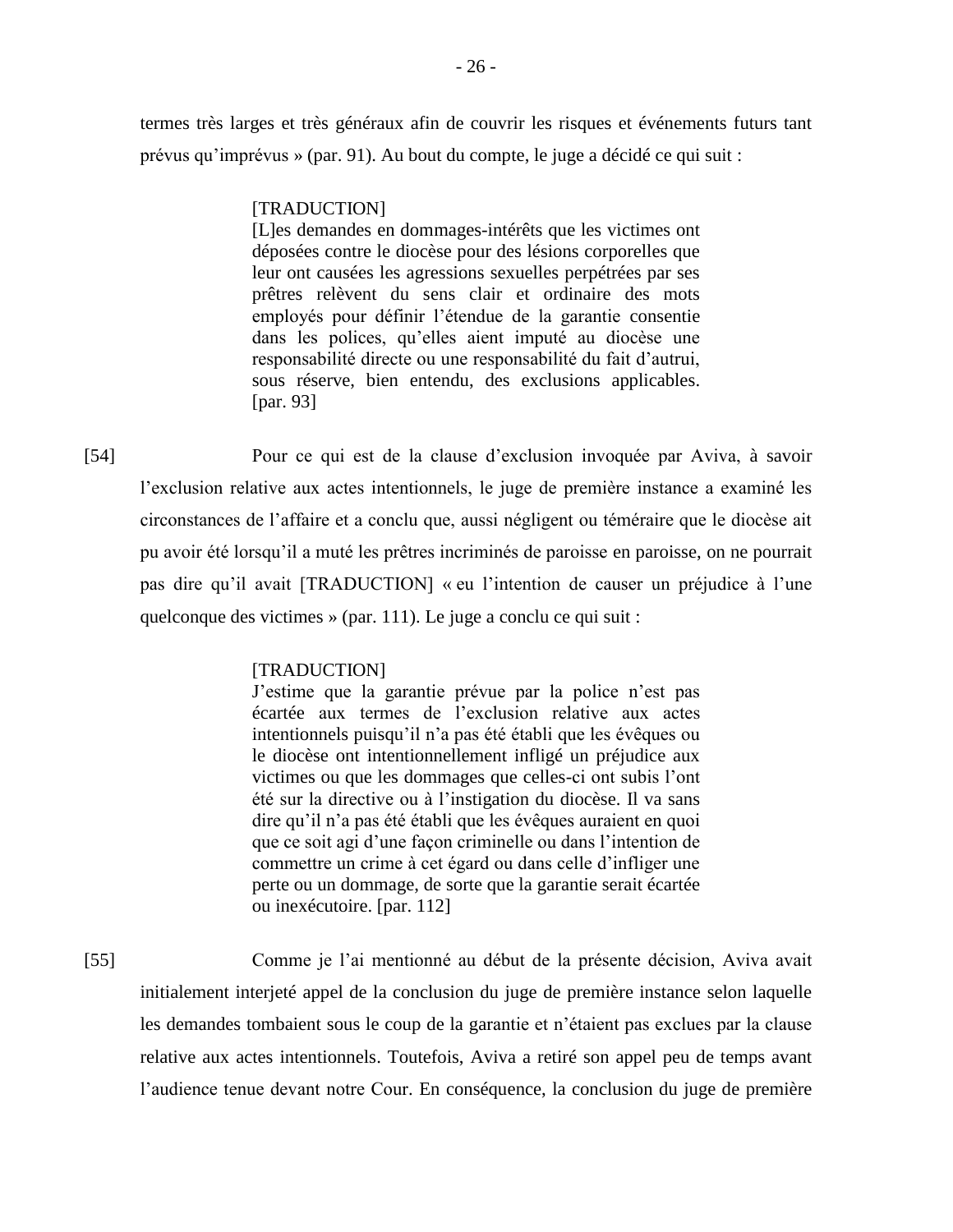termes très larges et très généraux afin de couvrir les risques et événements futurs tant prévus qu'imprévus » (par. 91). Au bout du compte, le juge a décidé ce qui suit :

> [TRADUCTION]
> [L]es demandes en dommages-intérêts que les victimes ont déposées contre le diocèse pour des lésions corporelles que leur ont causées les agressions sexuelles perpétrées par ses prêtres relèvent du sens clair et ordinaire des mots employés pour définir l'étendue de la garantie consentie dans les polices, qu'elles aient imputé au diocèse une responsabilité directe ou une responsabilité du fait d'autrui, sous réserve, bien entendu, des exclusions applicables. [par. 93]

[54] Pour ce qui est de la clause d'exclusion invoquée par Aviva, à savoir l'exclusion relative aux actes intentionnels, le juge de première instance a examiné les circonstances de l'affaire et a conclu que, aussi négligent ou téméraire que le diocèse ait pu avoir été lorsqu'il a muté les prêtres incriminés de paroisse en paroisse, on ne pourrait pas dire qu'il avait [TRADUCTION] « eu l'intention de causer un préjudice à l'une quelconque des victimes » (par. 111). Le juge a conclu ce qui suit :

> [TRADUCTION]
> J'estime que la garantie prévue par la police n'est pas écartée aux termes de l'exclusion relative aux actes intentionnels puisqu'il n'a pas été établi que les évêques ou le diocèse ont intentionnellement infligé un préjudice aux victimes ou que les dommages que celles-ci ont subis l'ont été sur la directive ou à l'instigation du diocèse. Il va sans dire qu'il n'a pas été établi que les évêques auraient en quoi que ce soit agi d'une façon criminelle ou dans l'intention de commettre un crime à cet égard ou dans celle d'infliger une perte ou un dommage, de sorte que la garantie serait écartée ou inexécutoire. [par. 112]

[55] Comme je l'ai mentionné au début de la présente décision, Aviva avait initialement interjeté appel de la conclusion du juge de première instance selon laquelle les demandes tombaient sous le coup de la garantie et n'étaient pas exclues par la clause relative aux actes intentionnels. Toutefois, Aviva a retiré son appel peu de temps avant l'audience tenue devant notre Cour. En conséquence, la conclusion du juge de première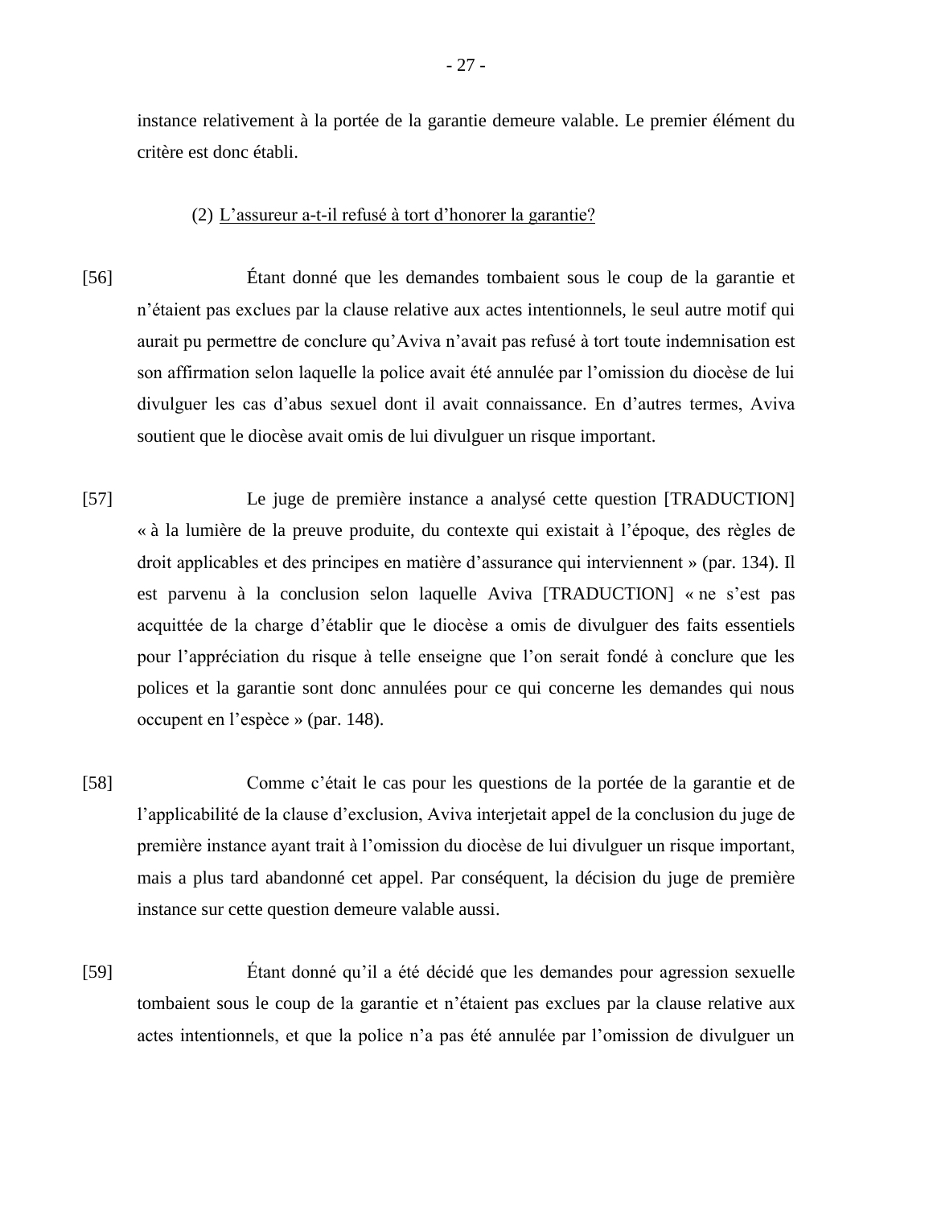instance relativement à la portée de la garantie demeure valable. Le premier élément du critère est donc établi.

(2) L'assureur a-t-il refusé à tort d'honorer la garantie?

[56] Étant donné que les demandes tombaient sous le coup de la garantie et n'étaient pas exclues par la clause relative aux actes intentionnels, le seul autre motif qui aurait pu permettre de conclure qu'Aviva n'avait pas refusé à tort toute indemnisation est son affirmation selon laquelle la police avait été annulée par l'omission du diocèse de lui divulguer les cas d'abus sexuel dont il avait connaissance. En d'autres termes, Aviva soutient que le diocèse avait omis de lui divulguer un risque important.

[57] Le juge de première instance a analysé cette question [TRADUCTION] « à la lumière de la preuve produite, du contexte qui existait à l'époque, des règles de droit applicables et des principes en matière d'assurance qui interviennent » (par. 134). Il est parvenu à la conclusion selon laquelle Aviva [TRADUCTION] « ne s'est pas acquittée de la charge d'établir que le diocèse a omis de divulguer des faits essentiels pour l'appréciation du risque à telle enseigne que l'on serait fondé à conclure que les polices et la garantie sont donc annulées pour ce qui concerne les demandes qui nous occupent en l'espèce » (par. 148).

[58] Comme c'était le cas pour les questions de la portée de la garantie et de l'applicabilité de la clause d'exclusion, Aviva interjetait appel de la conclusion du juge de première instance ayant trait à l'omission du diocèse de lui divulguer un risque important, mais a plus tard abandonné cet appel. Par conséquent, la décision du juge de première instance sur cette question demeure valable aussi.

[59] Étant donné qu'il a été décidé que les demandes pour agression sexuelle tombaient sous le coup de la garantie et n'étaient pas exclues par la clause relative aux actes intentionnels, et que la police n'a pas été annulée par l'omission de divulguer un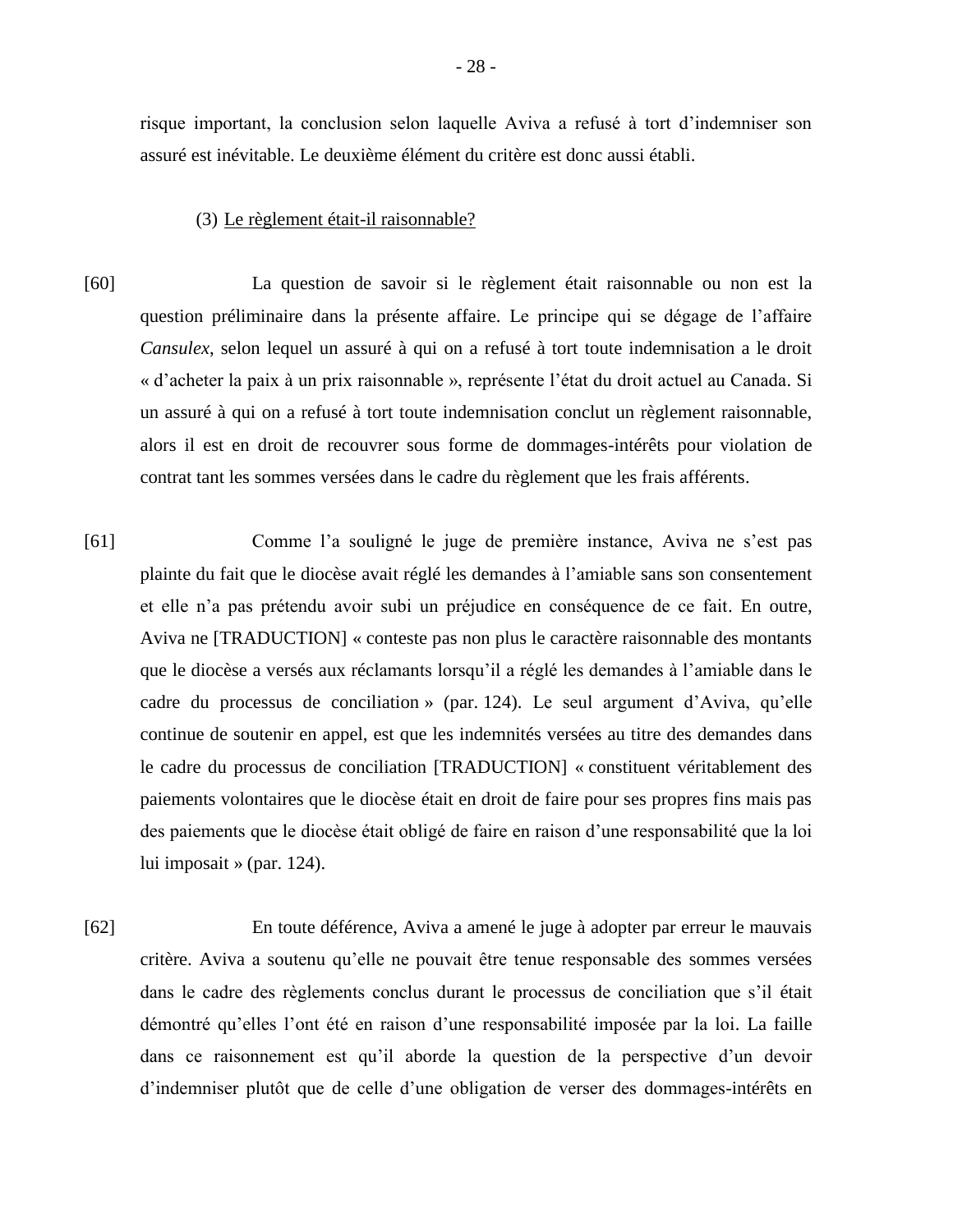risque important, la conclusion selon laquelle Aviva a refusé à tort d'indemniser son assuré est inévitable. Le deuxième élément du critère est donc aussi établi.

(3) Le règlement était-il raisonnable?

[60] La question de savoir si le règlement était raisonnable ou non est la question préliminaire dans la présente affaire. Le principe qui se dégage de l'affaire *Cansulex*, selon lequel un assuré à qui on a refusé à tort toute indemnisation a le droit « d'acheter la paix à un prix raisonnable », représente l'état du droit actuel au Canada. Si un assuré à qui on a refusé à tort toute indemnisation conclut un règlement raisonnable, alors il est en droit de recouvrer sous forme de dommages-intérêts pour violation de contrat tant les sommes versées dans le cadre du règlement que les frais afférents.

[61] Comme l'a souligné le juge de première instance, Aviva ne s'est pas plainte du fait que le diocèse avait réglé les demandes à l'amiable sans son consentement et elle n'a pas prétendu avoir subi un préjudice en conséquence de ce fait. En outre, Aviva ne [TRADUCTION] « conteste pas non plus le caractère raisonnable des montants que le diocèse a versés aux réclamants lorsqu'il a réglé les demandes à l'amiable dans le cadre du processus de conciliation » (par. 124). Le seul argument d'Aviva, qu'elle continue de soutenir en appel, est que les indemnités versées au titre des demandes dans le cadre du processus de conciliation [TRADUCTION] « constituent véritablement des paiements volontaires que le diocèse était en droit de faire pour ses propres fins mais pas des paiements que le diocèse était obligé de faire en raison d'une responsabilité que la loi lui imposait » (par. 124).

[62] En toute déférence, Aviva a amené le juge à adopter par erreur le mauvais critère. Aviva a soutenu qu'elle ne pouvait être tenue responsable des sommes versées dans le cadre des règlements conclus durant le processus de conciliation que s'il était démontré qu'elles l'ont été en raison d'une responsabilité imposée par la loi. La faille dans ce raisonnement est qu'il aborde la question de la perspective d'un devoir d'indemniser plutôt que de celle d'une obligation de verser des dommages-intérêts en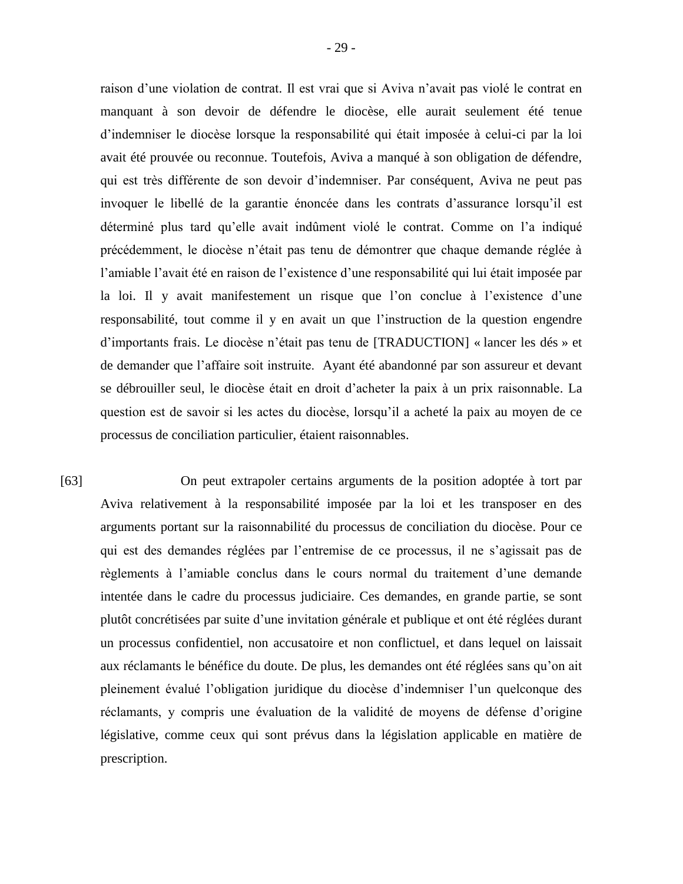raison d'une violation de contrat. Il est vrai que si Aviva n'avait pas violé le contrat en manquant à son devoir de défendre le diocèse, elle aurait seulement été tenue d'indemniser le diocèse lorsque la responsabilité qui était imposée à celui-ci par la loi avait été prouvée ou reconnue. Toutefois, Aviva a manqué à son obligation de défendre, qui est très différente de son devoir d'indemniser. Par conséquent, Aviva ne peut pas invoquer le libellé de la garantie énoncée dans les contrats d'assurance lorsqu'il est déterminé plus tard qu'elle avait indûment violé le contrat. Comme on l'a indiqué précédemment, le diocèse n'était pas tenu de démontrer que chaque demande réglée à l'amiable l'avait été en raison de l'existence d'une responsabilité qui lui était imposée par la loi. Il y avait manifestement un risque que l'on conclue à l'existence d'une responsabilité, tout comme il y en avait un que l'instruction de la question engendre d'importants frais. Le diocèse n'était pas tenu de [TRADUCTION] « lancer les dés » et de demander que l'affaire soit instruite. Ayant été abandonné par son assureur et devant se débrouiller seul, le diocèse était en droit d'acheter la paix à un prix raisonnable. La question est de savoir si les actes du diocèse, lorsqu'il a acheté la paix au moyen de ce processus de conciliation particulier, étaient raisonnables.

[63] On peut extrapoler certains arguments de la position adoptée à tort par Aviva relativement à la responsabilité imposée par la loi et les transposer en des arguments portant sur la raisonnabilité du processus de conciliation du diocèse. Pour ce qui est des demandes réglées par l'entremise de ce processus, il ne s'agissait pas de règlements à l'amiable conclus dans le cours normal du traitement d'une demande intentée dans le cadre du processus judiciaire. Ces demandes, en grande partie, se sont plutôt concrétisées par suite d'une invitation générale et publique et ont été réglées durant un processus confidentiel, non accusatoire et non conflictuel, et dans lequel on laissait aux réclamants le bénéfice du doute. De plus, les demandes ont été réglées sans qu'on ait pleinement évalué l'obligation juridique du diocèse d'indemniser l'un quelconque des réclamants, y compris une évaluation de la validité de moyens de défense d'origine législative, comme ceux qui sont prévus dans la législation applicable en matière de prescription.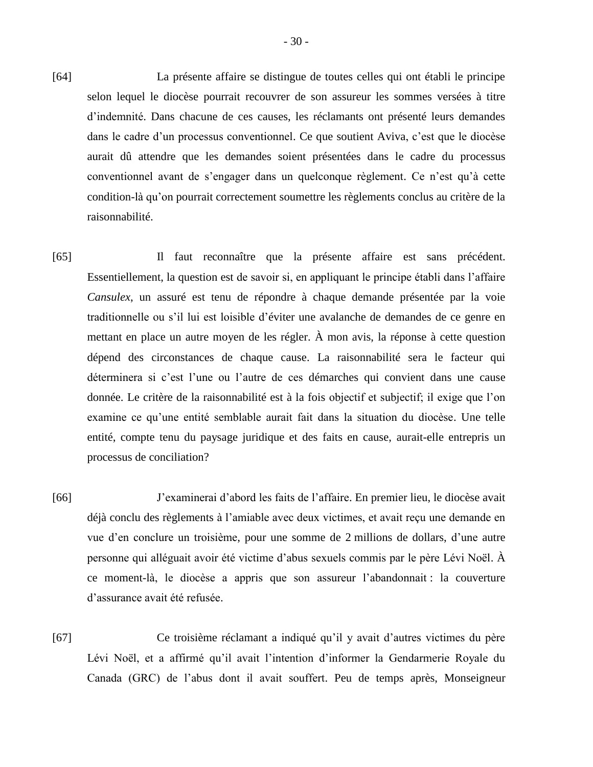[64] La présente affaire se distingue de toutes celles qui ont établi le principe selon lequel le diocèse pourrait recouvrer de son assureur les sommes versées à titre d'indemnité. Dans chacune de ces causes, les réclamants ont présenté leurs demandes dans le cadre d'un processus conventionnel. Ce que soutient Aviva, c'est que le diocèse aurait dû attendre que les demandes soient présentées dans le cadre du processus conventionnel avant de s'engager dans un quelconque règlement. Ce n'est qu'à cette condition-là qu'on pourrait correctement soumettre les règlements conclus au critère de la raisonnabilité.

[65] Il faut reconnaître que la présente affaire est sans précédent. Essentiellement, la question est de savoir si, en appliquant le principe établi dans l'affaire *Cansulex*, un assuré est tenu de répondre à chaque demande présentée par la voie traditionnelle ou s'il lui est loisible d'éviter une avalanche de demandes de ce genre en mettant en place un autre moyen de les régler. À mon avis, la réponse à cette question dépend des circonstances de chaque cause. La raisonnabilité sera le facteur qui déterminera si c'est l'une ou l'autre de ces démarches qui convient dans une cause donnée. Le critère de la raisonnabilité est à la fois objectif et subjectif; il exige que l'on examine ce qu'une entité semblable aurait fait dans la situation du diocèse. Une telle entité, compte tenu du paysage juridique et des faits en cause, aurait-elle entrepris un processus de conciliation?

[66] J'examinerai d'abord les faits de l'affaire. En premier lieu, le diocèse avait déjà conclu des règlements à l'amiable avec deux victimes, et avait reçu une demande en vue d'en conclure un troisième, pour une somme de 2 millions de dollars, d'une autre personne qui alléguait avoir été victime d'abus sexuels commis par le père Lévi Noël. À ce moment-là, le diocèse a appris que son assureur l'abandonnait : la couverture d'assurance avait été refusée.

[67] Ce troisième réclamant a indiqué qu'il y avait d'autres victimes du père Lévi Noël, et a affirmé qu'il avait l'intention d'informer la Gendarmerie Royale du Canada (GRC) de l'abus dont il avait souffert. Peu de temps après, Monseigneur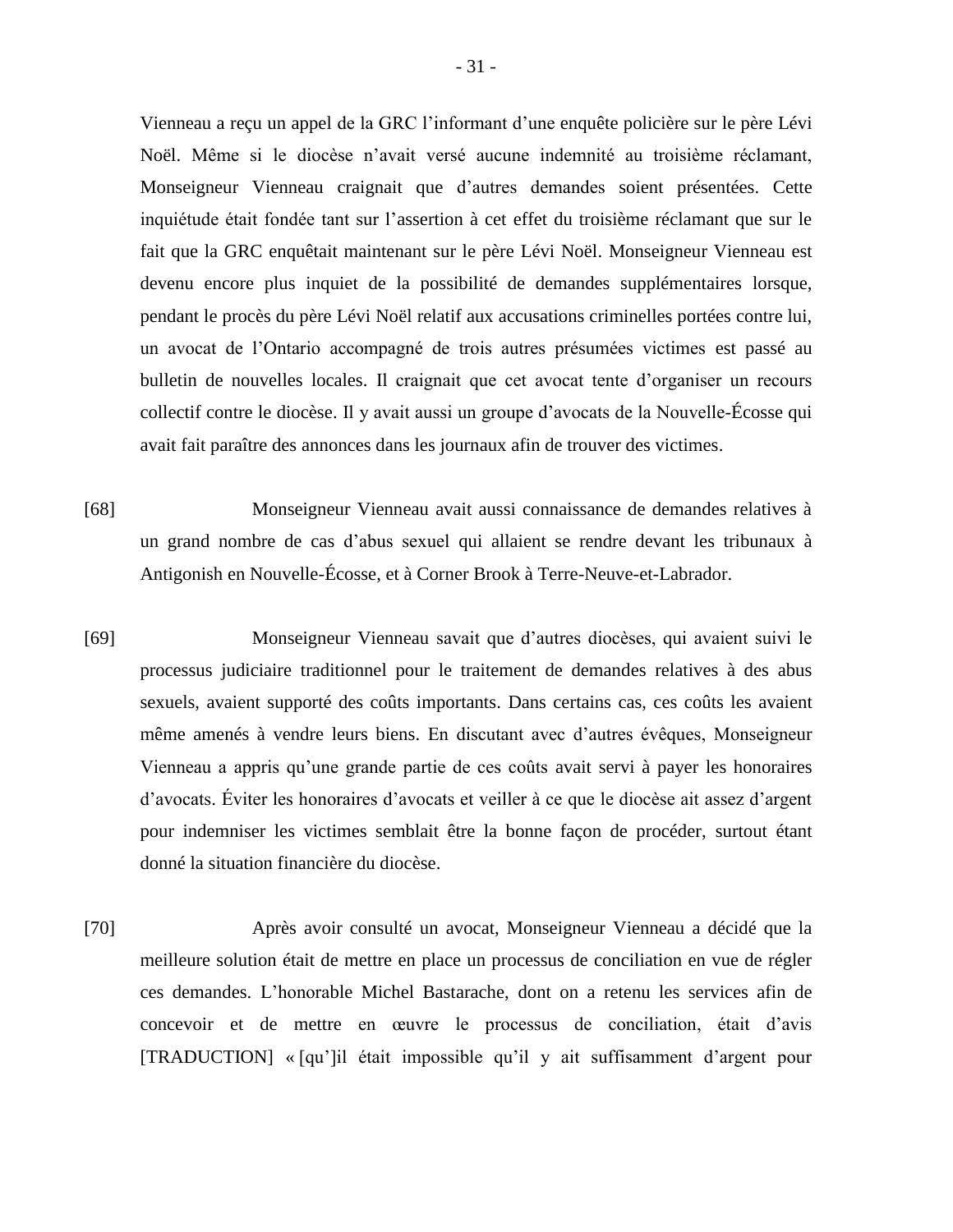Vienneau a reçu un appel de la GRC l'informant d'une enquête policière sur le père Lévi Noël. Même si le diocèse n'avait versé aucune indemnité au troisième réclamant, Monseigneur Vienneau craignait que d'autres demandes soient présentées. Cette inquiétude était fondée tant sur l'assertion à cet effet du troisième réclamant que sur le fait que la GRC enquêtait maintenant sur le père Lévi Noël. Monseigneur Vienneau est devenu encore plus inquiet de la possibilité de demandes supplémentaires lorsque, pendant le procès du père Lévi Noël relatif aux accusations criminelles portées contre lui, un avocat de l'Ontario accompagné de trois autres présumées victimes est passé au bulletin de nouvelles locales. Il craignait que cet avocat tente d'organiser un recours collectif contre le diocèse. Il y avait aussi un groupe d'avocats de la Nouvelle-Écosse qui avait fait paraître des annonces dans les journaux afin de trouver des victimes.

[68] Monseigneur Vienneau avait aussi connaissance de demandes relatives à un grand nombre de cas d'abus sexuel qui allaient se rendre devant les tribunaux à Antigonish en Nouvelle-Écosse, et à Corner Brook à Terre-Neuve-et-Labrador.

[69] Monseigneur Vienneau savait que d'autres diocèses, qui avaient suivi le processus judiciaire traditionnel pour le traitement de demandes relatives à des abus sexuels, avaient supporté des coûts importants. Dans certains cas, ces coûts les avaient même amenés à vendre leurs biens. En discutant avec d'autres évêques, Monseigneur Vienneau a appris qu'une grande partie de ces coûts avait servi à payer les honoraires d'avocats. Éviter les honoraires d'avocats et veiller à ce que le diocèse ait assez d'argent pour indemniser les victimes semblait être la bonne façon de procéder, surtout étant donné la situation financière du diocèse.

[70] Après avoir consulté un avocat, Monseigneur Vienneau a décidé que la meilleure solution était de mettre en place un processus de conciliation en vue de régler ces demandes. L'honorable Michel Bastarache, dont on a retenu les services afin de concevoir et de mettre en œuvre le processus de conciliation, était d'avis [TRADUCTION] « [qu']il était impossible qu'il y ait suffisamment d'argent pour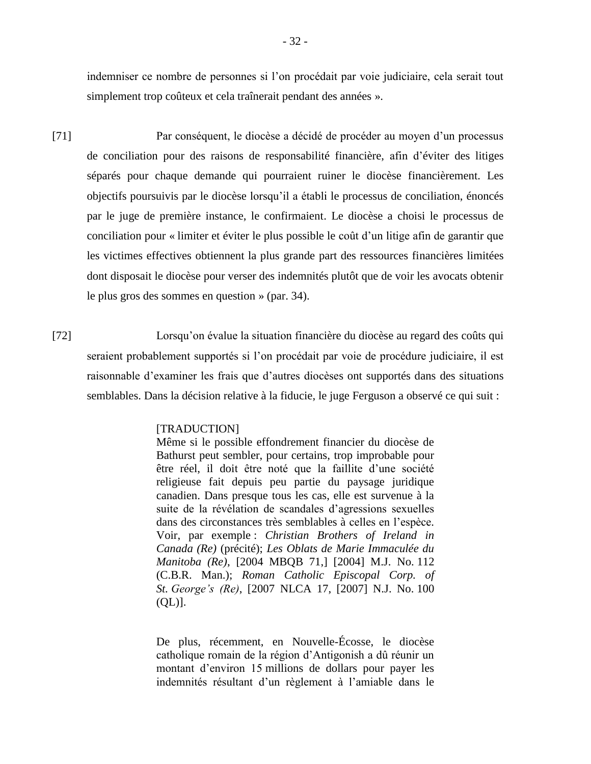indemniser ce nombre de personnes si l'on procédait par voie judiciaire, cela serait tout simplement trop coûteux et cela traînerait pendant des années ».

[71] Par conséquent, le diocèse a décidé de procéder au moyen d'un processus de conciliation pour des raisons de responsabilité financière, afin d'éviter des litiges séparés pour chaque demande qui pourraient ruiner le diocèse financièrement. Les objectifs poursuivis par le diocèse lorsqu'il a établi le processus de conciliation, énoncés par le juge de première instance, le confirmaient. Le diocèse a choisi le processus de conciliation pour « limiter et éviter le plus possible le coût d'un litige afin de garantir que les victimes effectives obtiennent la plus grande part des ressources financières limitées dont disposait le diocèse pour verser des indemnités plutôt que de voir les avocats obtenir le plus gros des sommes en question » (par. 34).

[72] Lorsqu'on évalue la situation financière du diocèse au regard des coûts qui seraient probablement supportés si l'on procédait par voie de procédure judiciaire, il est raisonnable d'examiner les frais que d'autres diocèses ont supportés dans des situations semblables. Dans la décision relative à la fiducie, le juge Ferguson a observé ce qui suit :

> [TRADUCTION]
> Même si le possible effondrement financier du diocèse de Bathurst peut sembler, pour certains, trop improbable pour être réel, il doit être noté que la faillite d'une société religieuse fait depuis peu partie du paysage juridique canadien. Dans presque tous les cas, elle est survenue à la suite de la révélation de scandales d'agressions sexuelles dans des circonstances très semblables à celles en l'espèce. Voir, par exemple : *Christian Brothers of Ireland in Canada (Re)* (précité); *Les Oblats de Marie Immaculée du Manitoba (Re)*, [2004 MBQB 71,] [2004] M.J. No. 112 (C.B.R. Man.); *Roman Catholic Episcopal Corp. of St. George's (Re)*, [2007 NLCA 17, [2007] N.J. No. 100 (QL)].
>
> De plus, récemment, en Nouvelle-Écosse, le diocèse catholique romain de la région d'Antigonish a dû réunir un montant d'environ 15 millions de dollars pour payer les indemnités résultant d'un règlement à l'amiable dans le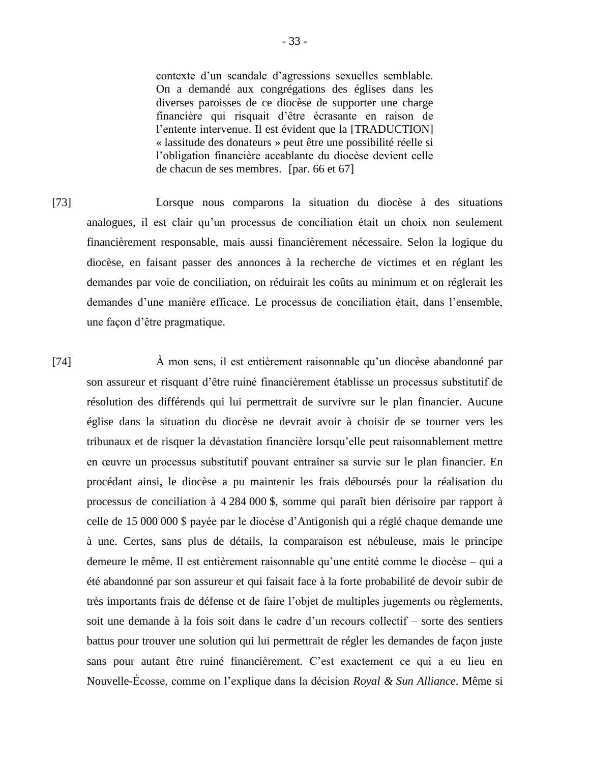> contexte d'un scandale d'agressions sexuelles semblable. On a demandé aux congrégations des églises dans les diverses paroisses de ce diocèse de supporter une charge financière qui risquait d'être écrasante en raison de l'entente intervenue. Il est évident que la [TRADUCTION] « lassitude des donateurs » peut être une possibilité réelle si l'obligation financière accablante du diocèse devient celle de chacun de ses membres. [par. 66 et 67]

[73] Lorsque nous comparons la situation du diocèse à des situations analogues, il est clair qu'un processus de conciliation était un choix non seulement financièrement responsable, mais aussi financièrement nécessaire. Selon la logique du diocèse, en faisant passer des annonces à la recherche de victimes et en réglant les demandes par voie de conciliation, on réduirait les coûts au minimum et on réglerait les demandes d'une manière efficace. Le processus de conciliation était, dans l'ensemble, une façon d'être pragmatique.

[74] À mon sens, il est entièrement raisonnable qu'un diocèse abandonné par son assureur et risquant d'être ruiné financièrement établisse un processus substitutif de résolution des différends qui lui permettrait de survivre sur le plan financier. Aucune église dans la situation du diocèse ne devrait avoir à choisir de se tourner vers les tribunaux et de risquer la dévastation financière lorsqu'elle peut raisonnablement mettre en œuvre un processus substitutif pouvant entraîner sa survie sur le plan financier. En procédant ainsi, le diocèse a pu maintenir les frais déboursés pour la réalisation du processus de conciliation à 4 284 000 $, somme qui paraît bien dérisoire par rapport à celle de 15 000 000 $ payée par le diocèse d'Antigonish qui a réglé chaque demande une à une. Certes, sans plus de détails, la comparaison est nébuleuse, mais le principe demeure le même. Il est entièrement raisonnable qu'une entité comme le diocèse – qui a été abandonné par son assureur et qui faisait face à la forte probabilité de devoir subir de très importants frais de défense et de faire l'objet de multiples jugements ou règlements, soit une demande à la fois soit dans le cadre d'un recours collectif – sorte des sentiers battus pour trouver une solution qui lui permettrait de régler les demandes de façon juste sans pour autant être ruiné financièrement. C'est exactement ce qui a eu lieu en Nouvelle-Écosse, comme on l'explique dans la décision *Royal & Sun Alliance*. Même si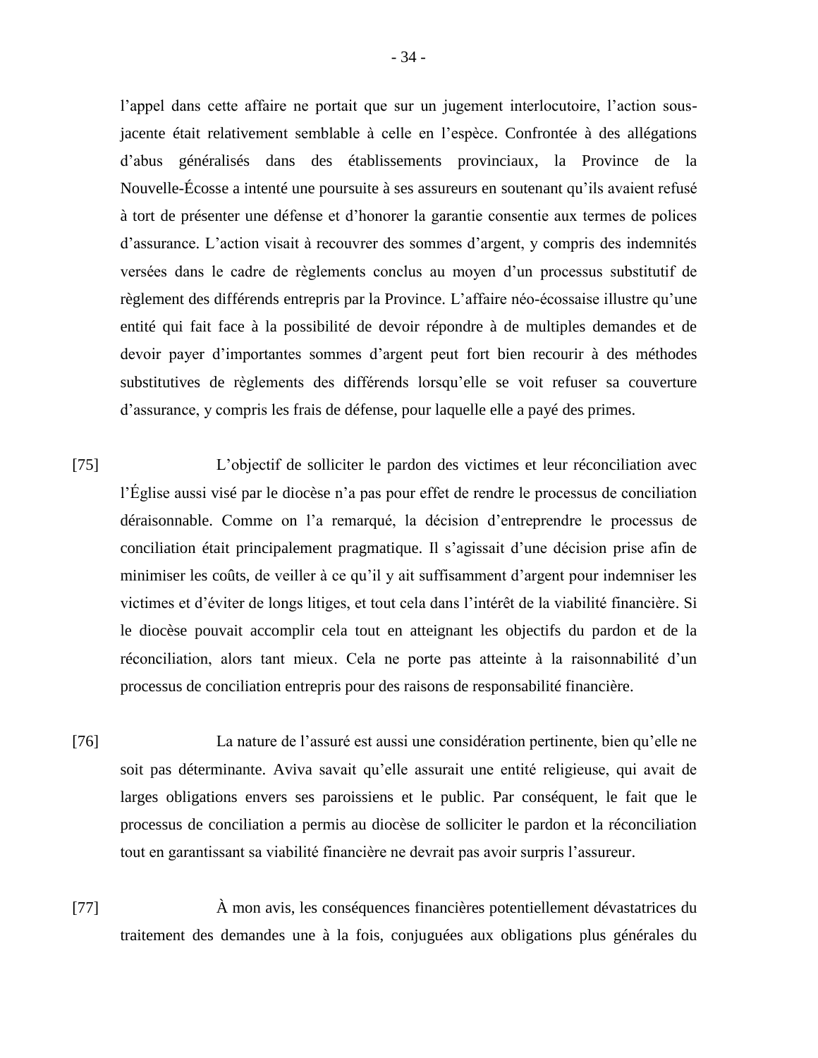l'appel dans cette affaire ne portait que sur un jugement interlocutoire, l'action sous-jacente était relativement semblable à celle en l'espèce. Confrontée à des allégations d'abus généralisés dans des établissements provinciaux, la Province de la Nouvelle-Écosse a intenté une poursuite à ses assureurs en soutenant qu'ils avaient refusé à tort de présenter une défense et d'honorer la garantie consentie aux termes de polices d'assurance. L'action visait à recouvrer des sommes d'argent, y compris des indemnités versées dans le cadre de règlements conclus au moyen d'un processus substitutif de règlement des différends entrepris par la Province. L'affaire néo-écossaise illustre qu'une entité qui fait face à la possibilité de devoir répondre à de multiples demandes et de devoir payer d'importantes sommes d'argent peut fort bien recourir à des méthodes substitutives de règlements des différends lorsqu'elle se voit refuser sa couverture d'assurance, y compris les frais de défense, pour laquelle elle a payé des primes.

[75] L'objectif de solliciter le pardon des victimes et leur réconciliation avec l'Église aussi visé par le diocèse n'a pas pour effet de rendre le processus de conciliation déraisonnable. Comme on l'a remarqué, la décision d'entreprendre le processus de conciliation était principalement pragmatique. Il s'agissait d'une décision prise afin de minimiser les coûts, de veiller à ce qu'il y ait suffisamment d'argent pour indemniser les victimes et d'éviter de longs litiges, et tout cela dans l'intérêt de la viabilité financière. Si le diocèse pouvait accomplir cela tout en atteignant les objectifs du pardon et de la réconciliation, alors tant mieux. Cela ne porte pas atteinte à la raisonnabilité d'un processus de conciliation entrepris pour des raisons de responsabilité financière.

[76] La nature de l'assuré est aussi une considération pertinente, bien qu'elle ne soit pas déterminante. Aviva savait qu'elle assurait une entité religieuse, qui avait de larges obligations envers ses paroissiens et le public. Par conséquent, le fait que le processus de conciliation a permis au diocèse de solliciter le pardon et la réconciliation tout en garantissant sa viabilité financière ne devrait pas avoir surpris l'assureur.

[77] À mon avis, les conséquences financières potentiellement dévastatrices du traitement des demandes une à la fois, conjuguées aux obligations plus générales du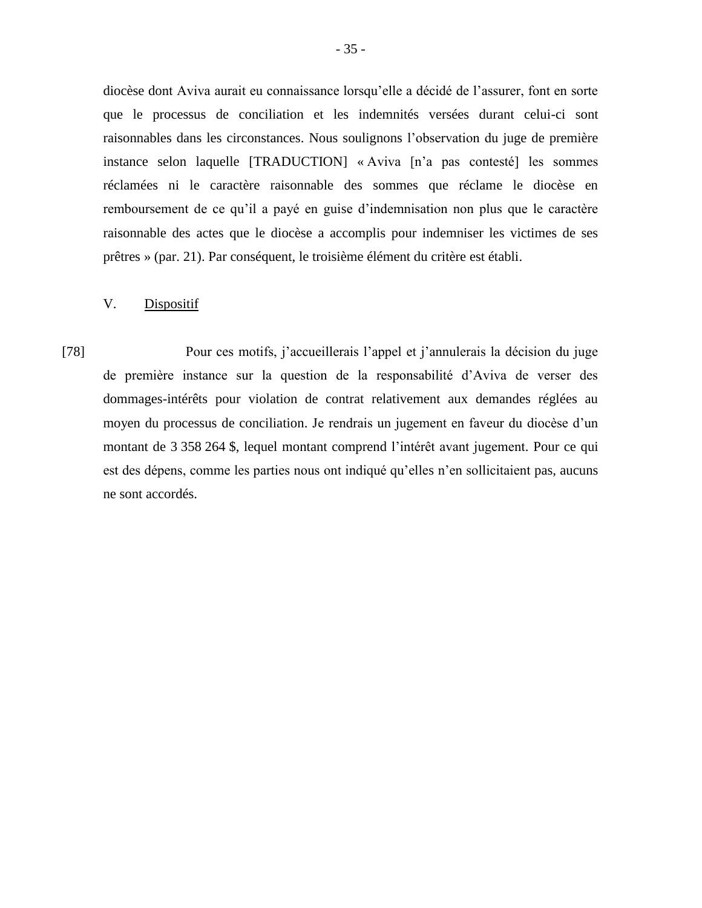diocèse dont Aviva aurait eu connaissance lorsqu'elle a décidé de l'assurer, font en sorte que le processus de conciliation et les indemnités versées durant celui-ci sont raisonnables dans les circonstances. Nous soulignons l'observation du juge de première instance selon laquelle [TRADUCTION] « Aviva [n'a pas contesté] les sommes réclamées ni le caractère raisonnable des sommes que réclame le diocèse en remboursement de ce qu'il a payé en guise d'indemnisation non plus que le caractère raisonnable des actes que le diocèse a accomplis pour indemniser les victimes de ses prêtres » (par. 21). Par conséquent, le troisième élément du critère est établi.

## V. Dispositif

[78] Pour ces motifs, j'accueillerais l'appel et j'annulerais la décision du juge de première instance sur la question de la responsabilité d'Aviva de verser des dommages-intérêts pour violation de contrat relativement aux demandes réglées au moyen du processus de conciliation. Je rendrais un jugement en faveur du diocèse d'un montant de 3 358 264 $, lequel montant comprend l'intérêt avant jugement. Pour ce qui est des dépens, comme les parties nous ont indiqué qu'elles n'en sollicitaient pas, aucuns ne sont accordés.